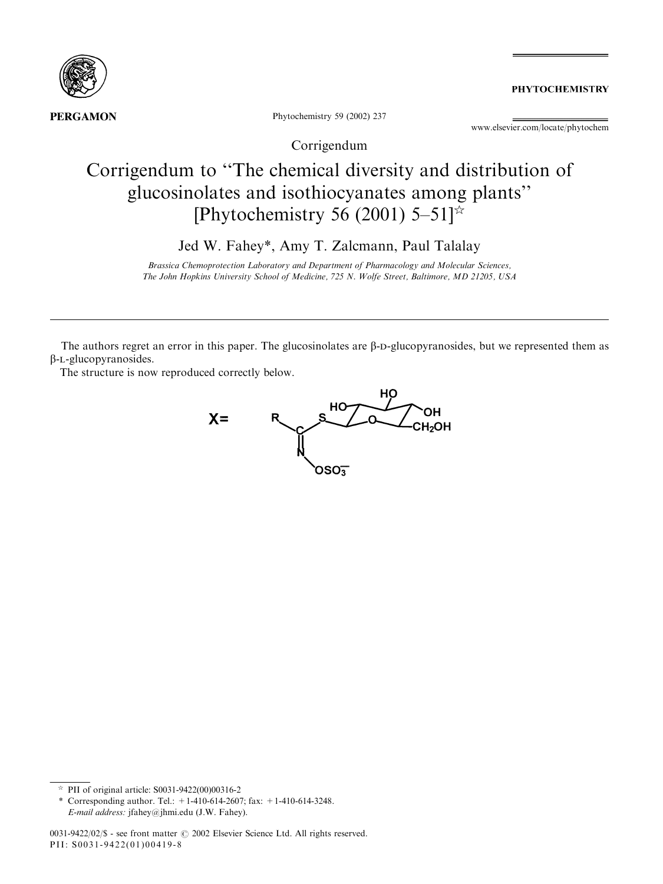Corrigendum

# Corrigendum to "The chemical diversity and distribution of glucosinolates and isothiocyanates among plants" [Phytochemistry 56 (2001) 5–51]☆

Jed W. Fahey*, Amy T. Zalcmann, Paul Talalay

*Brassica Chemoprotection Laboratory and Department of Pharmacology and Molecular Sciences, The John Hopkins University School of Medicine, 725 N. Wolfe Street, Baltimore, MD 21205, USA*

---

The authors regret an error in this paper. The glucosinolates are β-D-glucopyranosides, but we represented them as β-L-glucopyranosides.

The structure is now reproduced correctly below.

X=

---

☆ PII of original article: S0031-9422(00)00316-2

\* Corresponding author. Tel.: +1-410-614-2607; fax: +1-410-614-3248.
*E-mail address:* jfahey@jhmi.edu (J.W. Fahey).

0031-9422/02/$ - see front matter © 2002 Elsevier Science Ltd. All rights reserved.
PII: S0031-9422(01)00419-8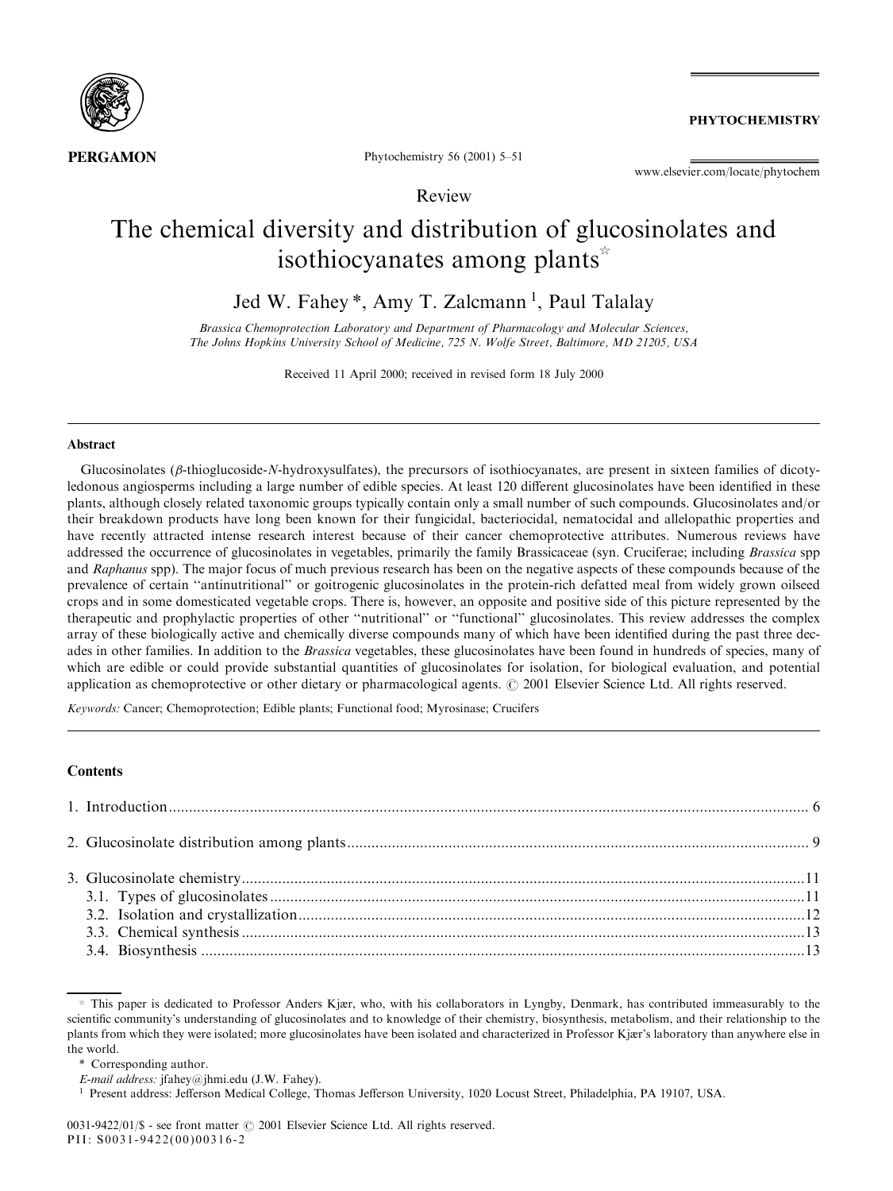Review

# The chemical diversity and distribution of glucosinolates and isothiocyanates among plants ☆

Jed W. Fahey *, Amy T. Zalcmann [1], Paul Talalay

*Brassica Chemoprotection Laboratory and Department of Pharmacology and Molecular Sciences, The Johns Hopkins University School of Medicine, 725 N. Wolfe Street, Baltimore, MD 21205, USA*

Received 11 April 2000; received in revised form 18 July 2000

## Abstract

Glucosinolates ($\beta$-thioglucoside-*N*-hydroxysulfates), the precursors of isothiocyanates, are present in sixteen families of dicotyledonous angiosperms including a large number of edible species. At least 120 different glucosinolates have been identified in these plants, although closely related taxonomic groups typically contain only a small number of such compounds. Glucosinolates and/or their breakdown products have long been known for their fungicidal, bacteriocidal, nematocidal and allelopathic properties and have recently attracted intense research interest because of their cancer chemoprotective attributes. Numerous reviews have addressed the occurrence of glucosinolates in vegetables, primarily the family Brassicaceae (syn. Cruciferae; including *Brassica* spp and *Raphanus* spp). The major focus of much previous research has been on the negative aspects of these compounds because of the prevalence of certain "antinutritional" or goitrogenic glucosinolates in the protein-rich defatted meal from widely grown oilseed crops and in some domesticated vegetable crops. There is, however, an opposite and positive side of this picture represented by the therapeutic and prophylactic properties of other "nutritional" or "functional" glucosinolates. This review addresses the complex array of these biologically active and chemically diverse compounds many of which have been identified during the past three decades in other families. In addition to the *Brassica* vegetables, these glucosinolates have been found in hundreds of species, many of which are edible or could provide substantial quantities of glucosinolates for isolation, for biological evaluation, and potential application as chemoprotective or other dietary or pharmacological agents. © 2001 Elsevier Science Ltd. All rights reserved.

*Keywords:* Cancer; Chemoprotection; Edible plants; Functional food; Myrosinase; Crucifers

## Contents

1. Introduction ........ 6
2. Glucosinolate distribution among plants ........ 9
3. Glucosinolate chemistry ........ 11
   - 3.1. Types of glucosinolates ........ 11
   - 3.2. Isolation and crystallization ........ 12
   - 3.3. Chemical synthesis ........ 13
   - 3.4. Biosynthesis ........ 13

☆ This paper is dedicated to Professor Anders Kjær, who, with his collaborators in Lyngby, Denmark, has contributed immeasurably to the scientific community's understanding of glucosinolates and to knowledge of their chemistry, biosynthesis, metabolism, and their relationship to the plants from which they were isolated; more glucosinolates have been isolated and characterized in Professor Kjær's laboratory than anywhere else in the world.

\* Corresponding author.

*E-mail address:* jfahey@jhmi.edu (J.W. Fahey).

[1] Present address: Jefferson Medical College, Thomas Jefferson University, 1020 Locust Street, Philadelphia, PA 19107, USA.

0031-9422/01/$ - see front matter © 2001 Elsevier Science Ltd. All rights reserved.
PII: S0031-9422(00)00316-2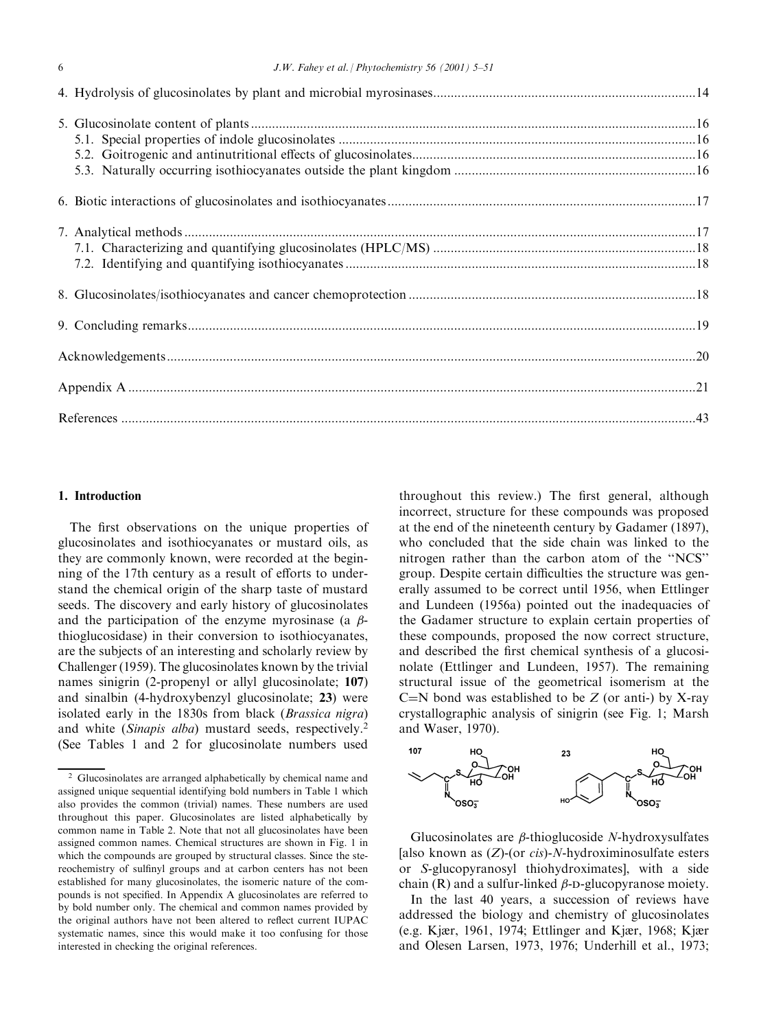4. Hydrolysis of glucosinolates by plant and microbial myrosinases ........................................................................... 14

5. Glucosinolate content of plants ........................................................................................................................... 16
   5.1. Special properties of indole glucosinolates ................................................................................................... 16
   5.2. Goitrogenic and antinutritional effects of glucosinolates ............................................................................... 16
   5.3. Naturally occurring isothiocyanates outside the plant kingdom .................................................................... 16

6. Biotic interactions of glucosinolates and isothiocyanates ...................................................................................... 17

7. Analytical methods ............................................................................................................................................... 17
   7.1. Characterizing and quantifying glucosinolates (HPLC/MS) .......................................................................... 18
   7.2. Identifying and quantifying isothiocyanates .................................................................................................. 18

8. Glucosinolates/isothiocyanates and cancer chemoprotection ................................................................................ 18

9. Concluding remarks .............................................................................................................................................. 19

Acknowledgements .................................................................................................................................................... 20

Appendix A ............................................................................................................................................................... 21

References ................................................................................................................................................................. 43

## 1. Introduction

The first observations on the unique properties of glucosinolates and isothiocyanates or mustard oils, as they are commonly known, were recorded at the beginning of the 17th century as a result of efforts to understand the chemical origin of the sharp taste of mustard seeds. The discovery and early history of glucosinolates and the participation of the enzyme myrosinase (a $\beta$-thioglucosidase) in their conversion to isothiocyanates, are the subjects of an interesting and scholarly review by Challenger (1959). The glucosinolates known by the trivial names sinigrin (2-propenyl or allyl glucosinolate; **107**) and sinalbin (4-hydroxybenzyl glucosinolate; **23**) were isolated early in the 1830s from black (*Brassica nigra*) and white (*Sinapis alba*) mustard seeds, respectively.[2] (See Tables 1 and 2 for glucosinolate numbers used throughout this review.) The first general, although incorrect, structure for these compounds was proposed at the end of the nineteenth century by Gadamer (1897), who concluded that the side chain was linked to the nitrogen rather than the carbon atom of the "NCS" group. Despite certain difficulties the structure was generally assumed to be correct until 1956, when Ettlinger and Lundeen (1956a) pointed out the inadequacies of the Gadamer structure to explain certain properties of these compounds, proposed the now correct structure, and described the first chemical synthesis of a glucosinolate (Ettlinger and Lundeen, 1957). The remaining structural issue of the geometrical isomerism at the C=N bond was established to be *Z* (or anti-) by X-ray crystallographic analysis of sinigrin (see Fig. 1; Marsh and Waser, 1970).

Glucosinolates are $\beta$-thioglucoside *N*-hydroxysulfates [also known as (*Z*)-(or *cis*)-*N*-hydroximinosulfate esters or *S*-glucopyranosyl thiohydroximates], with a side chain (R) and a sulfur-linked $\beta$-D-glucopyranose moiety.

In the last 40 years, a succession of reviews have addressed the biology and chemistry of glucosinolates (e.g. Kjær, 1961, 1974; Ettlinger and Kjær, 1968; Kjær and Olesen Larsen, 1973, 1976; Underhill et al., 1973;

[2] Glucosinolates are arranged alphabetically by chemical name and assigned unique sequential identifying bold numbers in Table 1 which also provides the common (trivial) names. These numbers are used throughout this paper. Glucosinolates are listed alphabetically by common name in Table 2. Note that not all glucosinolates have been assigned common names. Chemical structures are shown in Fig. 1 in which the compounds are grouped by structural classes. Since the stereochemistry of sulfinyl groups and at carbon centers has not been established for many glucosinolates, the isomeric nature of the compounds is not specified. In Appendix A glucosinolates are referred to by bold number only. The chemical and common names provided by the original authors have not been altered to reflect current IUPAC systematic names, since this would make it too confusing for those interested in checking the original references.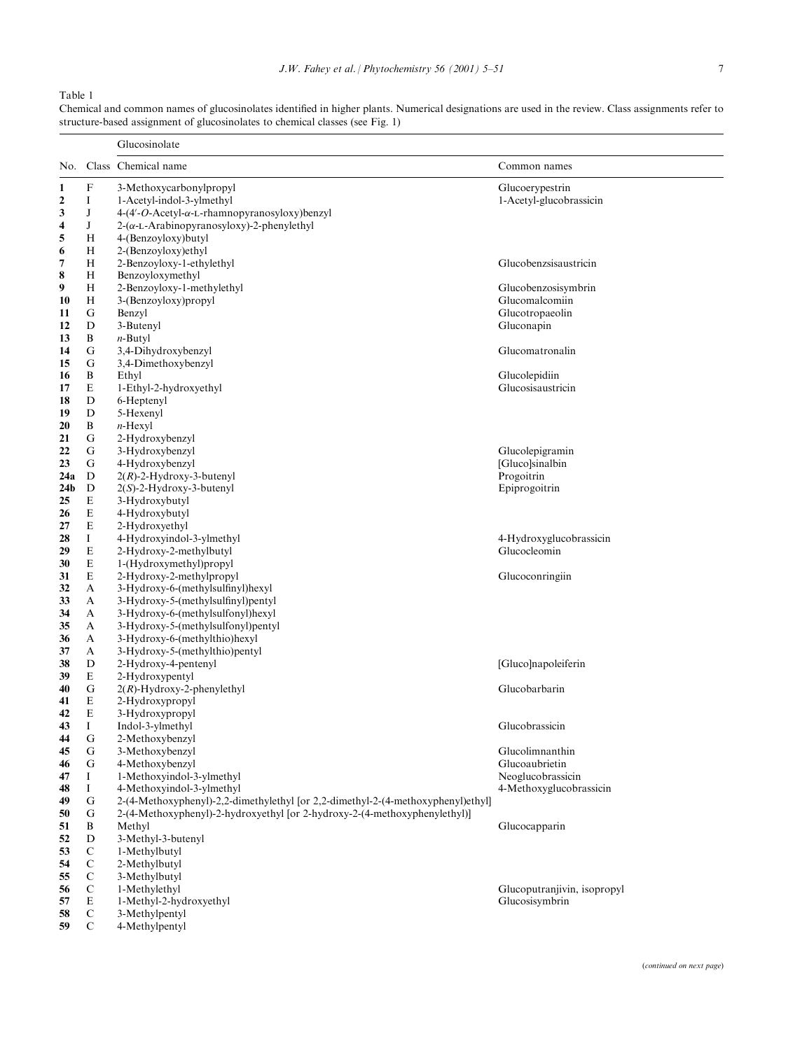Table 1

Chemical and common names of glucosinolates identified in higher plants. Numerical designations are used in the review. Class assignments refer to structure-based assignment of glucosinolates to chemical classes (see Fig. 1)

| No. | Class | Glucosinolate Chemical name | Common names |
|---|---|---|---|
| **1** | F | 3-Methoxycarbonylpropyl | Glucoerypestrin |
| **2** | I | 1-Acetyl-indol-3-ylmethyl | 1-Acetyl-glucobrassicin |
| **3** | J | 4-(4′-*O*-Acetyl-α-L-rhamnopyranosyloxy)benzyl | |
| **4** | J | 2-(α-L-Arabinopyranosyloxy)-2-phenylethyl | |
| **5** | H | 4-(Benzoyloxy)butyl | |
| **6** | H | 2-(Benzoyloxy)ethyl | |
| **7** | H | 2-Benzoyloxy-1-ethylethyl | Glucobenzsisaustricin |
| **8** | H | Benzoyloxymethyl | |
| **9** | H | 2-Benzoyloxy-1-methylethyl | Glucobenzosisymbrin |
| **10** | H | 3-(Benzoyloxy)propyl | Glucomalcomiin |
| **11** | G | Benzyl | Glucotropaeolin |
| **12** | D | 3-Butenyl | Gluconapin |
| **13** | B | *n*-Butyl | |
| **14** | G | 3,4-Dihydroxybenzyl | Glucomatronalin |
| **15** | G | 3,4-Dimethoxybenzyl | |
| **16** | B | Ethyl | Glucolepidiin |
| **17** | E | 1-Ethyl-2-hydroxyethyl | Glucosisaustricin |
| **18** | D | 6-Heptenyl | |
| **19** | D | 5-Hexenyl | |
| **20** | B | *n*-Hexyl | |
| **21** | G | 2-Hydroxybenzyl | |
| **22** | G | 3-Hydroxybenzyl | Glucolepigramin |
| **23** | G | 4-Hydroxybenzyl | [Gluco]sinalbin |
| **24a** | D | 2(*R*)-2-Hydroxy-3-butenyl | Progoitrin |
| **24b** | D | 2(*S*)-2-Hydroxy-3-butenyl | Epiprogoitrin |
| **25** | E | 3-Hydroxybutyl | |
| **26** | E | 4-Hydroxybutyl | |
| **27** | E | 2-Hydroxyethyl | |
| **28** | I | 4-Hydroxyindol-3-ylmethyl | 4-Hydroxyglucobrassicin |
| **29** | E | 2-Hydroxy-2-methylbutyl | Glucocleomin |
| **30** | E | 1-(Hydroxymethyl)propyl | |
| **31** | E | 2-Hydroxy-2-methylpropyl | Glucoconringiin |
| **32** | A | 3-Hydroxy-6-(methylsulfinyl)hexyl | |
| **33** | A | 3-Hydroxy-5-(methylsulfinyl)pentyl | |
| **34** | A | 3-Hydroxy-6-(methylsulfonyl)hexyl | |
| **35** | A | 3-Hydroxy-5-(methylsulfonyl)pentyl | |
| **36** | A | 3-Hydroxy-6-(methylthio)hexyl | |
| **37** | A | 3-Hydroxy-5-(methylthio)pentyl | |
| **38** | D | 2-Hydroxy-4-pentenyl | [Gluco]napoleiferin |
| **39** | E | 2-Hydroxypentyl | |
| **40** | G | 2(*R*)-Hydroxy-2-phenylethyl | Glucobarbarin |
| **41** | E | 2-Hydroxypropyl | |
| **42** | E | 3-Hydroxypropyl | |
| **43** | I | Indol-3-ylmethyl | Glucobrassicin |
| **44** | G | 2-Methoxybenzyl | |
| **45** | G | 3-Methoxybenzyl | Glucolimnanthin |
| **46** | G | 4-Methoxybenzyl | Glucoaubrietin |
| **47** | I | 1-Methoxyindol-3-ylmethyl | Neoglucobrassicin |
| **48** | I | 4-Methoxyindol-3-ylmethyl | 4-Methoxyglucobrassicin |
| **49** | G | 2-(4-Methoxyphenyl)-2,2-dimethylethyl [or 2,2-dimethyl-2-(4-methoxyphenyl)ethyl] | |
| **50** | G | 2-(4-Methoxyphenyl)-2-hydroxyethyl [or 2-hydroxy-2-(4-methoxyphenylethyl)] | |
| **51** | B | Methyl | Glucocapparin |
| **52** | D | 3-Methyl-3-butenyl | |
| **53** | C | 1-Methylbutyl | |
| **54** | C | 2-Methylbutyl | |
| **55** | C | 3-Methylbutyl | |
| **56** | C | 1-Methylethyl | Glucoputranjivin, isopropyl |
| **57** | E | 1-Methyl-2-hydroxyethyl | Glucosisymbrin |
| **58** | C | 3-Methylpentyl | |
| **59** | C | 4-Methylpentyl | |

(*continued on next page*)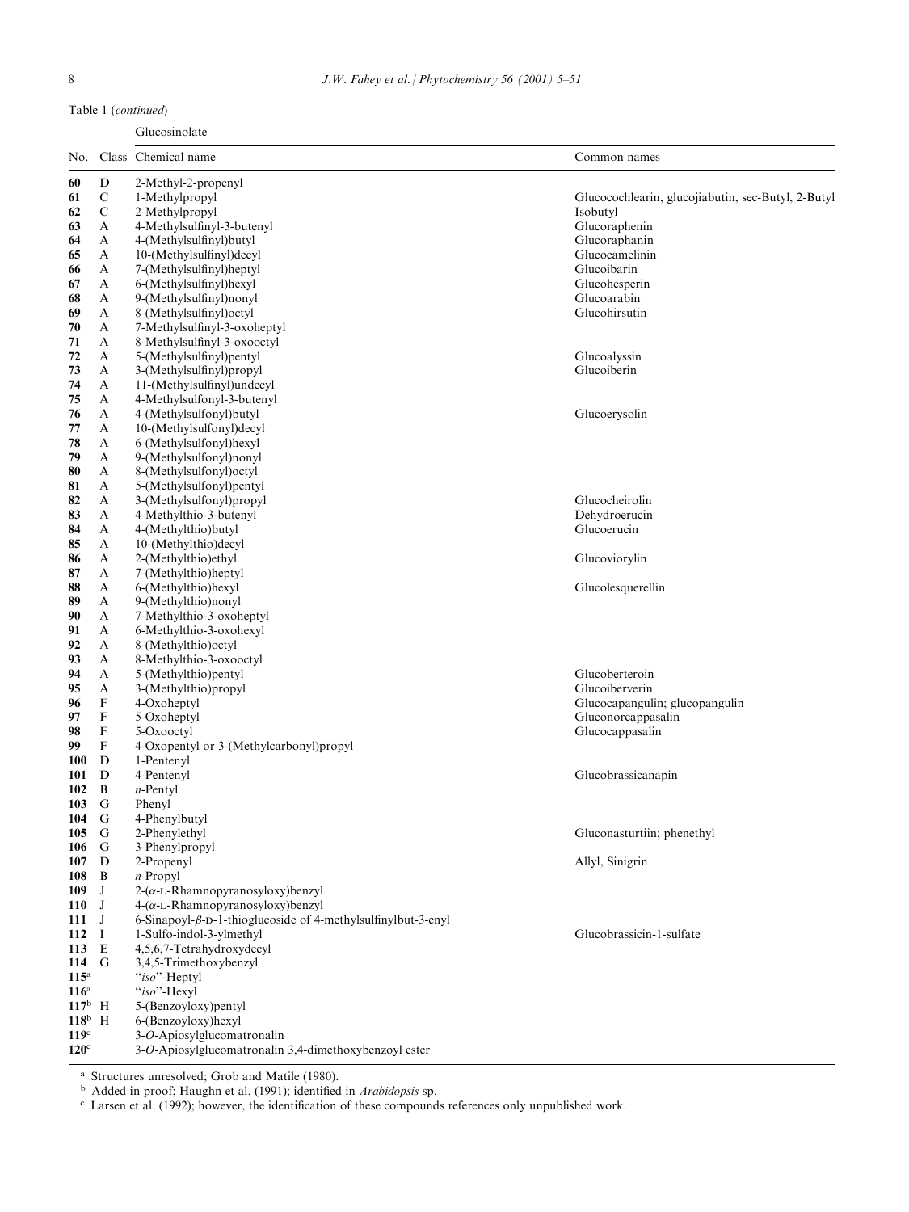Table 1 (*continued*)

| No. | Class | Glucosinolate Chemical name | Common names |
|---|---|---|---|
| **60** | D | 2-Methyl-2-propenyl | |
| **61** | C | 1-Methylpropyl | Glucocochlearin, glucojiabutin, sec-Butyl, 2-Butyl |
| **62** | C | 2-Methylpropyl | Isobutyl |
| **63** | A | 4-Methylsulfinyl-3-butenyl | Glucoraphenin |
| **64** | A | 4-(Methylsulfinyl)butyl | Glucoraphanin |
| **65** | A | 10-(Methylsulfinyl)decyl | Glucocamelinin |
| **66** | A | 7-(Methylsulfinyl)heptyl | Glucoibarin |
| **67** | A | 6-(Methylsulfinyl)hexyl | Glucohesperin |
| **68** | A | 9-(Methylsulfinyl)nonyl | Glucoarabin |
| **69** | A | 8-(Methylsulfinyl)octyl | Glucohirsutin |
| **70** | A | 7-Methylsulfinyl-3-oxoheptyl | |
| **71** | A | 8-Methylsulfinyl-3-oxooctyl | |
| **72** | A | 5-(Methylsulfinyl)pentyl | Glucoalyssin |
| **73** | A | 3-(Methylsulfinyl)propyl | Glucoiberin |
| **74** | A | 11-(Methylsulfinyl)undecyl | |
| **75** | A | 4-Methylsulfonyl-3-butenyl | |
| **76** | A | 4-(Methylsulfonyl)butyl | Glucoerysolin |
| **77** | A | 10-(Methylsulfonyl)decyl | |
| **78** | A | 6-(Methylsulfonyl)hexyl | |
| **79** | A | 9-(Methylsulfonyl)nonyl | |
| **80** | A | 8-(Methylsulfonyl)octyl | |
| **81** | A | 5-(Methylsulfonyl)pentyl | |
| **82** | A | 3-(Methylsulfonyl)propyl | Glucocheirolin |
| **83** | A | 4-Methylthio-3-butenyl | Dehydroerucin |
| **84** | A | 4-(Methylthio)butyl | Glucoerucin |
| **85** | A | 10-(Methylthio)decyl | |
| **86** | A | 2-(Methylthio)ethyl | Glucoviorylin |
| **87** | A | 7-(Methylthio)heptyl | |
| **88** | A | 6-(Methylthio)hexyl | Glucolesquerellin |
| **89** | A | 9-(Methylthio)nonyl | |
| **90** | A | 7-Methylthio-3-oxoheptyl | |
| **91** | A | 6-Methylthio-3-oxohexyl | |
| **92** | A | 8-(Methylthio)octyl | |
| **93** | A | 8-Methylthio-3-oxooctyl | |
| **94** | A | 5-(Methylthio)pentyl | Glucoberteroin |
| **95** | A | 3-(Methylthio)propyl | Glucoiberverin |
| **96** | F | 4-Oxoheptyl | Glucocapangulin; glucopangulin |
| **97** | F | 5-Oxoheptyl | Gluconorcappasalin |
| **98** | F | 5-Oxooctyl | Glucocappasalin |
| **99** | F | 4-Oxopentyl or 3-(Methylcarbonyl)propyl | |
| **100** | D | 1-Pentenyl | |
| **101** | D | 4-Pentenyl | Glucobrassicanapin |
| **102** | B | *n*-Pentyl | |
| **103** | G | Phenyl | |
| **104** | G | 4-Phenylbutyl | |
| **105** | G | 2-Phenylethyl | Gluconasturtiin; phenethyl |
| **106** | G | 3-Phenylpropyl | |
| **107** | D | 2-Propenyl | Allyl, Sinigrin |
| **108** | B | *n*-Propyl | |
| **109** | J | 2-(α-L-Rhamnopyranosyloxy)benzyl | |
| **110** | J | 4-(α-L-Rhamnopyranosyloxy)benzyl | |
| **111** | J | 6-Sinapoyl-β-D-1-thioglucoside of 4-methylsulfinylbut-3-enyl | |
| **112** | I | 1-Sulfo-indol-3-ylmethyl | Glucobrassicin-1-sulfate |
| **113** | E | 4,5,6,7-Tetrahydroxydecyl | |
| **114** | G | 3,4,5-Trimethoxybenzyl | |
| **115**[a] | | "*iso*"-Heptyl | |
| **116**[a] | | "*iso*"-Hexyl | |
| **117**[b] | H | 5-(Benzoyloxy)pentyl | |
| **118**[b] | H | 6-(Benzoyloxy)hexyl | |
| **119**[c] | | 3-*O*-Apiosylglucomatronalin | |
| **120**[c] | | 3-*O*-Apiosylglucomatronalin 3,4-dimethoxybenzoyl ester | |

[a] Structures unresolved; Grob and Matile (1980).

[b] Added in proof; Haughn et al. (1991); identified in *Arabidopsis* sp.

[c] Larsen et al. (1992); however, the identification of these compounds references only unpublished work.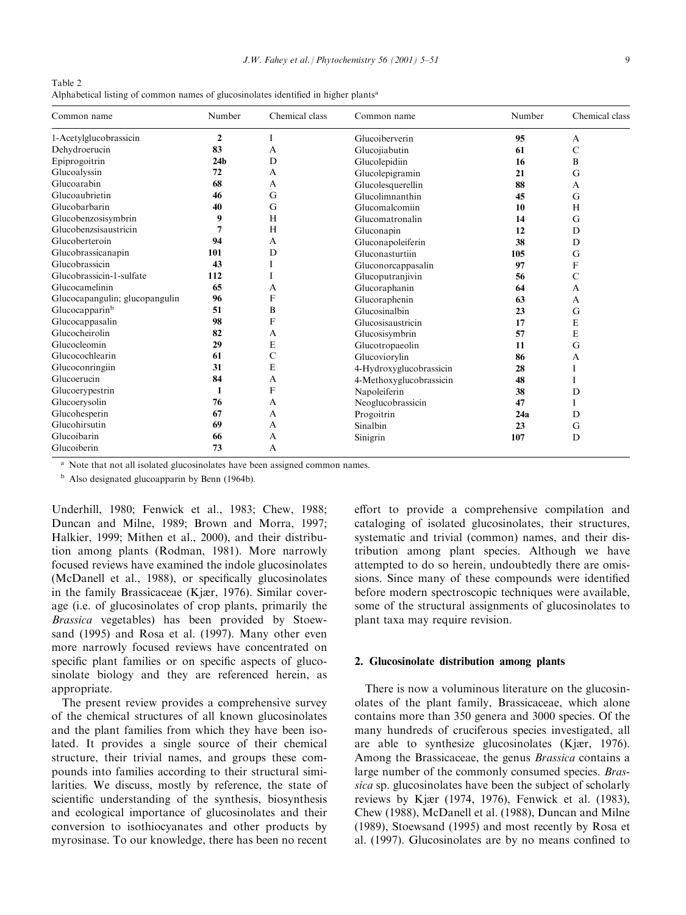Table 2
Alphabetical listing of common names of glucosinolates identified in higher plants[a]

| Common name | Number | Chemical class | Common name | Number | Chemical class |
|---|---|---|---|---|---|
| 1-Acetylglucobrassicin | **2** | I | Glucoiberverin | **95** | A |
| Dehydroerucin | **83** | A | Glucojiabutin | **61** | C |
| Epiprogoitrin | **24b** | D | Glucolepidiin | **16** | B |
| Glucoalyssin | **72** | A | Glucolepigramin | **21** | G |
| Glucoarabin | **68** | A | Glucolesquerellin | **88** | A |
| Glucoaubrietin | **46** | G | Glucolimnanthin | **45** | G |
| Glucobarbarin | **40** | G | Glucomalcomiin | **10** | H |
| Glucobenzosisymbrin | **9** | H | Glucomatronalin | **14** | G |
| Glucobenzsisaustricin | **7** | H | Gluconapin | **12** | D |
| Glucoberteroin | **94** | A | Gluconapoleiferin | **38** | D |
| Glucobrassicanapin | **101** | D | Gluconasturtiin | **105** | G |
| Glucobrassicin | **43** | I | Gluconorcappasalin | **97** | F |
| Glucobrassicin-1-sulfate | **112** | I | Glucoputranjivin | **56** | C |
| Glucocamelinin | **65** | A | Glucoraphanin | **64** | A |
| Glucocapangulin; glucopangulin | **96** | F | Glucoraphenin | **63** | A |
| Glucocapparin[b] | **51** | B | Glucosinalbin | **23** | G |
| Glucocappasalin | **98** | F | Glucosisaustricin | **17** | E |
| Glucocheirolin | **82** | A | Glucosisymbrin | **57** | E |
| Glucocleomin | **29** | E | Glucotropaeolin | **11** | G |
| Glucocochlearin | **61** | C | Glucoviorylin | **86** | A |
| Glucoconringiin | **31** | E | 4-Hydroxyglucobrassicin | **28** | I |
| Glucoerucin | **84** | A | 4-Methoxyglucobrassicin | **48** | I |
| Glucoerypestrin | **1** | F | Napoleiferin | **38** | D |
| Glucoerysolin | **76** | A | Neoglucobrassicin | **47** | I |
| Glucohesperin | **67** | A | Progoitrin | **24a** | D |
| Glucohirsutin | **69** | A | Sinalbin | **23** | G |
| Glucoibarin | **66** | A | Sinigrin | **107** | D |
| Glucoiberin | **73** | A | | | |

[a] Note that not all isolated glucosinolates have been assigned common names.

[b] Also designated glucoapparin by Benn (1964b).

Underhill, 1980; Fenwick et al., 1983; Chew, 1988; Duncan and Milne, 1989; Brown and Morra, 1997; Halkier, 1999; Mithen et al., 2000), and their distribution among plants (Rodman, 1981). More narrowly focused reviews have examined the indole glucosinolates (McDanell et al., 1988), or specifically glucosinolates in the family Brassicaceae (Kjær, 1976). Similar coverage (i.e. of glucosinolates of crop plants, primarily the *Brassica* vegetables) has been provided by Stoewsand (1995) and Rosa et al. (1997). Many other even more narrowly focused reviews have concentrated on specific plant families or on specific aspects of glucosinolate biology and they are referenced herein, as appropriate.

The present review provides a comprehensive survey of the chemical structures of all known glucosinolates and the plant families from which they have been isolated. It provides a single source of their chemical structure, their trivial names, and groups these compounds into families according to their structural similarities. We discuss, mostly by reference, the state of scientific understanding of the synthesis, biosynthesis and ecological importance of glucosinolates and their conversion to isothiocyanates and other products by myrosinase. To our knowledge, there has been no recent effort to provide a comprehensive compilation and cataloging of isolated glucosinolates, their structures, systematic and trivial (common) names, and their distribution among plant species. Although we have attempted to do so herein, undoubtedly there are omissions. Since many of these compounds were identified before modern spectroscopic techniques were available, some of the structural assignments of glucosinolates to plant taxa may require revision.

## 2. Glucosinolate distribution among plants

There is now a voluminous literature on the glucosinolates of the plant family, Brassicaceae, which alone contains more than 350 genera and 3000 species. Of the many hundreds of cruciferous species investigated, all are able to synthesize glucosinolates (Kjær, 1976). Among the Brassicaceae, the genus *Brassica* contains a large number of the commonly consumed species. *Brassica* sp. glucosinolates have been the subject of scholarly reviews by Kjær (1974, 1976), Fenwick et al. (1983), Chew (1988), McDanell et al. (1988), Duncan and Milne (1989), Stoewsand (1995) and most recently by Rosa et al. (1997). Glucosinolates are by no means confined to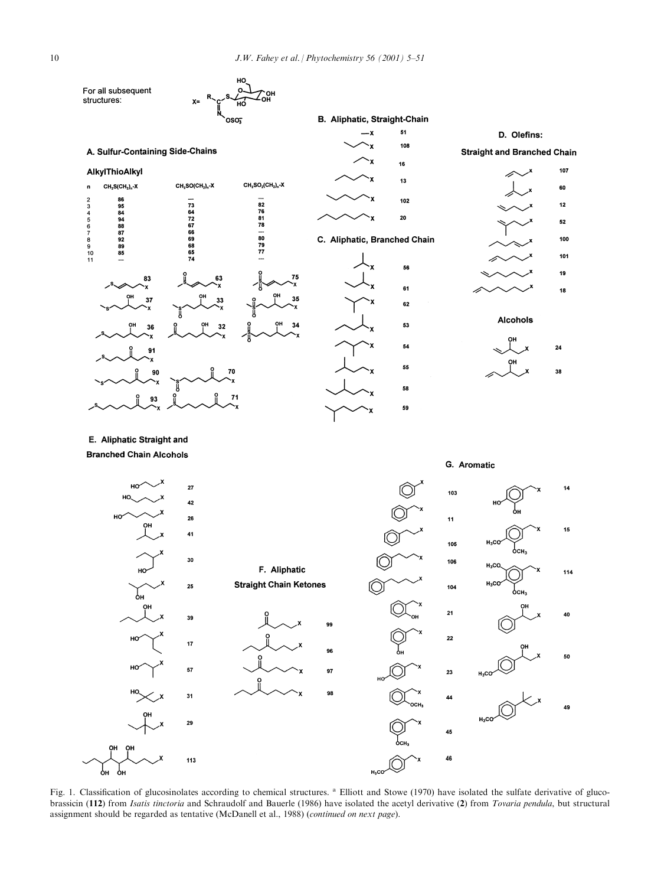For all subsequent structures:

## A. Sulfur-Containing Side-Chains

### AlkylThioAlkyl

| n | $CH_3S(CH_2)_n$-X | $CH_3SO(CH_2)_n$-X | $CH_3SO_2(CH_2)_n$-X |
|---|---|---|---|
| 2 | 86 | — | — |
| 3 | 95 | 73 | 82 |
| 4 | 84 | 64 | 76 |
| 5 | 94 | 72 | 81 |
| 6 | 88 | 67 | 78 |
| 7 | 87 | 66 | — |
| 8 | 92 | 69 | 80 |
| 9 | 89 | 68 | 79 |
| 10 | 85 | 65 | 77 |
| 11 | — | 74 | — |

83, 63, 75, 37, 33, 35, 36, 32, 34, 91, 90, 70, 93, 71

## B. Aliphatic, Straight-Chain

51, 108, 16, 13, 102, 20

## C. Aliphatic, Branched Chain

56, 61, 62, 53, 54, 55, 58, 59

## D. Olefins:

### Straight and Branched Chain

107, 60, 12, 52, 100, 101, 19, 18

### Alcohols

24, 38

## E. Aliphatic Straight and Branched Chain Alcohols

27, 42, 26, 41, 30, 25, 39, 17, 57, 31, 29, 113

## F. Aliphatic Straight Chain Ketones

99, 96, 97, 98

## G. Aromatic

103, 11, 105, 106, 104, 21, 22, 23, 44, 45, 46, 14, 15, 114, 40, 50, 49

Fig. 1. Classification of glucosinolates according to chemical structures. [a] Elliott and Stowe (1970) have isolated the sulfate derivative of glucobrassicin (**112**) from *Isatis tinctoria* and Schraudolf and Bauerle (1986) have isolated the acetyl derivative (**2**) from *Tovaria pendula*, but structural assignment should be regarded as tentative (McDanell et al., 1988) (*continued on next page*).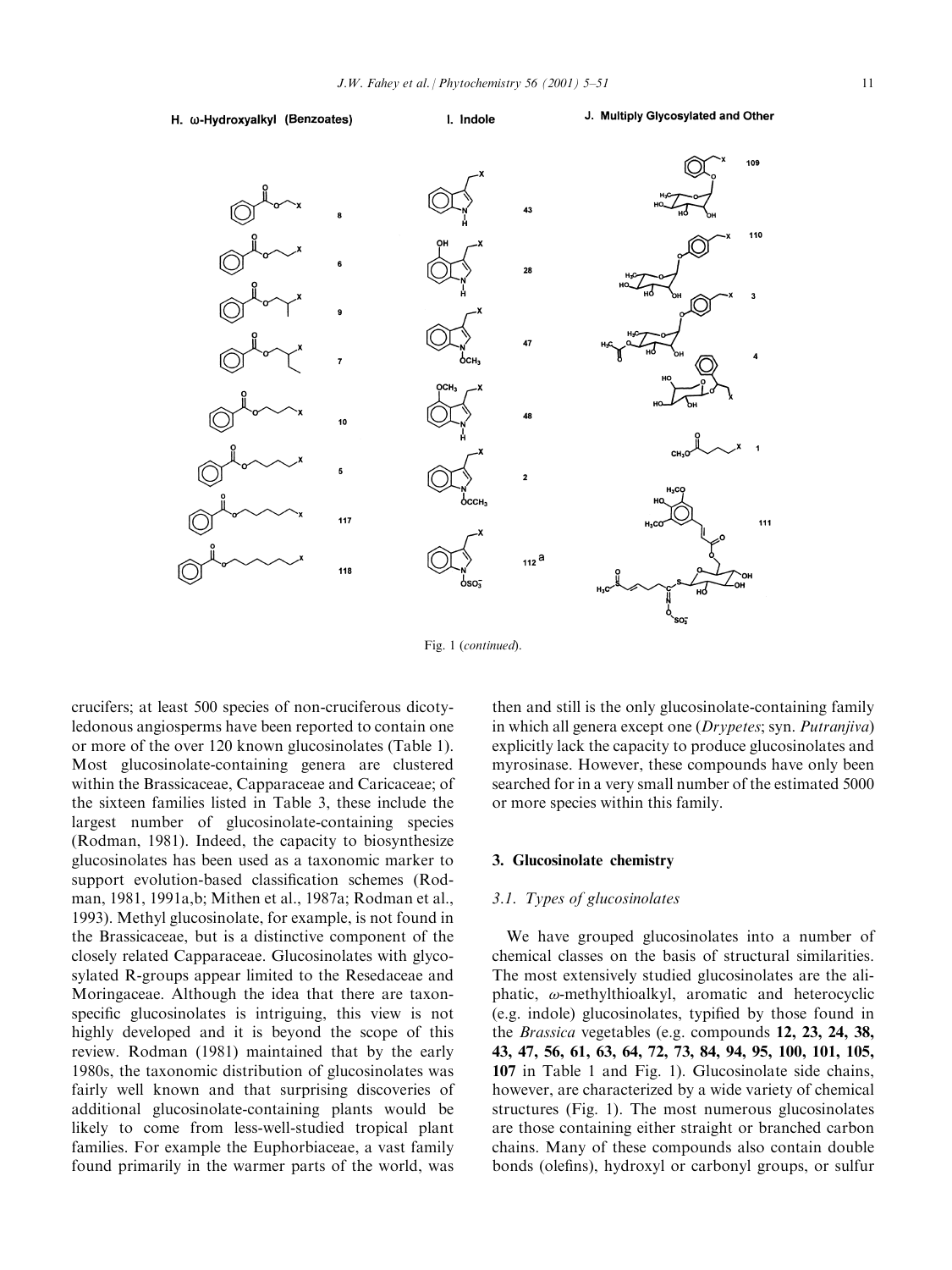H. ω-Hydroxyalkyl (Benzoates)

I. Indole

J. Multiply Glycosylated and Other

Fig. 1 (*continued*).

crucifers; at least 500 species of non-cruciferous dicotyledonous angiosperms have been reported to contain one or more of the over 120 known glucosinolates (Table 1). Most glucosinolate-containing genera are clustered within the Brassicaceae, Capparaceae and Caricaceae; of the sixteen families listed in Table 3, these include the largest number of glucosinolate-containing species (Rodman, 1981). Indeed, the capacity to biosynthesize glucosinolates has been used as a taxonomic marker to support evolution-based classification schemes (Rodman, 1981, 1991a,b; Mithen et al., 1987a; Rodman et al., 1993). Methyl glucosinolate, for example, is not found in the Brassicaceae, but is a distinctive component of the closely related Capparaceae. Glucosinolates with glycosylated R-groups appear limited to the Resedaceae and Moringaceae. Although the idea that there are taxon-specific glucosinolates is intriguing, this view is not highly developed and it is beyond the scope of this review. Rodman (1981) maintained that by the early 1980s, the taxonomic distribution of glucosinolates was fairly well known and that surprising discoveries of additional glucosinolate-containing plants would be likely to come from less-well-studied tropical plant families. For example the Euphorbiaceae, a vast family found primarily in the warmer parts of the world, was then and still is the only glucosinolate-containing family in which all genera except one (*Drypetes*; syn. *Putranjiva*) explicitly lack the capacity to produce glucosinolates and myrosinase. However, these compounds have only been searched for in a very small number of the estimated 5000 or more species within this family.

## 3. Glucosinolate chemistry

### 3.1. Types of glucosinolates

We have grouped glucosinolates into a number of chemical classes on the basis of structural similarities. The most extensively studied glucosinolates are the aliphatic, ω-methylthioalkyl, aromatic and heterocyclic (e.g. indole) glucosinolates, typified by those found in the *Brassica* vegetables (e.g. compounds **12, 23, 24, 38, 43, 47, 56, 61, 63, 64, 72, 73, 84, 94, 95, 100, 101, 105, 107** in Table 1 and Fig. 1). Glucosinolate side chains, however, are characterized by a wide variety of chemical structures (Fig. 1). The most numerous glucosinolates are those containing either straight or branched carbon chains. Many of these compounds also contain double bonds (olefins), hydroxyl or carbonyl groups, or sulfur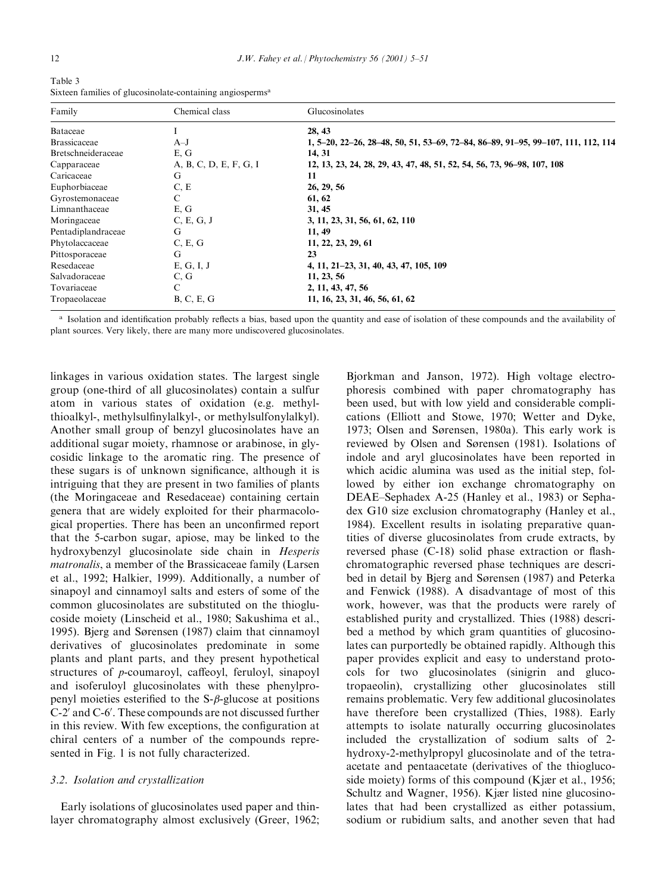Table 3
Sixteen families of glucosinolate-containing angiosperms[a]

| Family | Chemical class | Glucosinolates |
|---|---|---|
| Bataceae | I | **28, 43** |
| Brassicaceae | A–J | **1, 5–20, 22–26, 28–48, 50, 51, 53–69, 72–84, 86–89, 91–95, 99–107, 111, 112, 114** |
| Bretschneideraceae | E, G | **14, 31** |
| Capparaceae | A, B, C, D, E, F, G, I | **12, 13, 23, 24, 28, 29, 43, 47, 48, 51, 52, 54, 56, 73, 96–98, 107, 108** |
| Caricaceae | G | **11** |
| Euphorbiaceae | C, E | **26, 29, 56** |
| Gyrostemonaceae | C | **61, 62** |
| Limnanthaceae | E, G | **31, 45** |
| Moringaceae | C, E, G, J | **3, 11, 23, 31, 56, 61, 62, 110** |
| Pentadiplandraceae | G | **11, 49** |
| Phytolaccaceae | C, E, G | **11, 22, 23, 29, 61** |
| Pittosporaceae | G | **23** |
| Resedaceae | E, G, I, J | **4, 11, 21–23, 31, 40, 43, 47, 105, 109** |
| Salvadoraceae | C, G | **11, 23, 56** |
| Tovariaceae | C | **2, 11, 43, 47, 56** |
| Tropaeolaceae | B, C, E, G | **11, 16, 23, 31, 46, 56, 61, 62** |

[a] Isolation and identification probably reflects a bias, based upon the quantity and ease of isolation of these compounds and the availability of plant sources. Very likely, there are many more undiscovered glucosinolates.

linkages in various oxidation states. The largest single group (one-third of all glucosinolates) contain a sulfur atom in various states of oxidation (e.g. methylthioalkyl-, methylsulfinylalkyl-, or methylsulfonylalkyl). Another small group of benzyl glucosinolates have an additional sugar moiety, rhamnose or arabinose, in glycosidic linkage to the aromatic ring. The presence of these sugars is of unknown significance, although it is intriguing that they are present in two families of plants (the Moringaceae and Resedaceae) containing certain genera that are widely exploited for their pharmacological properties. There has been an unconfirmed report that the 5-carbon sugar, apiose, may be linked to the hydroxybenzyl glucosinolate side chain in *Hesperis matronalis*, a member of the Brassicaceae family (Larsen et al., 1992; Halkier, 1999). Additionally, a number of sinapoyl and cinnamoyl salts and esters of some of the common glucosinolates are substituted on the thioglucoside moiety (Linscheid et al., 1980; Sakushima et al., 1995). Bjerg and Sørensen (1987) claim that cinnamoyl derivatives of glucosinolates predominate in some plants and plant parts, and they present hypothetical structures of *p*-coumaroyl, caffeoyl, feruloyl, sinapoyl and isoferuloyl glucosinolates with these phenylpropenyl moieties esterified to the S-$\beta$-glucose at positions C-2′ and C-6′. These compounds are not discussed further in this review. With few exceptions, the configuration at chiral centers of a number of the compounds represented in Fig. 1 is not fully characterized.

### 3.2. Isolation and crystallization

Early isolations of glucosinolates used paper and thin-layer chromatography almost exclusively (Greer, 1962; Bjorkman and Janson, 1972). High voltage electrophoresis combined with paper chromatography has been used, but with low yield and considerable complications (Elliott and Stowe, 1970; Wetter and Dyke, 1973; Olsen and Sørensen, 1980a). This early work is reviewed by Olsen and Sørensen (1981). Isolations of indole and aryl glucosinolates have been reported in which acidic alumina was used as the initial step, followed by either ion exchange chromatography on DEAE–Sephadex A-25 (Hanley et al., 1983) or Sephadex G10 size exclusion chromatography (Hanley et al., 1984). Excellent results in isolating preparative quantities of diverse glucosinolates from crude extracts, by reversed phase (C-18) solid phase extraction or flash-chromatographic reversed phase techniques are described in detail by Bjerg and Sørensen (1987) and Peterka and Fenwick (1988). A disadvantage of most of this work, however, was that the products were rarely of established purity and crystallized. Thies (1988) described a method by which gram quantities of glucosinolates can purportedly be obtained rapidly. Although this paper provides explicit and easy to understand protocols for two glucosinolates (sinigrin and glucotropaeolin), crystallizing other glucosinolates still remains problematic. Very few additional glucosinolates have therefore been crystallized (Thies, 1988). Early attempts to isolate naturally occurring glucosinolates included the crystallization of sodium salts of 2-hydroxy-2-methylpropyl glucosinolate and of the tetraacetate and pentaacetate (derivatives of the thioglucoside moiety) forms of this compound (Kjær et al., 1956; Schultz and Wagner, 1956). Kjær listed nine glucosinolates that had been crystallized as either potassium, sodium or rubidium salts, and another seven that had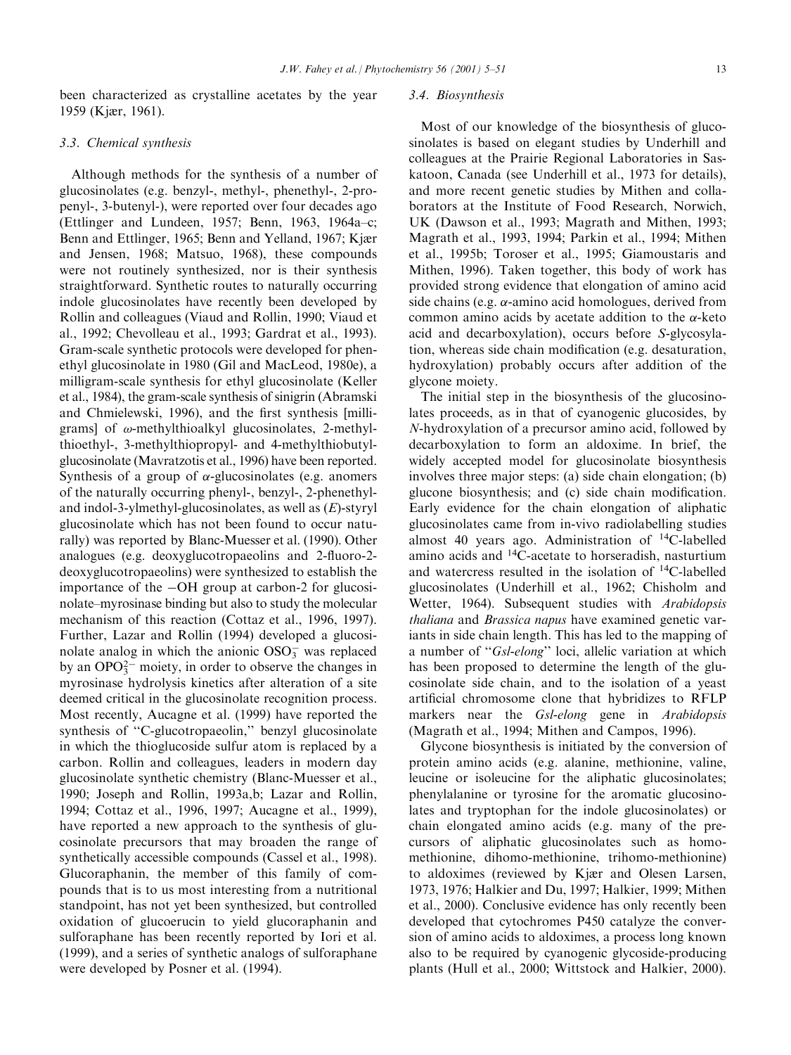been characterized as crystalline acetates by the year 1959 (Kjær, 1961).

### 3.3. Chemical synthesis

Although methods for the synthesis of a number of glucosinolates (e.g. benzyl-, methyl-, phenethyl-, 2-propenyl-, 3-butenyl-), were reported over four decades ago (Ettlinger and Lundeen, 1957; Benn, 1963, 1964a–c; Benn and Ettlinger, 1965; Benn and Yelland, 1967; Kjær and Jensen, 1968; Matsuo, 1968), these compounds were not routinely synthesized, nor is their synthesis straightforward. Synthetic routes to naturally occurring indole glucosinolates have recently been developed by Rollin and colleagues (Viaud and Rollin, 1990; Viaud et al., 1992; Chevolleau et al., 1993; Gardrat et al., 1993). Gram-scale synthetic protocols were developed for phenethyl glucosinolate in 1980 (Gil and MacLeod, 1980e), a milligram-scale synthesis for ethyl glucosinolate (Keller et al., 1984), the gram-scale synthesis of sinigrin (Abramski and Chmielewski, 1996), and the first synthesis [milligrams] of $\omega$-methylthioalkyl glucosinolates, 2-methylthioethyl-, 3-methylthiopropyl- and 4-methylthiobutyl-glucosinolate (Mavratzotis et al., 1996) have been reported. Synthesis of a group of $\alpha$-glucosinolates (e.g. anomers of the naturally occurring phenyl-, benzyl-, 2-phenethyl- and indol-3-ylmethyl-glucosinolates, as well as (*E*)-styryl glucosinolate which has not been found to occur naturally) was reported by Blanc-Muesser et al. (1990). Other analogues (e.g. deoxyglucotropaeolins and 2-fluoro-2-deoxyglucotropaeolins) were synthesized to establish the importance of the –OH group at carbon-2 for glucosinolate–myrosinase binding but also to study the molecular mechanism of this reaction (Cottaz et al., 1996, 1997). Further, Lazar and Rollin (1994) developed a glucosinolate analog in which the anionic $OSO_3^-$ was replaced by an $OPO_3^{2-}$ moiety, in order to observe the changes in myrosinase hydrolysis kinetics after alteration of a site deemed critical in the glucosinolate recognition process. Most recently, Aucagne et al. (1999) have reported the synthesis of "C-glucotropaeolin," benzyl glucosinolate in which the thioglucoside sulfur atom is replaced by a carbon. Rollin and colleagues, leaders in modern day glucosinolate synthetic chemistry (Blanc-Muesser et al., 1990; Joseph and Rollin, 1993a,b; Lazar and Rollin, 1994; Cottaz et al., 1996, 1997; Aucagne et al., 1999), have reported a new approach to the synthesis of glucosinolate precursors that may broaden the range of synthetically accessible compounds (Cassel et al., 1998). Glucoraphanin, the member of this family of compounds that is to us most interesting from a nutritional standpoint, has not yet been synthesized, but controlled oxidation of glucoerucin to yield glucoraphanin and sulforaphane has been recently reported by Iori et al. (1999), and a series of synthetic analogs of sulforaphane were developed by Posner et al. (1994).

### 3.4. Biosynthesis

Most of our knowledge of the biosynthesis of glucosinolates is based on elegant studies by Underhill and colleagues at the Prairie Regional Laboratories in Saskatoon, Canada (see Underhill et al., 1973 for details), and more recent genetic studies by Mithen and collaborators at the Institute of Food Research, Norwich, UK (Dawson et al., 1993; Magrath and Mithen, 1993; Magrath et al., 1993, 1994; Parkin et al., 1994; Mithen et al., 1995b; Toroser et al., 1995; Giamoustaris and Mithen, 1996). Taken together, this body of work has provided strong evidence that elongation of amino acid side chains (e.g. $\alpha$-amino acid homologues, derived from common amino acids by acetate addition to the $\alpha$-keto acid and decarboxylation), occurs before *S*-glycosylation, whereas side chain modification (e.g. desaturation, hydroxylation) probably occurs after addition of the glycone moiety.

The initial step in the biosynthesis of the glucosinolates proceeds, as in that of cyanogenic glucosides, by *N*-hydroxylation of a precursor amino acid, followed by decarboxylation to form an aldoxime. In brief, the widely accepted model for glucosinolate biosynthesis involves three major steps: (a) side chain elongation; (b) glucone biosynthesis; and (c) side chain modification. Early evidence for the chain elongation of aliphatic glucosinolates came from in-vivo radiolabelling studies almost 40 years ago. Administration of $^{14}C$-labelled amino acids and $^{14}C$-acetate to horseradish, nasturtium and watercress resulted in the isolation of $^{14}C$-labelled glucosinolates (Underhill et al., 1962; Chisholm and Wetter, 1964). Subsequent studies with *Arabidopsis thaliana* and *Brassica napus* have examined genetic variants in side chain length. This has led to the mapping of a number of "*Gsl-elong*" loci, allelic variation at which has been proposed to determine the length of the glucosinolate side chain, and to the isolation of a yeast artificial chromosome clone that hybridizes to RFLP markers near the *Gsl-elong* gene in *Arabidopsis* (Magrath et al., 1994; Mithen and Campos, 1996).

Glycone biosynthesis is initiated by the conversion of protein amino acids (e.g. alanine, methionine, valine, leucine or isoleucine for the aliphatic glucosinolates; phenylalanine or tyrosine for the aromatic glucosinolates and tryptophan for the indole glucosinolates) or chain elongated amino acids (e.g. many of the precursors of aliphatic glucosinolates such as homomethionine, dihomo-methionine, trihomo-methionine) to aldoximes (reviewed by Kjær and Olesen Larsen, 1973, 1976; Halkier and Du, 1997; Halkier, 1999; Mithen et al., 2000). Conclusive evidence has only recently been developed that cytochromes P450 catalyze the conversion of amino acids to aldoximes, a process long known also to be required by cyanogenic glycoside-producing plants (Hull et al., 2000; Wittstock and Halkier, 2000).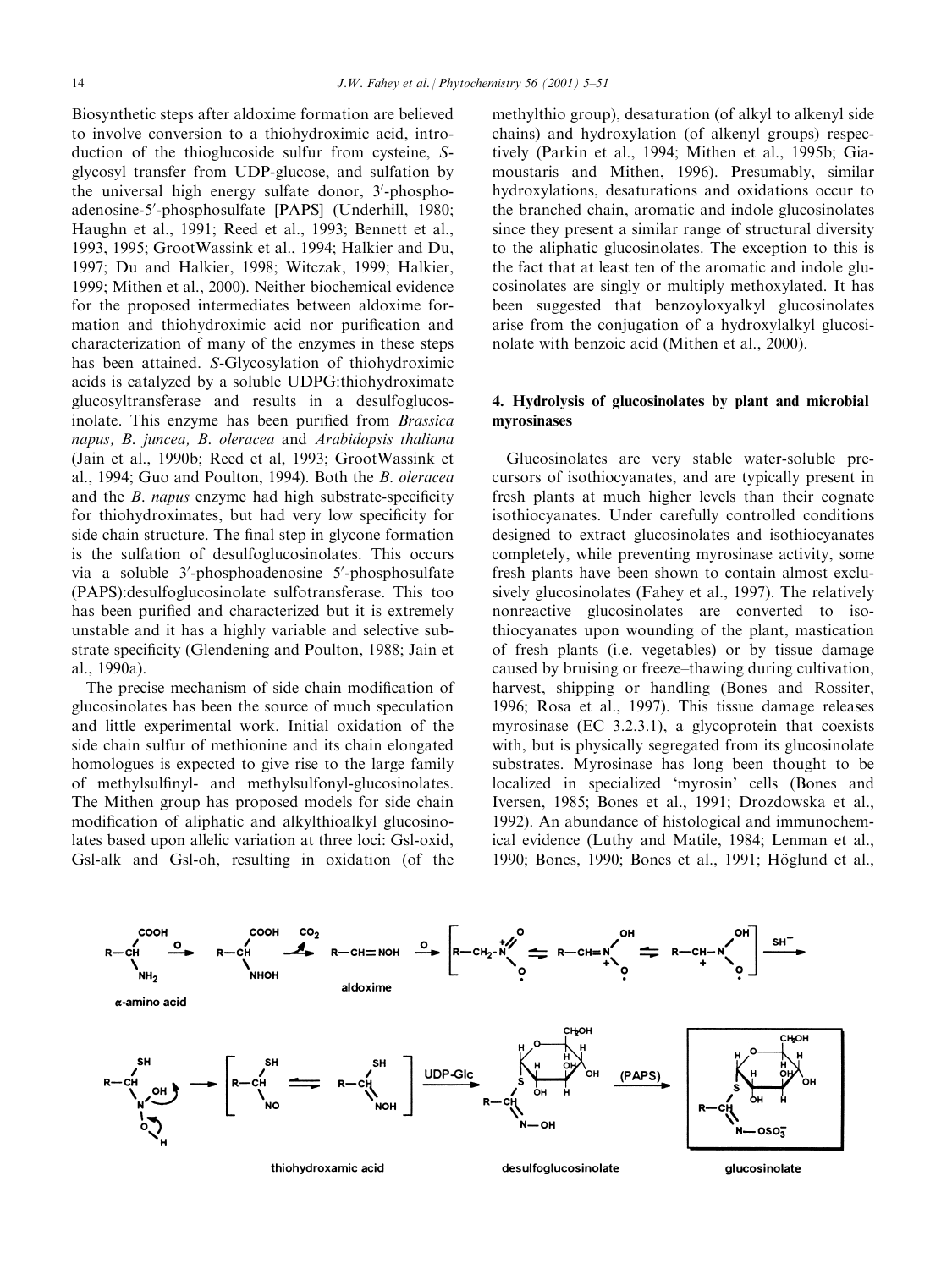Biosynthetic steps after aldoxime formation are believed to involve conversion to a thiohydroximic acid, introduction of the thioglucoside sulfur from cysteine, S-glycosyl transfer from UDP-glucose, and sulfation by the universal high energy sulfate donor, 3′-phosphoadenosine-5′-phosphosulfate [PAPS] (Underhill, 1980; Haughn et al., 1991; Reed et al., 1993; Bennett et al., 1993, 1995; GrootWassink et al., 1994; Halkier and Du, 1997; Du and Halkier, 1998; Witczak, 1999; Halkier, 1999; Mithen et al., 2000). Neither biochemical evidence for the proposed intermediates between aldoxime formation and thiohydroximic acid nor purification and characterization of many of the enzymes in these steps has been attained. S-Glycosylation of thiohydroximic acids is catalyzed by a soluble UDPG:thiohydroximate glucosyltransferase and results in a desulfoglucosinolate. This enzyme has been purified from *Brassica napus, B. juncea, B. oleracea* and *Arabidopsis thaliana* (Jain et al., 1990b; Reed et al, 1993; GrootWassink et al., 1994; Guo and Poulton, 1994). Both the *B. oleracea* and the *B. napus* enzyme had high substrate-specificity for thiohydroximates, but had very low specificity for side chain structure. The final step in glycone formation is the sulfation of desulfoglucosinolates. This occurs via a soluble 3′-phosphoadenosine 5′-phosphosulfate (PAPS):desulfoglucosinolate sulfotransferase. This too has been purified and characterized but it is extremely unstable and it has a highly variable and selective substrate specificity (Glendening and Poulton, 1988; Jain et al., 1990a).

The precise mechanism of side chain modification of glucosinolates has been the source of much speculation and little experimental work. Initial oxidation of the side chain sulfur of methionine and its chain elongated homologues is expected to give rise to the large family of methylsulfinyl- and methylsulfonyl-glucosinolates. The Mithen group has proposed models for side chain modification of aliphatic and alkylthioalkyl glucosinolates based upon allelic variation at three loci: Gsl-oxid, Gsl-alk and Gsl-oh, resulting in oxidation (of the methylthio group), desaturation (of alkyl to alkenyl side chains) and hydroxylation (of alkenyl groups) respectively (Parkin et al., 1994; Mithen et al., 1995b; Giamoustaris and Mithen, 1996). Presumably, similar hydroxylations, desaturations and oxidations occur to the branched chain, aromatic and indole glucosinolates since they present a similar range of structural diversity to the aliphatic glucosinolates. The exception to this is the fact that at least ten of the aromatic and indole glucosinolates are singly or multiply methoxylated. It has been suggested that benzoyloxyalkyl glucosinolates arise from the conjugation of a hydroxylalkyl glucosinolate with benzoic acid (Mithen et al., 2000).

## 4. Hydrolysis of glucosinolates by plant and microbial myrosinases

Glucosinolates are very stable water-soluble precursors of isothiocyanates, and are typically present in fresh plants at much higher levels than their cognate isothiocyanates. Under carefully controlled conditions designed to extract glucosinolates and isothiocyanates completely, while preventing myrosinase activity, some fresh plants have been shown to contain almost exclusively glucosinolates (Fahey et al., 1997). The relatively nonreactive glucosinolates are converted to isothiocyanates upon wounding of the plant, mastication of fresh plants (i.e. vegetables) or by tissue damage caused by bruising or freeze–thawing during cultivation, harvest, shipping or handling (Bones and Rossiter, 1996; Rosa et al., 1997). This tissue damage releases myrosinase (EC 3.2.3.1), a glycoprotein that coexists with, but is physically segregated from its glucosinolate substrates. Myrosinase has long been thought to be localized in specialized 'myrosin' cells (Bones and Iversen, 1985; Bones et al., 1991; Drozdowska et al., 1992). An abundance of histological and immunochemical evidence (Luthy and Matile, 1984; Lenman et al., 1990; Bones, 1990; Bones et al., 1991; Höglund et al.,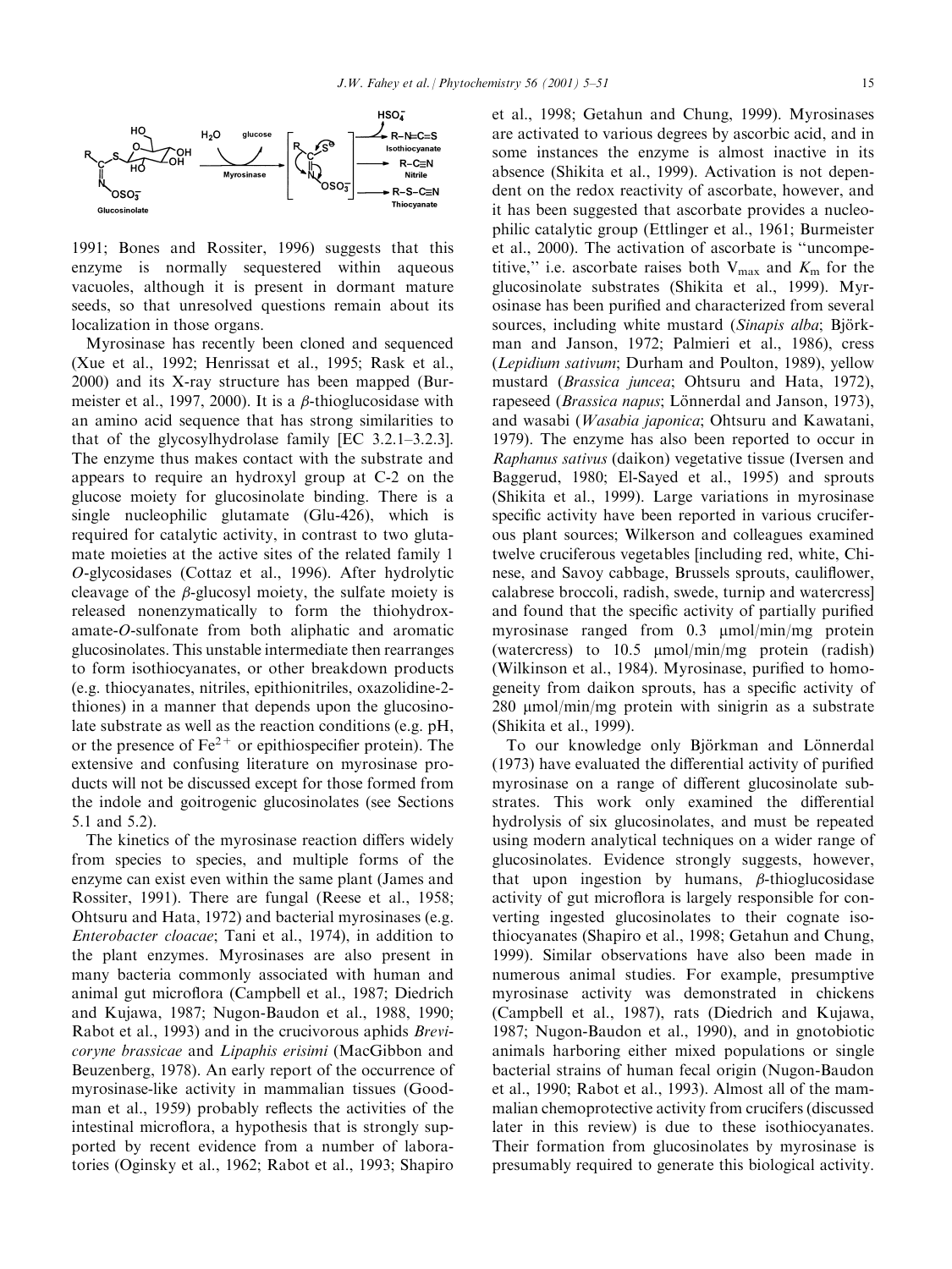1991; Bones and Rossiter, 1996) suggests that this enzyme is normally sequestered within aqueous vacuoles, although it is present in dormant mature seeds, so that unresolved questions remain about its localization in those organs.

Myrosinase has recently been cloned and sequenced (Xue et al., 1992; Henrissat et al., 1995; Rask et al., 2000) and its X-ray structure has been mapped (Burmeister et al., 1997, 2000). It is a β-thioglucosidase with an amino acid sequence that has strong similarities to that of the glycosylhydrolase family [EC 3.2.1–3.2.3]. The enzyme thus makes contact with the substrate and appears to require an hydroxyl group at C-2 on the glucose moiety for glucosinolate binding. There is a single nucleophilic glutamate (Glu-426), which is required for catalytic activity, in contrast to two glutamate moieties at the active sites of the related family 1 *O*-glycosidases (Cottaz et al., 1996). After hydrolytic cleavage of the β-glucosyl moiety, the sulfate moiety is released nonenzymatically to form the thiohydroxamate-*O*-sulfonate from both aliphatic and aromatic glucosinolates. This unstable intermediate then rearranges to form isothiocyanates, or other breakdown products (e.g. thiocyanates, nitriles, epithionitriles, oxazolidine-2-thiones) in a manner that depends upon the glucosinolate substrate as well as the reaction conditions (e.g. pH, or the presence of $Fe^{2+}$ or epithiospecifier protein). The extensive and confusing literature on myrosinase products will not be discussed except for those formed from the indole and goitrogenic glucosinolates (see Sections 5.1 and 5.2).

The kinetics of the myrosinase reaction differs widely from species to species, and multiple forms of the enzyme can exist even within the same plant (James and Rossiter, 1991). There are fungal (Reese et al., 1958; Ohtsuru and Hata, 1972) and bacterial myrosinases (e.g. *Enterobacter cloacae*; Tani et al., 1974), in addition to the plant enzymes. Myrosinases are also present in many bacteria commonly associated with human and animal gut microflora (Campbell et al., 1987; Diedrich and Kujawa, 1987; Nugon-Baudon et al., 1988, 1990; Rabot et al., 1993) and in the crucivorous aphids *Brevicoryne brassicae* and *Lipaphis erisimi* (MacGibbon and Beuzenberg, 1978). An early report of the occurrence of myrosinase-like activity in mammalian tissues (Goodman et al., 1959) probably reflects the activities of the intestinal microflora, a hypothesis that is strongly supported by recent evidence from a number of laboratories (Oginsky et al., 1962; Rabot et al., 1993; Shapiro et al., 1998; Getahun and Chung, 1999). Myrosinases are activated to various degrees by ascorbic acid, and in some instances the enzyme is almost inactive in its absence (Shikita et al., 1999). Activation is not dependent on the redox reactivity of ascorbate, however, and it has been suggested that ascorbate provides a nucleophilic catalytic group (Ettlinger et al., 1961; Burmeister et al., 2000). The activation of ascorbate is "uncompetitive," i.e. ascorbate raises both $V_{max}$ and $K_m$ for the glucosinolate substrates (Shikita et al., 1999). Myrosinase has been purified and characterized from several sources, including white mustard (*Sinapis alba*; Björkman and Janson, 1972; Palmieri et al., 1986), cress (*Lepidium sativum*; Durham and Poulton, 1989), yellow mustard (*Brassica juncea*; Ohtsuru and Hata, 1972), rapeseed (*Brassica napus*; Lönnerdal and Janson, 1973), and wasabi (*Wasabia japonica*; Ohtsuru and Kawatani, 1979). The enzyme has also been reported to occur in *Raphanus sativus* (daikon) vegetative tissue (Iversen and Baggerud, 1980; El-Sayed et al., 1995) and sprouts (Shikita et al., 1999). Large variations in myrosinase specific activity have been reported in various cruciferous plant sources; Wilkerson and colleagues examined twelve cruciferous vegetables [including red, white, Chinese, and Savoy cabbage, Brussels sprouts, cauliflower, calabrese broccoli, radish, swede, turnip and watercress] and found that the specific activity of partially purified myrosinase ranged from 0.3 μmol/min/mg protein (watercress) to 10.5 μmol/min/mg protein (radish) (Wilkinson et al., 1984). Myrosinase, purified to homogeneity from daikon sprouts, has a specific activity of 280 μmol/min/mg protein with sinigrin as a substrate (Shikita et al., 1999).

To our knowledge only Björkman and Lönnerdal (1973) have evaluated the differential activity of purified myrosinase on a range of different glucosinolate substrates. This work only examined the differential hydrolysis of six glucosinolates, and must be repeated using modern analytical techniques on a wider range of glucosinolates. Evidence strongly suggests, however, that upon ingestion by humans, β-thioglucosidase activity of gut microflora is largely responsible for converting ingested glucosinolates to their cognate isothiocyanates (Shapiro et al., 1998; Getahun and Chung, 1999). Similar observations have also been made in numerous animal studies. For example, presumptive myrosinase activity was demonstrated in chickens (Campbell et al., 1987), rats (Diedrich and Kujawa, 1987; Nugon-Baudon et al., 1990), and in gnotobiotic animals harboring either mixed populations or single bacterial strains of human fecal origin (Nugon-Baudon et al., 1990; Rabot et al., 1993). Almost all of the mammalian chemoprotective activity from crucifers (discussed later in this review) is due to these isothiocyanates. Their formation from glucosinolates by myrosinase is presumably required to generate this biological activity.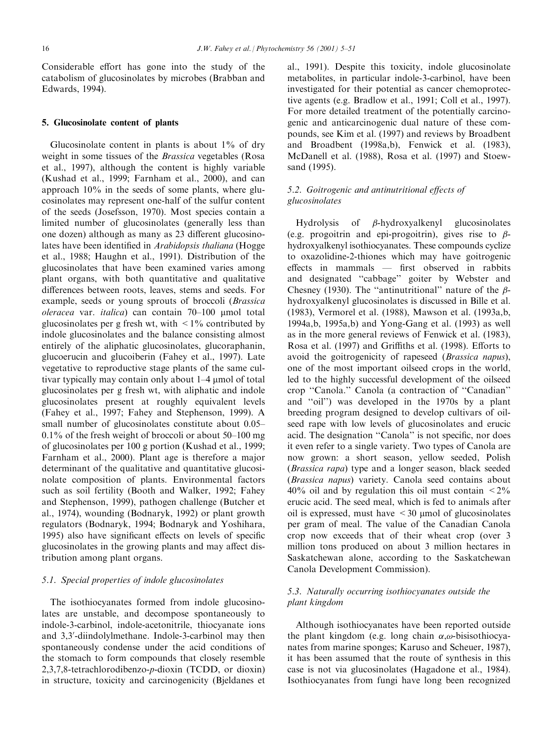Considerable effort has gone into the study of the catabolism of glucosinolates by microbes (Brabban and Edwards, 1994).

## 5. Glucosinolate content of plants

Glucosinolate content in plants is about 1% of dry weight in some tissues of the *Brassica* vegetables (Rosa et al., 1997), although the content is highly variable (Kushad et al., 1999; Farnham et al., 2000), and can approach 10% in the seeds of some plants, where glucosinolates may represent one-half of the sulfur content of the seeds (Josefsson, 1970). Most species contain a limited number of glucosinolates (generally less than one dozen) although as many as 23 different glucosinolates have been identified in *Arabidopsis thaliana* (Hogge et al., 1988; Haughn et al., 1991). Distribution of the glucosinolates that have been examined varies among plant organs, with both quantitative and qualitative differences between roots, leaves, stems and seeds. For example, seeds or young sprouts of broccoli (*Brassica oleracea* var. *italica*) can contain 70–100 μmol total glucosinolates per g fresh wt, with <1% contributed by indole glucosinolates and the balance consisting almost entirely of the aliphatic glucosinolates, glucoraphanin, glucoerucin and glucoiberin (Fahey et al., 1997). Late vegetative to reproductive stage plants of the same cultivar typically may contain only about 1–4 μmol of total glucosinolates per g fresh wt, with aliphatic and indole glucosinolates present at roughly equivalent levels (Fahey et al., 1997; Fahey and Stephenson, 1999). A small number of glucosinolates constitute about 0.05–0.1% of the fresh weight of broccoli or about 50–100 mg of glucosinolates per 100 g portion (Kushad et al., 1999; Farnham et al., 2000). Plant age is therefore a major determinant of the qualitative and quantitative glucosinolate composition of plants. Environmental factors such as soil fertility (Booth and Walker, 1992; Fahey and Stephenson, 1999), pathogen challenge (Butcher et al., 1974), wounding (Bodnaryk, 1992) or plant growth regulators (Bodnaryk, 1994; Bodnaryk and Yoshihara, 1995) also have significant effects on levels of specific glucosinolates in the growing plants and may affect distribution among plant organs.

### 5.1. Special properties of indole glucosinolates

The isothiocyanates formed from indole glucosinolates are unstable, and decompose spontaneously to indole-3-carbinol, indole-acetonitrile, thiocyanate ions and 3,3′-diindolylmethane. Indole-3-carbinol may then spontaneously condense under the acid conditions of the stomach to form compounds that closely resemble 2,3,7,8-tetrachlorodibenzo-*p*-dioxin (TCDD, or dioxin) in structure, toxicity and carcinogenicity (Bjeldanes et al., 1991). Despite this toxicity, indole glucosinolate metabolites, in particular indole-3-carbinol, have been investigated for their potential as cancer chemoprotective agents (e.g. Bradlow et al., 1991; Coll et al., 1997). For more detailed treatment of the potentially carcinogenic and anticarcinogenic dual nature of these compounds, see Kim et al. (1997) and reviews by Broadbent and Broadbent (1998a,b), Fenwick et al. (1983), McDanell et al. (1988), Rosa et al. (1997) and Stoewsand (1995).

### 5.2. Goitrogenic and antinutritional effects of glucosinolates

Hydrolysis of β-hydroxyalkenyl glucosinolates (e.g. progoitrin and epi-progoitrin), gives rise to β-hydroxyalkenyl isothiocyanates. These compounds cyclize to oxazolidine-2-thiones which may have goitrogenic effects in mammals — first observed in rabbits and designated "cabbage" goiter by Webster and Chesney (1930). The "antinutritional" nature of the β-hydroxyalkenyl glucosinolates is discussed in Bille et al. (1983), Vermorel et al. (1988), Mawson et al. (1993a,b, 1994a,b, 1995a,b) and Yong-Gang et al. (1993) as well as in the more general reviews of Fenwick et al. (1983), Rosa et al. (1997) and Griffiths et al. (1998). Efforts to avoid the goitrogenicity of rapeseed (*Brassica napus*), one of the most important oilseed crops in the world, led to the highly successful development of the oilseed crop "Canola." Canola (a contraction of "Canadian" and "oil") was developed in the 1970s by a plant breeding program designed to develop cultivars of oilseed rape with low levels of glucosinolates and erucic acid. The designation "Canola" is not specific, nor does it even refer to a single variety. Two types of Canola are now grown: a short season, yellow seeded, Polish (*Brassica rapa*) type and a longer season, black seeded (*Brassica napus*) variety. Canola seed contains about 40% oil and by regulation this oil must contain <2% erucic acid. The seed meal, which is fed to animals after oil is expressed, must have <30 μmol of glucosinolates per gram of meal. The value of the Canadian Canola crop now exceeds that of their wheat crop (over 3 million tons produced on about 3 million hectares in Saskatchewan alone, according to the Saskatchewan Canola Development Commission).

### 5.3. Naturally occurring isothiocyanates outside the plant kingdom

Although isothiocyanates have been reported outside the plant kingdom (e.g. long chain α,ω-bisisothiocyanates from marine sponges; Karuso and Scheuer, 1987), it has been assumed that the route of synthesis in this case is not via glucosinolates (Hagadone et al., 1984). Isothiocyanates from fungi have long been recognized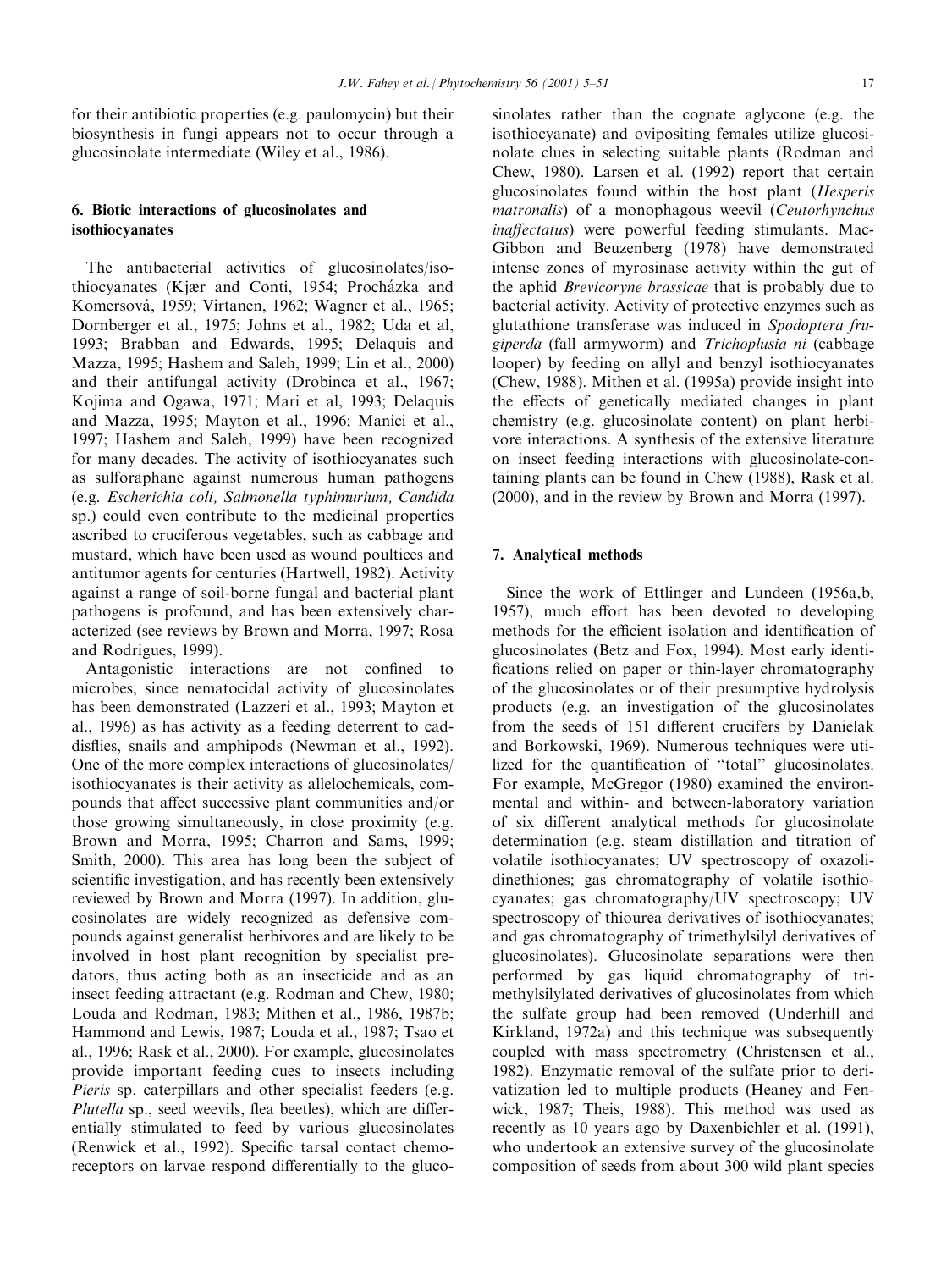for their antibiotic properties (e.g. paulomycin) but their biosynthesis in fungi appears not to occur through a glucosinolate intermediate (Wiley et al., 1986).

## 6. Biotic interactions of glucosinolates and isothiocyanates

The antibacterial activities of glucosinolates/isothiocyanates (Kjær and Conti, 1954; Procházka and Komersová, 1959; Virtanen, 1962; Wagner et al., 1965; Dornberger et al., 1975; Johns et al., 1982; Uda et al, 1993; Brabban and Edwards, 1995; Delaquis and Mazza, 1995; Hashem and Saleh, 1999; Lin et al., 2000) and their antifungal activity (Drobinca et al., 1967; Kojima and Ogawa, 1971; Mari et al, 1993; Delaquis and Mazza, 1995; Mayton et al., 1996; Manici et al., 1997; Hashem and Saleh, 1999) have been recognized for many decades. The activity of isothiocyanates such as sulforaphane against numerous human pathogens (e.g. *Escherichia coli, Salmonella typhimurium, Candida* sp.) could even contribute to the medicinal properties ascribed to cruciferous vegetables, such as cabbage and mustard, which have been used as wound poultices and antitumor agents for centuries (Hartwell, 1982). Activity against a range of soil-borne fungal and bacterial plant pathogens is profound, and has been extensively characterized (see reviews by Brown and Morra, 1997; Rosa and Rodrigues, 1999).

Antagonistic interactions are not confined to microbes, since nematocidal activity of glucosinolates has been demonstrated (Lazzeri et al., 1993; Mayton et al., 1996) as has activity as a feeding deterrent to caddisflies, snails and amphipods (Newman et al., 1992). One of the more complex interactions of glucosinolates/isothiocyanates is their activity as allelochemicals, compounds that affect successive plant communities and/or those growing simultaneously, in close proximity (e.g. Brown and Morra, 1995; Charron and Sams, 1999; Smith, 2000). This area has long been the subject of scientific investigation, and has recently been extensively reviewed by Brown and Morra (1997). In addition, glucosinolates are widely recognized as defensive compounds against generalist herbivores and are likely to be involved in host plant recognition by specialist predators, thus acting both as an insecticide and as an insect feeding attractant (e.g. Rodman and Chew, 1980; Louda and Rodman, 1983; Mithen et al., 1986, 1987b; Hammond and Lewis, 1987; Louda et al., 1987; Tsao et al., 1996; Rask et al., 2000). For example, glucosinolates provide important feeding cues to insects including *Pieris* sp. caterpillars and other specialist feeders (e.g. *Plutella* sp., seed weevils, flea beetles), which are differentially stimulated to feed by various glucosinolates (Renwick et al., 1992). Specific tarsal contact chemoreceptors on larvae respond differentially to the glucosinolates rather than the cognate aglycone (e.g. the isothiocyanate) and ovipositing females utilize glucosinolate clues in selecting suitable plants (Rodman and Chew, 1980). Larsen et al. (1992) report that certain glucosinolates found within the host plant (*Hesperis matronalis*) of a monophagous weevil (*Ceutorhynchus inaffectatus*) were powerful feeding stimulants. MacGibbon and Beuzenberg (1978) have demonstrated intense zones of myrosinase activity within the gut of the aphid *Brevicoryne brassicae* that is probably due to bacterial activity. Activity of protective enzymes such as glutathione transferase was induced in *Spodoptera frugiperda* (fall armyworm) and *Trichoplusia ni* (cabbage looper) by feeding on allyl and benzyl isothiocyanates (Chew, 1988). Mithen et al. (1995a) provide insight into the effects of genetically mediated changes in plant chemistry (e.g. glucosinolate content) on plant–herbivore interactions. A synthesis of the extensive literature on insect feeding interactions with glucosinolate-containing plants can be found in Chew (1988), Rask et al. (2000), and in the review by Brown and Morra (1997).

## 7. Analytical methods

Since the work of Ettlinger and Lundeen (1956a,b, 1957), much effort has been devoted to developing methods for the efficient isolation and identification of glucosinolates (Betz and Fox, 1994). Most early identifications relied on paper or thin-layer chromatography of the glucosinolates or of their presumptive hydrolysis products (e.g. an investigation of the glucosinolates from the seeds of 151 different crucifers by Danielak and Borkowski, 1969). Numerous techniques were utilized for the quantification of "total" glucosinolates. For example, McGregor (1980) examined the environmental and within- and between-laboratory variation of six different analytical methods for glucosinolate determination (e.g. steam distillation and titration of volatile isothiocyanates; UV spectroscopy of oxazolidinethiones; gas chromatography of volatile isothiocyanates; gas chromatography/UV spectroscopy; UV spectroscopy of thiourea derivatives of isothiocyanates; and gas chromatography of trimethylsilyl derivatives of glucosinolates). Glucosinolate separations were then performed by gas liquid chromatography of trimethylsilylated derivatives of glucosinolates from which the sulfate group had been removed (Underhill and Kirkland, 1972a) and this technique was subsequently coupled with mass spectrometry (Christensen et al., 1982). Enzymatic removal of the sulfate prior to derivatization led to multiple products (Heaney and Fenwick, 1987; Theis, 1988). This method was used as recently as 10 years ago by Daxenbichler et al. (1991), who undertook an extensive survey of the glucosinolate composition of seeds from about 300 wild plant species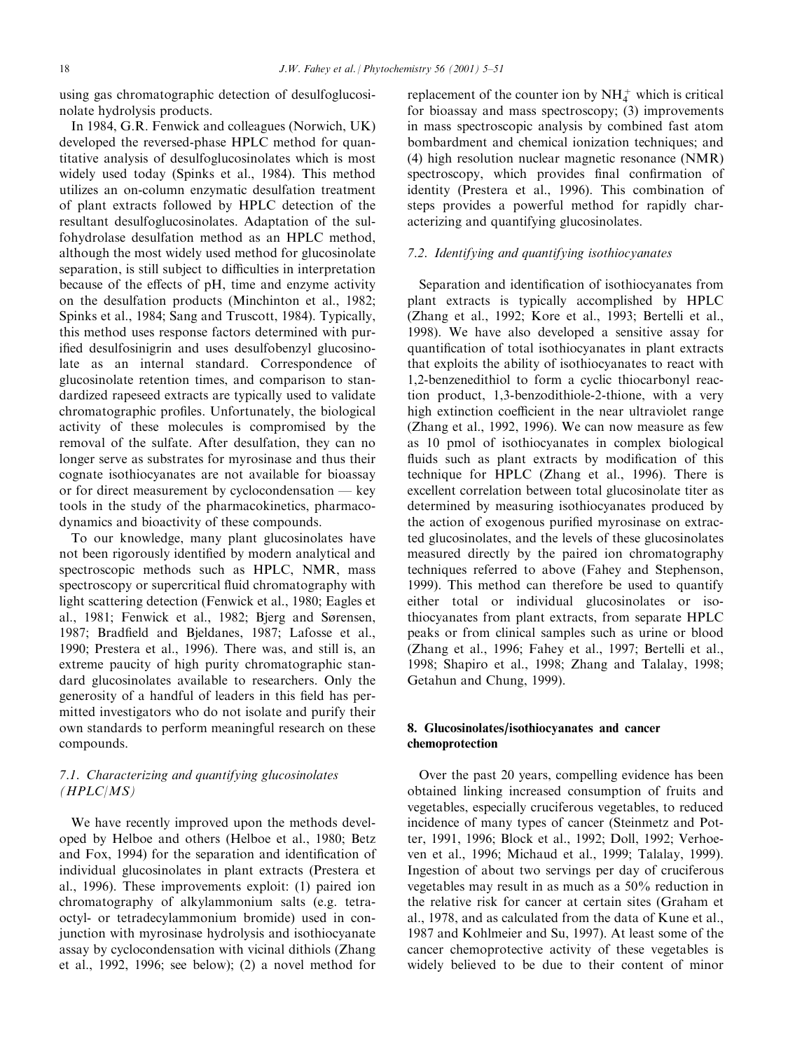using gas chromatographic detection of desulfoglucosinolate hydrolysis products.

In 1984, G.R. Fenwick and colleagues (Norwich, UK) developed the reversed-phase HPLC method for quantitative analysis of desulfoglucosinolates which is most widely used today (Spinks et al., 1984). This method utilizes an on-column enzymatic desulfation treatment of plant extracts followed by HPLC detection of the resultant desulfoglucosinolates. Adaptation of the sulfohydrolase desulfation method as an HPLC method, although the most widely used method for glucosinolate separation, is still subject to difficulties in interpretation because of the effects of pH, time and enzyme activity on the desulfation products (Minchinton et al., 1982; Spinks et al., 1984; Sang and Truscott, 1984). Typically, this method uses response factors determined with purified desulfosinigrin and uses desulfobenzyl glucosinolate as an internal standard. Correspondence of glucosinolate retention times, and comparison to standardized rapeseed extracts are typically used to validate chromatographic profiles. Unfortunately, the biological activity of these molecules is compromised by the removal of the sulfate. After desulfation, they can no longer serve as substrates for myrosinase and thus their cognate isothiocyanates are not available for bioassay or for direct measurement by cyclocondensation — key tools in the study of the pharmacokinetics, pharmacodynamics and bioactivity of these compounds.

To our knowledge, many plant glucosinolates have not been rigorously identified by modern analytical and spectroscopic methods such as HPLC, NMR, mass spectroscopy or supercritical fluid chromatography with light scattering detection (Fenwick et al., 1980; Eagles et al., 1981; Fenwick et al., 1982; Bjerg and Sørensen, 1987; Bradfield and Bjeldanes, 1987; Lafosse et al., 1990; Prestera et al., 1996). There was, and still is, an extreme paucity of high purity chromatographic standard glucosinolates available to researchers. Only the generosity of a handful of leaders in this field has permitted investigators who do not isolate and purify their own standards to perform meaningful research on these compounds.

### 7.1. Characterizing and quantifying glucosinolates (HPLC/MS)

We have recently improved upon the methods developed by Helboe and others (Helboe et al., 1980; Betz and Fox, 1994) for the separation and identification of individual glucosinolates in plant extracts (Prestera et al., 1996). These improvements exploit: (1) paired ion chromatography of alkylammonium salts (e.g. tetraoctyl- or tetradecylammonium bromide) used in conjunction with myrosinase hydrolysis and isothiocyanate assay by cyclocondensation with vicinal dithiols (Zhang et al., 1992, 1996; see below); (2) a novel method for replacement of the counter ion by $NH_4^+$ which is critical for bioassay and mass spectroscopy; (3) improvements in mass spectroscopic analysis by combined fast atom bombardment and chemical ionization techniques; and (4) high resolution nuclear magnetic resonance (NMR) spectroscopy, which provides final confirmation of identity (Prestera et al., 1996). This combination of steps provides a powerful method for rapidly characterizing and quantifying glucosinolates.

### 7.2. Identifying and quantifying isothiocyanates

Separation and identification of isothiocyanates from plant extracts is typically accomplished by HPLC (Zhang et al., 1992; Kore et al., 1993; Bertelli et al., 1998). We have also developed a sensitive assay for quantification of total isothiocyanates in plant extracts that exploits the ability of isothiocyanates to react with 1,2-benzenedithiol to form a cyclic thiocarbonyl reaction product, 1,3-benzodithiole-2-thione, with a very high extinction coefficient in the near ultraviolet range (Zhang et al., 1992, 1996). We can now measure as few as 10 pmol of isothiocyanates in complex biological fluids such as plant extracts by modification of this technique for HPLC (Zhang et al., 1996). There is excellent correlation between total glucosinolate titer as determined by measuring isothiocyanates produced by the action of exogenous purified myrosinase on extracted glucosinolates, and the levels of these glucosinolates measured directly by the paired ion chromatography techniques referred to above (Fahey and Stephenson, 1999). This method can therefore be used to quantify either total or individual glucosinolates or isothiocyanates from plant extracts, from separate HPLC peaks or from clinical samples such as urine or blood (Zhang et al., 1996; Fahey et al., 1997; Bertelli et al., 1998; Shapiro et al., 1998; Zhang and Talalay, 1998; Getahun and Chung, 1999).

## 8. Glucosinolates/isothiocyanates and cancer chemoprotection

Over the past 20 years, compelling evidence has been obtained linking increased consumption of fruits and vegetables, especially cruciferous vegetables, to reduced incidence of many types of cancer (Steinmetz and Potter, 1991, 1996; Block et al., 1992; Doll, 1992; Verhoeven et al., 1996; Michaud et al., 1999; Talalay, 1999). Ingestion of about two servings per day of cruciferous vegetables may result in as much as a 50% reduction in the relative risk for cancer at certain sites (Graham et al., 1978, and as calculated from the data of Kune et al., 1987 and Kohlmeier and Su, 1997). At least some of the cancer chemoprotective activity of these vegetables is widely believed to be due to their content of minor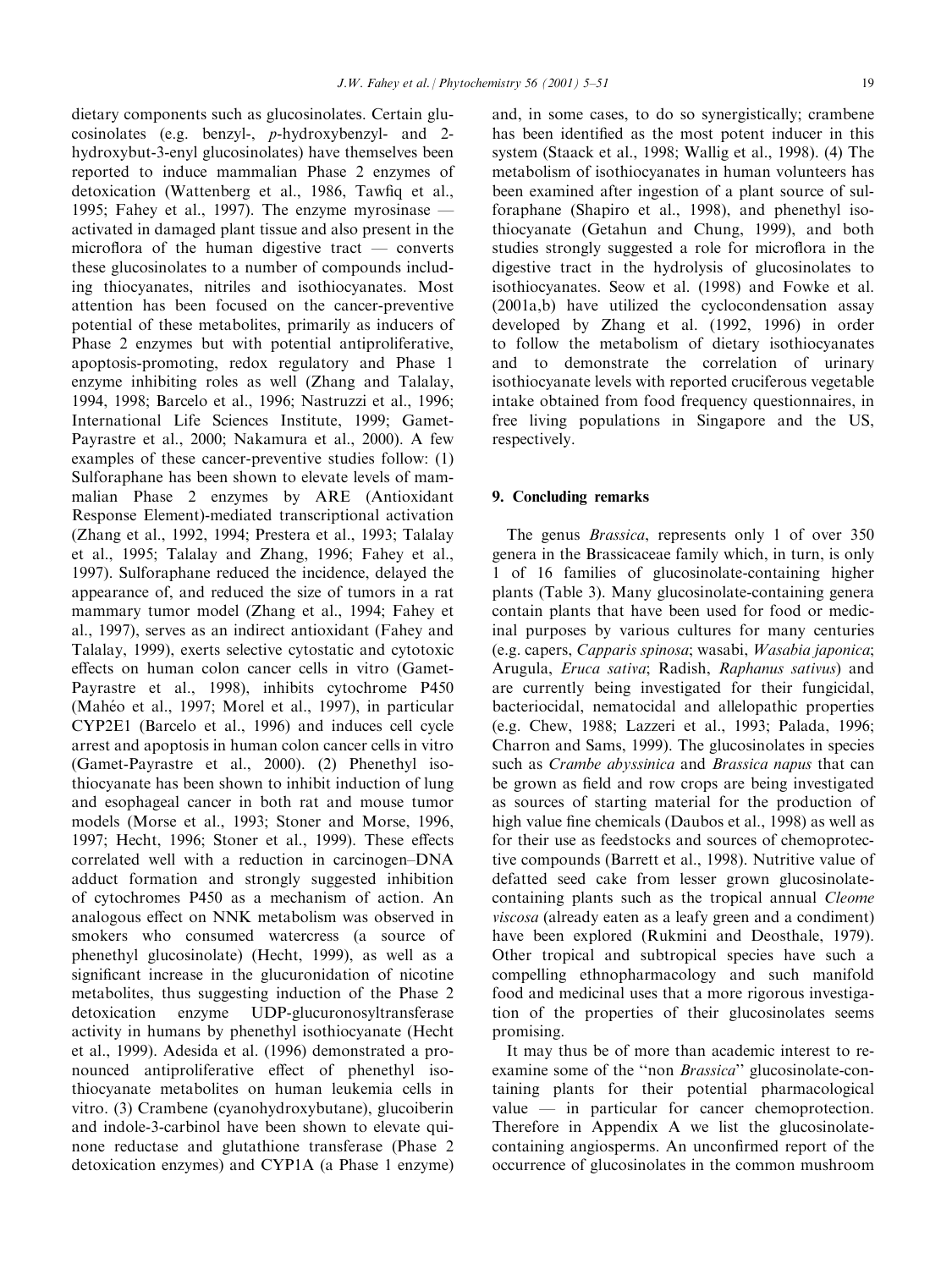dietary components such as glucosinolates. Certain glucosinolates (e.g. benzyl-, *p*-hydroxybenzyl- and 2-hydroxybut-3-enyl glucosinolates) have themselves been reported to induce mammalian Phase 2 enzymes of detoxication (Wattenberg et al., 1986, Tawfiq et al., 1995; Fahey et al., 1997). The enzyme myrosinase — activated in damaged plant tissue and also present in the microflora of the human digestive tract — converts these glucosinolates to a number of compounds including thiocyanates, nitriles and isothiocyanates. Most attention has been focused on the cancer-preventive potential of these metabolites, primarily as inducers of Phase 2 enzymes but with potential antiproliferative, apoptosis-promoting, redox regulatory and Phase 1 enzyme inhibiting roles as well (Zhang and Talalay, 1994, 1998; Barcelo et al., 1996; Nastruzzi et al., 1996; International Life Sciences Institute, 1999; Gamet-Payrastre et al., 2000; Nakamura et al., 2000). A few examples of these cancer-preventive studies follow: (1) Sulforaphane has been shown to elevate levels of mammalian Phase 2 enzymes by ARE (Antioxidant Response Element)-mediated transcriptional activation (Zhang et al., 1992, 1994; Prestera et al., 1993; Talalay et al., 1995; Talalay and Zhang, 1996; Fahey et al., 1997). Sulforaphane reduced the incidence, delayed the appearance of, and reduced the size of tumors in a rat mammary tumor model (Zhang et al., 1994; Fahey et al., 1997), serves as an indirect antioxidant (Fahey and Talalay, 1999), exerts selective cytostatic and cytotoxic effects on human colon cancer cells in vitro (Gamet-Payrastre et al., 1998), inhibits cytochrome P450 (Mahéo et al., 1997; Morel et al., 1997), in particular CYP2E1 (Barcelo et al., 1996) and induces cell cycle arrest and apoptosis in human colon cancer cells in vitro (Gamet-Payrastre et al., 2000). (2) Phenethyl isothiocyanate has been shown to inhibit induction of lung and esophageal cancer in both rat and mouse tumor models (Morse et al., 1993; Stoner and Morse, 1996, 1997; Hecht, 1996; Stoner et al., 1999). These effects correlated well with a reduction in carcinogen–DNA adduct formation and strongly suggested inhibition of cytochromes P450 as a mechanism of action. An analogous effect on NNK metabolism was observed in smokers who consumed watercress (a source of phenethyl glucosinolate) (Hecht, 1999), as well as a significant increase in the glucuronidation of nicotine metabolites, thus suggesting induction of the Phase 2 detoxication enzyme UDP-glucuronosyltransferase activity in humans by phenethyl isothiocyanate (Hecht et al., 1999). Adesida et al. (1996) demonstrated a pronounced antiproliferative effect of phenethyl isothiocyanate metabolites on human leukemia cells in vitro. (3) Crambene (cyanohydroxybutane), glucoiberin and indole-3-carbinol have been shown to elevate quinone reductase and glutathione transferase (Phase 2 detoxication enzymes) and CYP1A (a Phase 1 enzyme) and, in some cases, to do so synergistically; crambene has been identified as the most potent inducer in this system (Staack et al., 1998; Wallig et al., 1998). (4) The metabolism of isothiocyanates in human volunteers has been examined after ingestion of a plant source of sulforaphane (Shapiro et al., 1998), and phenethyl isothiocyanate (Getahun and Chung, 1999), and both studies strongly suggested a role for microflora in the digestive tract in the hydrolysis of glucosinolates to isothiocyanates. Seow et al. (1998) and Fowke et al. (2001a,b) have utilized the cyclocondensation assay developed by Zhang et al. (1992, 1996) in order to follow the metabolism of dietary isothiocyanates and to demonstrate the correlation of urinary isothiocyanate levels with reported cruciferous vegetable intake obtained from food frequency questionnaires, in free living populations in Singapore and the US, respectively.

## 9. Concluding remarks

The genus *Brassica*, represents only 1 of over 350 genera in the Brassicaceae family which, in turn, is only 1 of 16 families of glucosinolate-containing higher plants (Table 3). Many glucosinolate-containing genera contain plants that have been used for food or medicinal purposes by various cultures for many centuries (e.g. capers, *Capparis spinosa*; wasabi, *Wasabia japonica*; Arugula, *Eruca sativa*; Radish, *Raphanus sativus*) and are currently being investigated for their fungicidal, bacteriocidal, nematocidal and allelopathic properties (e.g. Chew, 1988; Lazzeri et al., 1993; Palada, 1996; Charron and Sams, 1999). The glucosinolates in species such as *Crambe abyssinica* and *Brassica napus* that can be grown as field and row crops are being investigated as sources of starting material for the production of high value fine chemicals (Daubos et al., 1998) as well as for their use as feedstocks and sources of chemoprotective compounds (Barrett et al., 1998). Nutritive value of defatted seed cake from lesser grown glucosinolate-containing plants such as the tropical annual *Cleome viscosa* (already eaten as a leafy green and a condiment) have been explored (Rukmini and Deosthale, 1979). Other tropical and subtropical species have such a compelling ethnopharmacology and such manifold food and medicinal uses that a more rigorous investigation of the properties of their glucosinolates seems promising.

It may thus be of more than academic interest to re-examine some of the "non *Brassica*" glucosinolate-containing plants for their potential pharmacological value — in particular for cancer chemoprotection. Therefore in Appendix A we list the glucosinolate-containing angiosperms. An unconfirmed report of the occurrence of glucosinolates in the common mushroom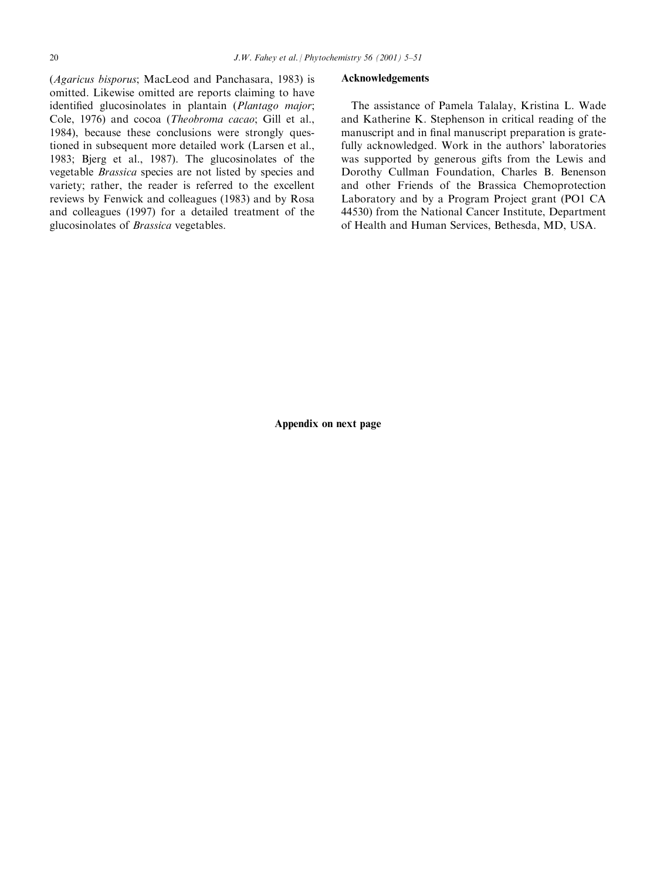(*Agaricus bisporus*; MacLeod and Panchasara, 1983) is omitted. Likewise omitted are reports claiming to have identified glucosinolates in plantain (*Plantago major*; Cole, 1976) and cocoa (*Theobroma cacao*; Gill et al., 1984), because these conclusions were strongly questioned in subsequent more detailed work (Larsen et al., 1983; Bjerg et al., 1987). The glucosinolates of the vegetable *Brassica* species are not listed by species and variety; rather, the reader is referred to the excellent reviews by Fenwick and colleagues (1983) and by Rosa and colleagues (1997) for a detailed treatment of the glucosinolates of *Brassica* vegetables.

## Acknowledgements

The assistance of Pamela Talalay, Kristina L. Wade and Katherine K. Stephenson in critical reading of the manuscript and in final manuscript preparation is gratefully acknowledged. Work in the authors' laboratories was supported by generous gifts from the Lewis and Dorothy Cullman Foundation, Charles B. Benenson and other Friends of the Brassica Chemoprotection Laboratory and by a Program Project grant (PO1 CA 44530) from the National Cancer Institute, Department of Health and Human Services, Bethesda, MD, USA.

**Appendix on next page**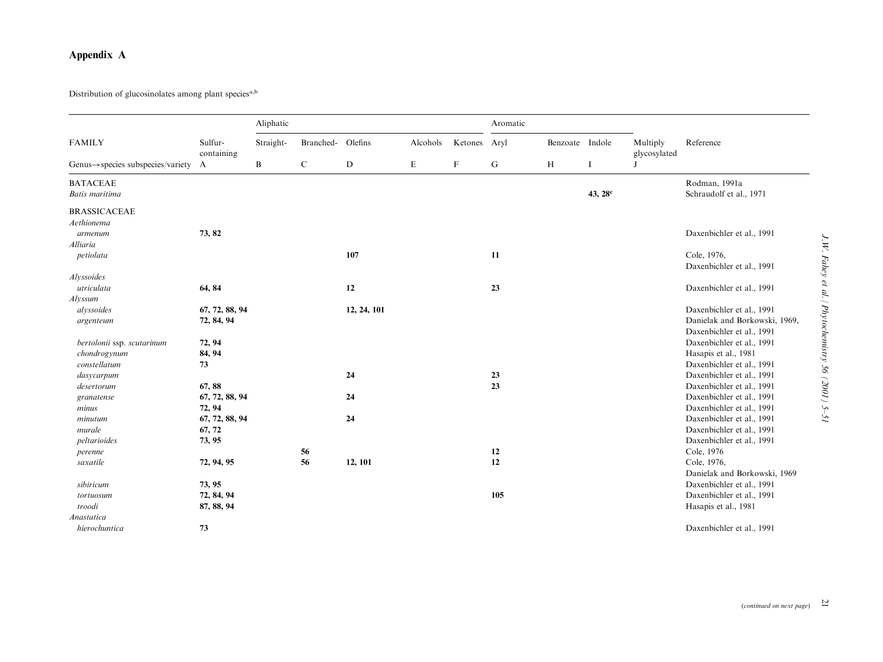# Appendix A

Distribution of glucosinolates among plant species[a,b]

| FAMILY | Aliphatic | | | | | | Aromatic | | | | Reference |
|---|---|---|---|---|---|---|---|---|---|---|---|
| | Sulfur-containing | Straight- | Branched- | Olefins | Alcohols | Ketones | Aryl | Benzoate | Indole | Multiply glycosylated | |
| Genus→species subspecies/variety | A | B | C | D | E | F | G | H | I | J | |
| BATACEAE | | | | | | | | | | | Rodman, 1991a |
| *Batis maritima* | | | | | | | | | **43, 28**[c] | | Schraudolf et al., 1971 |
| BRASSICACEAE | | | | | | | | | | | |
| *Aethionema* | | | | | | | | | | | |
| *armenum* | **73, 82** | | | | | | | | | | Daxenbichler et al., 1991 |
| *Alliaria* | | | | | | | | | | | |
| *petiolata* | | | | **107** | | | **11** | | | | Cole, 1976, Daxenbichler et al., 1991 |
| *Alyssoides* | | | | | | | | | | | |
| *utriculata* | **64, 84** | | | **12** | | | **23** | | | | Daxenbichler et al., 1991 |
| *Alyssum* | | | | | | | | | | | |
| *alyssoides* | **67, 72, 88, 94** | | | **12, 24, 101** | | | | | | | Daxenbichler et al., 1991 |
| *argenteum* | **72, 84, 94** | | | | | | | | | | Danielak and Borkowski, 1969, Daxenbichler et al., 1991 |
| *bertolonii* ssp. *scutarinum* | **72, 94** | | | | | | | | | | Daxenbichler et al., 1991 |
| *chondrogynum* | **84, 94** | | | | | | | | | | Hasapis et al., 1981 |
| *constellatum* | **73** | | | | | | | | | | Daxenbichler et al., 1991 |
| *dasycarpum* | | | | **24** | | | **23** | | | | Daxenbichler et al., 1991 |
| *desertorum* | **67, 88** | | | | | | **23** | | | | Daxenbichler et al., 1991 |
| *granatense* | **67, 72, 88, 94** | | | **24** | | | | | | | Daxenbichler et al., 1991 |
| *minus* | **72, 94** | | | | | | | | | | Daxenbichler et al., 1991 |
| *minutum* | **67, 72, 88, 94** | | | **24** | | | | | | | Daxenbichler et al., 1991 |
| *murale* | **67, 72** | | | | | | | | | | Daxenbichler et al., 1991 |
| *peltarioides* | **73, 95** | | | | | | | | | | Daxenbichler et al., 1991 |
| *perenne* | | | **56** | | | | **12** | | | | Cole, 1976 |
| *saxatile* | **72, 94, 95** | | **56** | **12, 101** | | | **12** | | | | Cole, 1976, Danielak and Borkowski, 1969 |
| *sibiricum* | **73, 95** | | | | | | | | | | Daxenbichler et al., 1991 |
| *tortuosum* | **72, 84, 94** | | | | | | **105** | | | | Daxenbichler et al., 1991 |
| *troodi* | **87, 88, 94** | | | | | | | | | | Hasapis et al., 1981 |
| *Anastatica* | | | | | | | | | | | |
| *hierochuntica* | **73** | | | | | | | | | | Daxenbichler et al., 1991 |

(*continued on next page*)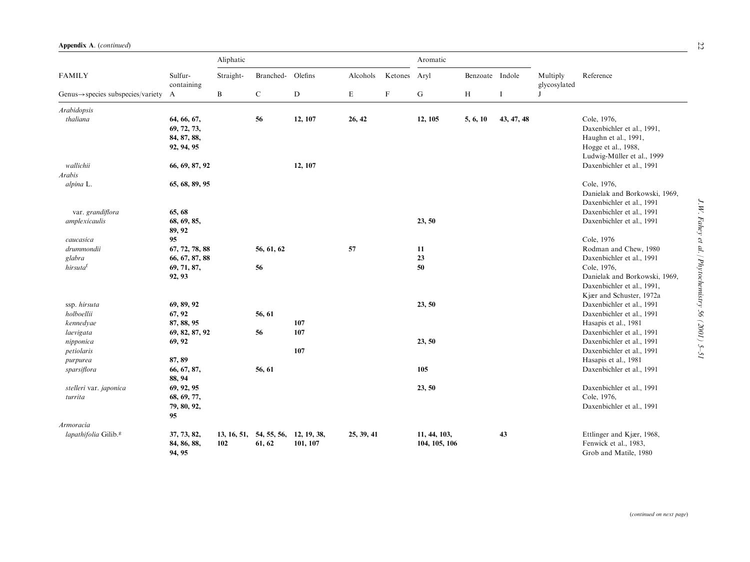**Appendix A.** (*continued*)

| FAMILY | Sulfur-containing | Aliphatic | | | | | Aromatic | | | Multiply glycosylated | Reference |
|---|---|---|---|---|---|---|---|---|---|---|---|
| | | Straight- | Branched- | Olefins | Alcohols | Ketones | Aryl | Benzoate | Indole | | |
| Genus→species subspecies/variety | A | B | C | D | E | F | G | H | I | J | |
| *Arabidopsis* | | | | | | | | | | | |
| *thaliana* | **64, 66, 67, 69, 72, 73, 84, 87, 88, 92, 94, 95** | | **56** | **12, 107** | **26, 42** | | **12, 105** | **5, 6, 10** | **43, 47, 48** | | Cole, 1976, Daxenbichler et al., 1991, Haughn et al., 1991, Hogge et al., 1988, Ludwig-Müller et al., 1999 |
| *wallichii* | **66, 69, 87, 92** | | | **12, 107** | | | | | | | Daxenbichler et al., 1991 |
| *Arabis* | | | | | | | | | | | |
| *alpina* L. | **65, 68, 89, 95** | | | | | | | | | | Cole, 1976, Danielak and Borkowski, 1969, Daxenbichler et al., 1991 |
| var. *grandiflora* | **65, 68** | | | | | | | | | | Daxenbichler et al., 1991 |
| *amplexicaulis* | **68, 69, 85, 89, 92** | | | | | | **23, 50** | | | | Daxenbichler et al., 1991 |
| *caucasica* | **95** | | | | | | | | | | Cole, 1976 |
| *drummondii* | **67, 72, 78, 88** | | **56, 61, 62** | | **57** | | **11** | | | | Rodman and Chew, 1980 |
| *glabra* | **66, 67, 87, 88** | | | | | | **23** | | | | Daxenbichler et al., 1991 |
| *hirsuta*[f] | **69, 71, 87, 92, 93** | | **56** | | | | **50** | | | | Cole, 1976, Danielak and Borkowski, 1969, Daxenbichler et al., 1991, Kjær and Schuster, 1972a |
| ssp. *hirsuta* | **69, 89, 92** | | | | | | **23, 50** | | | | Daxenbichler et al., 1991 |
| *holboellii* | **67, 92** | | **56, 61** | | | | | | | | Daxenbichler et al., 1991 |
| *kennedyae* | **87, 88, 95** | | | **107** | | | | | | | Hasapis et al., 1981 |
| *laevigata* | **69, 82, 87, 92** | | **56** | **107** | | | | | | | Daxenbichler et al., 1991 |
| *nipponica* | **69, 92** | | | | | | **23, 50** | | | | Daxenbichler et al., 1991 |
| *petiolaris* | | | | **107** | | | | | | | Daxenbichler et al., 1991 |
| *purpurea* | **87, 89** | | | | | | | | | | Hasapis et al., 1981 |
| *sparsiflora* | **66, 67, 87, 88, 94** | | **56, 61** | | | | **105** | | | | Daxenbichler et al., 1991 |
| *stelleri* var. *japonica* | **69, 92, 95** | | | | | | **23, 50** | | | | Daxenbichler et al., 1991 |
| *turrita* | **68, 69, 77, 79, 80, 92, 95** | | | | | | | | | | Cole, 1976, Daxenbichler et al., 1991 |
| *Armoracia* | | | | | | | | | | | |
| *lapathifolia* Gilib.[g] | **37, 73, 82, 84, 86, 88, 94, 95** | **13, 16, 51, 102** | **54, 55, 56, 61, 62** | **12, 19, 38, 101, 107** | **25, 39, 41** | | **11, 44, 103, 104, 105, 106** | | **43** | | Ettlinger and Kjær, 1968, Fenwick et al., 1983, Grob and Matile, 1980 |

(*continued on next page*)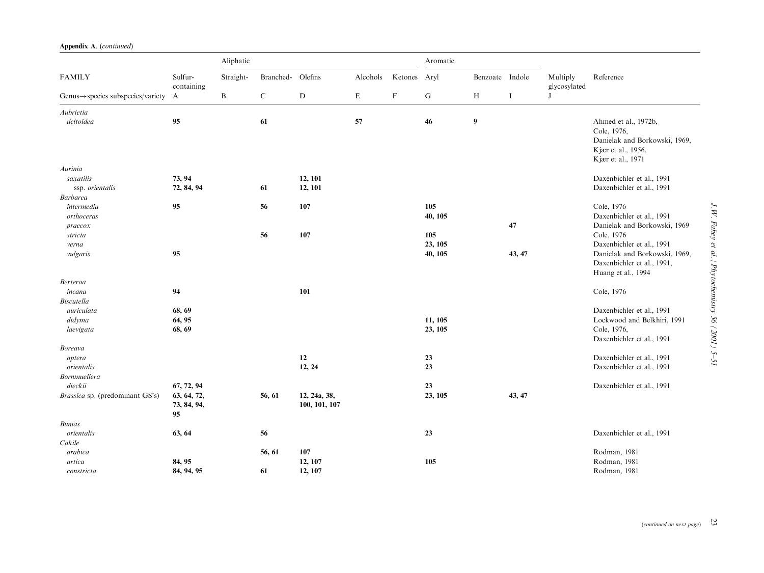**Appendix A.** (*continued*)

| FAMILY | Sulfur-containing | Aliphatic Straight- | Branched- | Olefins | Alcohols | Ketones | Aromatic Aryl | Benzoate | Indole | Multiply glycosylated | Reference |
|---|---|---|---|---|---|---|---|---|---|---|---|
| Genus→species subspecies/variety | A | B | C | D | E | F | G | H | I | J | |
| *Aubrietia* | | | | | | | | | | | |
| *deltoidea* | **95** | | **61** | | **57** | | **46** | **9** | | | Ahmed et al., 1972b, Cole, 1976, Danielak and Borkowski, 1969, Kjær et al., 1956, Kjær et al., 1971 |
| *Aurinia* | | | | | | | | | | | |
| *saxatilis* | **73, 94** | | | **12, 101** | | | | | | | Daxenbichler et al., 1991 |
| ssp. *orientalis* | **72, 84, 94** | | **61** | **12, 101** | | | | | | | Daxenbichler et al., 1991 |
| *Barbarea* | | | | | | | | | | | |
| *intermedia* | **95** | | **56** | **107** | | | **105** | | | | Cole, 1976 |
| *orthoceras* | | | | | | | **40, 105** | | | | Daxenbichler et al., 1991 |
| *praecox* | | | | | | | | | **47** | | Danielak and Borkowski, 1969 |
| *stricta* | | | **56** | **107** | | | **105** | | | | Cole, 1976 |
| *verna* | | | | | | | **23, 105** | | | | Daxenbichler et al., 1991 |
| *vulgaris* | **95** | | | | | | **40, 105** | | **43, 47** | | Danielak and Borkowski, 1969, Daxenbichler et al., 1991, Huang et al., 1994 |
| *Berteroa* | | | | | | | | | | | |
| *incana* | **94** | | | **101** | | | | | | | Cole, 1976 |
| *Biscutella* | | | | | | | | | | | |
| *auriculata* | **68, 69** | | | | | | | | | | Daxenbichler et al., 1991 |
| *didyma* | **64, 95** | | | | | | **11, 105** | | | | Lockwood and Belkhiri, 1991 |
| *laevigata* | **68, 69** | | | | | | **23, 105** | | | | Cole, 1976, Daxenbichler et al., 1991 |
| *Boreava* | | | | | | | | | | | |
| *aptera* | | | | **12** | | | **23** | | | | Daxenbichler et al., 1991 |
| *orientalis* | | | | **12, 24** | | | **23** | | | | Daxenbichler et al., 1991 |
| *Bornmuellera* | | | | | | | | | | | |
| *dieckii* | **67, 72, 94** | | | | | | **23** | | | | Daxenbichler et al., 1991 |
| *Brassica* sp. (predominant GS's) | **63, 64, 72, 73, 84, 94, 95** | | **56, 61** | **12, 24a, 38, 100, 101, 107** | | | **23, 105** | | **43, 47** | | |
| *Bunias* | | | | | | | | | | | |
| *orientalis* | **63, 64** | | **56** | | | | **23** | | | | Daxenbichler et al., 1991 |
| *Cakile* | | | | | | | | | | | |
| *arabica* | | | **56, 61** | **107** | | | | | | | Rodman, 1981 |
| *artica* | **84, 95** | | | **12, 107** | | | **105** | | | | Rodman, 1981 |
| *constricta* | **84, 94, 95** | | **61** | **12, 107** | | | | | | | Rodman, 1981 |

(*continued on next page*)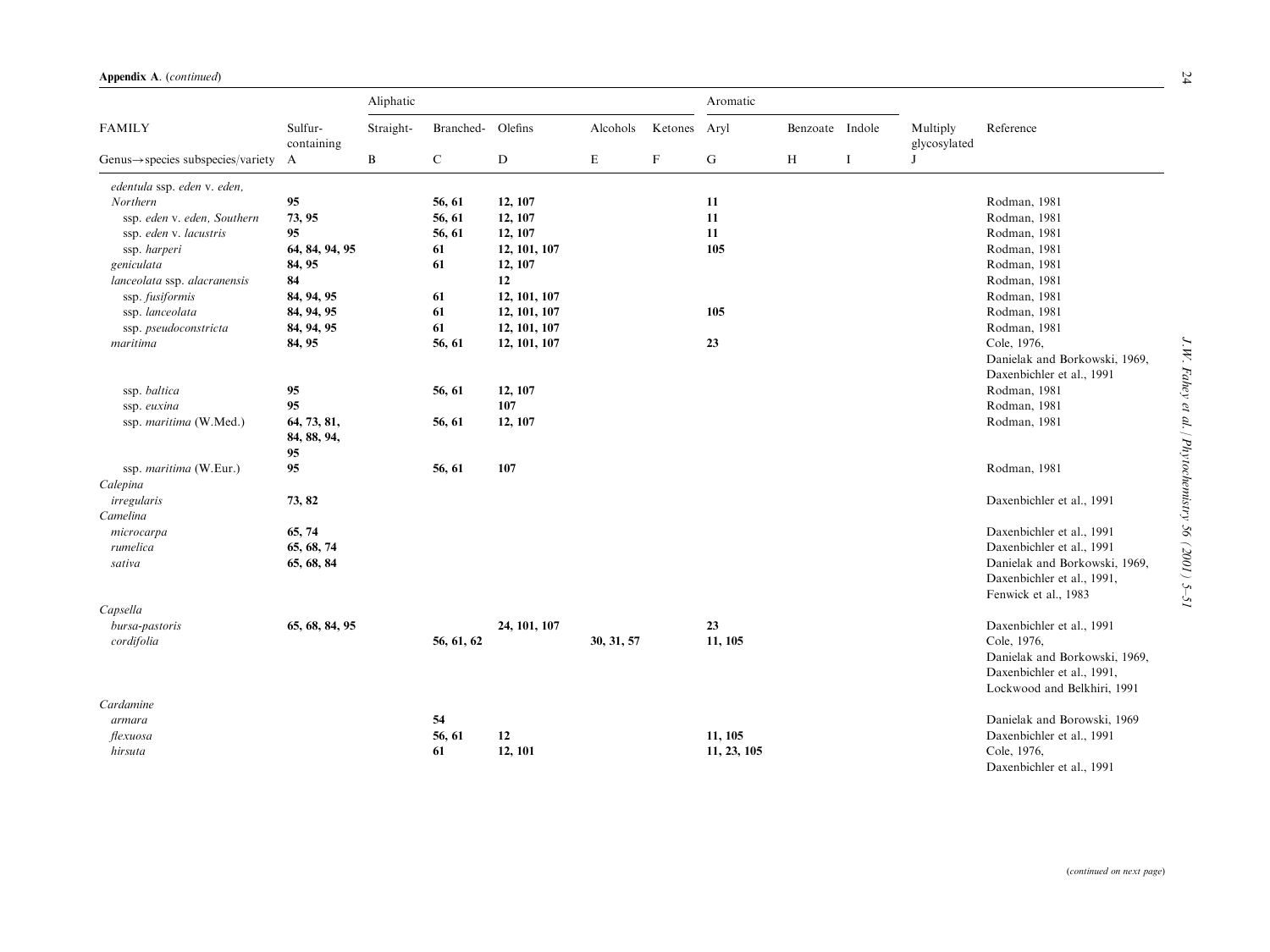**Appendix A**. (*continued*)

| FAMILY | Sulfur-containing | Aliphatic Straight- | Branched- | Olefins | Alcohols | Ketones | Aromatic Aryl | Benzoate | Indole | Multiply glycosylated | Reference |
|---|---|---|---|---|---|---|---|---|---|---|---|
| Genus→species subspecies/variety | A | B | C | D | E | F | G | H | I | J | |
| *edentula* ssp. *eden* v. *eden*, Northern | **95** | | **56, 61** | **12, 107** | | | **11** | | | | Rodman, 1981 |
| ssp. *eden* v. *eden*, Southern | **73, 95** | | **56, 61** | **12, 107** | | | **11** | | | | Rodman, 1981 |
| ssp. *eden* v. *lacustris* | **95** | | **56, 61** | **12, 107** | | | **11** | | | | Rodman, 1981 |
| ssp. *harperi* | **64, 84, 94, 95** | | **61** | **12, 101, 107** | | | **105** | | | | Rodman, 1981 |
| *geniculata* | **84, 95** | | **61** | **12, 107** | | | | | | | Rodman, 1981 |
| *lanceolata* ssp. *alacranensis* | **84** | | | **12** | | | | | | | Rodman, 1981 |
| ssp. *fusiformis* | **84, 94, 95** | | **61** | **12, 101, 107** | | | | | | | Rodman, 1981 |
| ssp. *lanceolata* | **84, 94, 95** | | **61** | **12, 101, 107** | | | **105** | | | | Rodman, 1981 |
| ssp. *pseudoconstricta* | **84, 94, 95** | | **61** | **12, 101, 107** | | | | | | | Rodman, 1981 |
| *maritima* | **84, 95** | | **56, 61** | **12, 101, 107** | | | **23** | | | | Cole, 1976, Danielak and Borkowski, 1969, Daxenbichler et al., 1991 |
| ssp. *baltica* | **95** | | **56, 61** | **12, 107** | | | | | | | Rodman, 1981 |
| ssp. *euxina* | **95** | | | **107** | | | | | | | Rodman, 1981 |
| ssp. *maritima* (W.Med.) | **64, 73, 81, 84, 88, 94, 95** | | **56, 61** | **12, 107** | | | | | | | Rodman, 1981 |
| ssp. *maritima* (W.Eur.) | **95** | | **56, 61** | **107** | | | | | | | Rodman, 1981 |
| *Calepina* | | | | | | | | | | | |
| *irregularis* | **73, 82** | | | | | | | | | | Daxenbichler et al., 1991 |
| *Camelina* | | | | | | | | | | | |
| *microcarpa* | **65, 74** | | | | | | | | | | Daxenbichler et al., 1991 |
| *rumelica* | **65, 68, 74** | | | | | | | | | | Daxenbichler et al., 1991 |
| *sativa* | **65, 68, 84** | | | | | | | | | | Danielak and Borkowski, 1969, Daxenbichler et al., 1991, Fenwick et al., 1983 |
| *Capsella* | | | | | | | | | | | |
| *bursa-pastoris* | **65, 68, 84, 95** | | | **24, 101, 107** | | | **23** | | | | Daxenbichler et al., 1991 |
| *cordifolia* | | | **56, 61, 62** | | **30, 31, 57** | | **11, 105** | | | | Cole, 1976, Danielak and Borkowski, 1969, Daxenbichler et al., 1991, Lockwood and Belkhiri, 1991 |
| *Cardamine* | | | | | | | | | | | |
| *armara* | | | **54** | | | | | | | | Danielak and Borowski, 1969 |
| *flexuosa* | | | **56, 61** | **12** | | | **11, 105** | | | | Daxenbichler et al., 1991 |
| *hirsuta* | | | **61** | **12, 101** | | | **11, 23, 105** | | | | Cole, 1976, Daxenbichler et al., 1991 |

(*continued on next page*)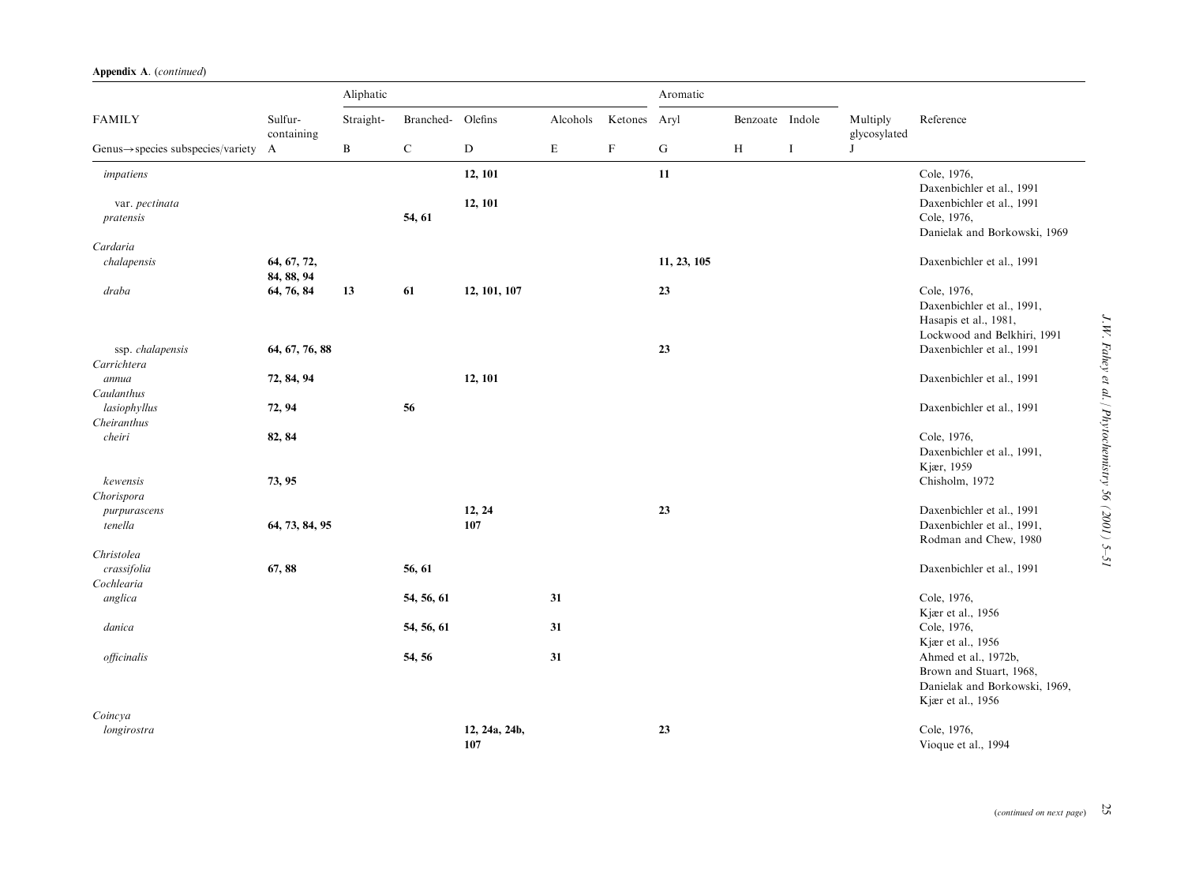**Appendix A.** (*continued*)

| FAMILY | Sulfur-containing | Aliphatic Straight- | Branched- | Olefins | Alcohols | Ketones | Aromatic Aryl | Benzoate | Indole | Multiply glycosylated | Reference |
|---|---|---|---|---|---|---|---|---|---|---|---|
| Genus→species subspecies/variety | A | B | C | D | E | F | G | H | I | J | |
| *impatiens* | | | | **12, 101** | | | **11** | | | | Cole, 1976, Daxenbichler et al., 1991 |
| var. *pectinata* | | | | **12, 101** | | | | | | | Daxenbichler et al., 1991 |
| *pratensis* | | | **54, 61** | | | | | | | | Cole, 1976, Danielak and Borkowski, 1969 |
| *Cardaria* | | | | | | | | | | | |
| *chalapensis* | **64, 67, 72, 84, 88, 94** | | | | | | **11, 23, 105** | | | | Daxenbichler et al., 1991 |
| *draba* | **64, 76, 84** | **13** | **61** | **12, 101, 107** | | | **23** | | | | Cole, 1976, Daxenbichler et al., 1991, Hasapis et al., 1981, Lockwood and Belkhiri, 1991 |
| ssp. *chalapensis* | **64, 67, 76, 88** | | | | | | **23** | | | | Daxenbichler et al., 1991 |
| *Carrichtera* | | | | | | | | | | | |
| *annua* | **72, 84, 94** | | | **12, 101** | | | | | | | Daxenbichler et al., 1991 |
| *Caulanthus* | | | | | | | | | | | |
| *lasiophyllus* | **72, 94** | | **56** | | | | | | | | Daxenbichler et al., 1991 |
| *Cheiranthus* | | | | | | | | | | | |
| *cheiri* | **82, 84** | | | | | | | | | | Cole, 1976, Daxenbichler et al., 1991, Kjær, 1959 |
| *kewensis* | **73, 95** | | | | | | | | | | Chisholm, 1972 |
| *Chorispora* | | | | | | | | | | | |
| *purpurascens* | | | | **12, 24** | | | **23** | | | | Daxenbichler et al., 1991 |
| *tenella* | **64, 73, 84, 95** | | | **107** | | | | | | | Daxenbichler et al., 1991, Rodman and Chew, 1980 |
| *Christolea* | | | | | | | | | | | |
| *crassifolia* | **67, 88** | | **56, 61** | | | | | | | | Daxenbichler et al., 1991 |
| *Cochlearia* | | | | | | | | | | | |
| *anglica* | | | **54, 56, 61** | | **31** | | | | | | Cole, 1976, Kjær et al., 1956 |
| *danica* | | | **54, 56, 61** | | **31** | | | | | | Cole, 1976, Kjær et al., 1956 |
| *officinalis* | | | **54, 56** | | **31** | | | | | | Ahmed et al., 1972b, Brown and Stuart, 1968, Danielak and Borkowski, 1969, Kjær et al., 1956 |
| *Coincya* | | | | | | | | | | | |
| *longirostra* | | | | **12, 24a, 24b, 107** | | | **23** | | | | Cole, 1976, Vioque et al., 1994 |

(*continued on next page*)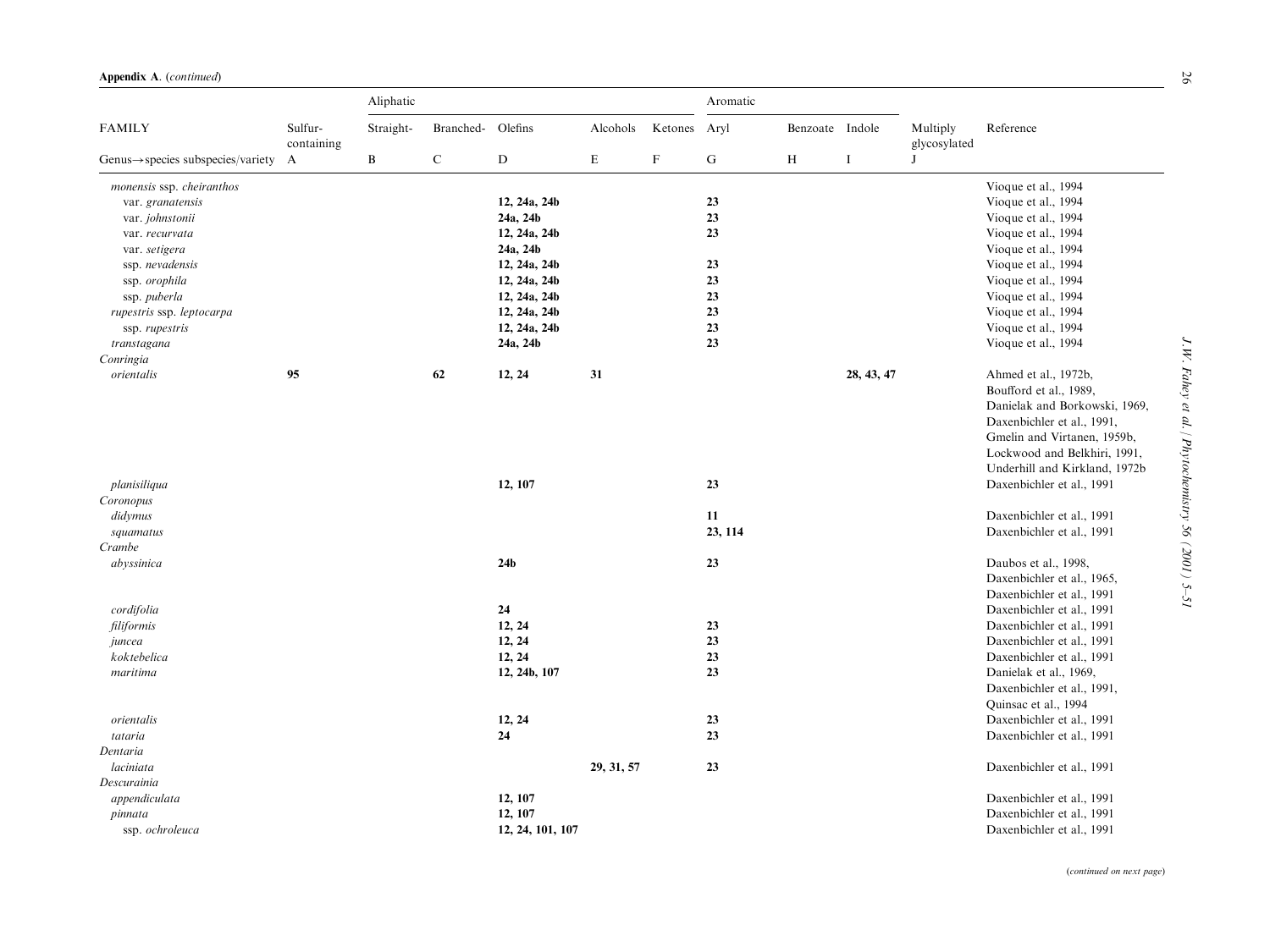**Appendix A.** (*continued*)

| FAMILY | Sulfur-containing | Aliphatic | | | | | Aromatic | | | Multiply glycosylated | Reference |
|---|---|---|---|---|---|---|---|---|---|---|---|
| | | Straight- | Branched- | Olefins | Alcohols | Ketones | Aryl | Benzoate | Indole | | |
| Genus→species subspecies/variety | A | B | C | D | E | F | G | H | I | J | |
| *monensis* ssp. *cheiranthos* | | | | | | | | | | | Vioque et al., 1994 |
| var. *granatensis* | | | | **12, 24a, 24b** | | | **23** | | | | Vioque et al., 1994 |
| var. *johnstonii* | | | | **24a, 24b** | | | **23** | | | | Vioque et al., 1994 |
| var. *recurvata* | | | | **12, 24a, 24b** | | | **23** | | | | Vioque et al., 1994 |
| var. *setigera* | | | | **24a, 24b** | | | | | | | Vioque et al., 1994 |
| ssp. *nevadensis* | | | | **12, 24a, 24b** | | | **23** | | | | Vioque et al., 1994 |
| ssp. *orophila* | | | | **12, 24a, 24b** | | | **23** | | | | Vioque et al., 1994 |
| ssp. *puberla* | | | | **12, 24a, 24b** | | | **23** | | | | Vioque et al., 1994 |
| *rupestris* ssp. *leptocarpa* | | | | **12, 24a, 24b** | | | **23** | | | | Vioque et al., 1994 |
| ssp. *rupestris* | | | | **12, 24a, 24b** | | | **23** | | | | Vioque et al., 1994 |
| *transtagana* | | | | **24a, 24b** | | | **23** | | | | Vioque et al., 1994 |
| *Conringia* | | | | | | | | | | | |
| *orientalis* | **95** | | **62** | **12, 24** | **31** | | | | **28, 43, 47** | | Ahmed et al., 1972b, Boufford et al., 1989, Danielak and Borkowski, 1969, Daxenbichler et al., 1991, Gmelin and Virtanen, 1959b, Lockwood and Belkhiri, 1991, Underhill and Kirkland, 1972b |
| *planisiliqua* | | | | **12, 107** | | | **23** | | | | Daxenbichler et al., 1991 |
| *Coronopus* | | | | | | | | | | | |
| *didymus* | | | | | | | **11** | | | | Daxenbichler et al., 1991 |
| *squamatus* | | | | | | | **23, 114** | | | | Daxenbichler et al., 1991 |
| *Crambe* | | | | | | | | | | | |
| *abyssinica* | | | | **24b** | | | **23** | | | | Daubos et al., 1998, Daxenbichler et al., 1965, Daxenbichler et al., 1991 |
| *cordifolia* | | | | **24** | | | | | | | Daxenbichler et al., 1991 |
| *filiformis* | | | | **12, 24** | | | **23** | | | | Daxenbichler et al., 1991 |
| *juncea* | | | | **12, 24** | | | **23** | | | | Daxenbichler et al., 1991 |
| *koktebelica* | | | | **12, 24** | | | **23** | | | | Daxenbichler et al., 1991 |
| *maritima* | | | | **12, 24b, 107** | | | **23** | | | | Danielak et al., 1969, Daxenbichler et al., 1991, Quinsac et al., 1994 |
| *orientalis* | | | | **12, 24** | | | **23** | | | | Daxenbichler et al., 1991 |
| *tataria* | | | | **24** | | | **23** | | | | Daxenbichler et al., 1991 |
| *Dentaria* | | | | | | | | | | | |
| *laciniata* | | | | | **29, 31, 57** | | **23** | | | | Daxenbichler et al., 1991 |
| *Descurainia* | | | | | | | | | | | |
| *appendiculata* | | | | **12, 107** | | | | | | | Daxenbichler et al., 1991 |
| *pinnata* | | | | **12, 107** | | | | | | | Daxenbichler et al., 1991 |
| ssp. *ochroleuca* | | | | **12, 24, 101, 107** | | | | | | | Daxenbichler et al., 1991 |

(*continued on next page*)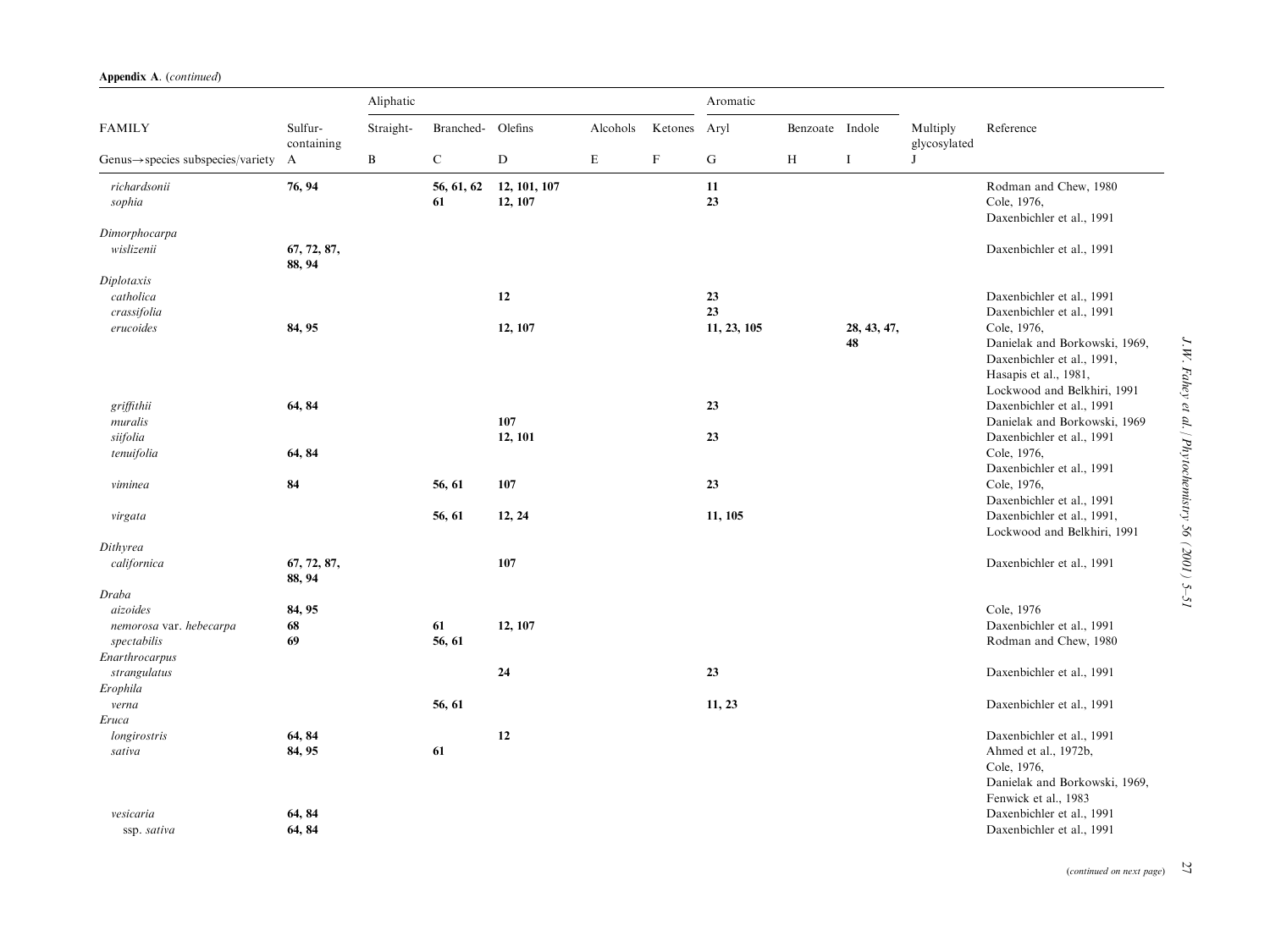**Appendix A.** (*continued*)

| FAMILY | Sulfur-containing | Aliphatic Straight- | Branched- | Olefins | Alcohols | Ketones | Aromatic Aryl | Benzoate | Indole | Multiply glycosylated | Reference |
|---|---|---|---|---|---|---|---|---|---|---|---|
| Genus→species subspecies/variety | A | B | C | D | E | F | G | H | I | J | |
| *richardsonii* | **76, 94** | | **56, 61, 62** | **12, 101, 107** | | | **11** | | | | Rodman and Chew, 1980 |
| *sophia* | | | **61** | **12, 107** | | | **23** | | | | Cole, 1976, Daxenbichler et al., 1991 |
| *Dimorphocarpa* | | | | | | | | | | | |
| *wislizenii* | **67, 72, 87, 88, 94** | | | | | | | | | | Daxenbichler et al., 1991 |
| *Diplotaxis* | | | | | | | | | | | |
| *catholica* | | | | **12** | | | **23** | | | | Daxenbichler et al., 1991 |
| *crassifolia* | | | | | | | **23** | | | | Daxenbichler et al., 1991 |
| *erucoides* | **84, 95** | | | **12, 107** | | | **11, 23, 105** | | **28, 43, 47, 48** | | Cole, 1976, Danielak and Borkowski, 1969, Daxenbichler et al., 1991, Hasapis et al., 1981, Lockwood and Belkhiri, 1991 |
| *griffithii* | **64, 84** | | | | | | **23** | | | | Daxenbichler et al., 1991 |
| *muralis* | | | | **107** | | | | | | | Danielak and Borkowski, 1969 |
| *siifolia* | | | | **12, 101** | | | **23** | | | | Daxenbichler et al., 1991 |
| *tenuifolia* | **64, 84** | | | | | | | | | | Cole, 1976, Daxenbichler et al., 1991 |
| *viminea* | **84** | | **56, 61** | **107** | | | **23** | | | | Cole, 1976, Daxenbichler et al., 1991 |
| *virgata* | | | **56, 61** | **12, 24** | | | **11, 105** | | | | Daxenbichler et al., 1991, Lockwood and Belkhiri, 1991 |
| *Dithyrea* | | | | | | | | | | | |
| *californica* | **67, 72, 87, 88, 94** | | | **107** | | | | | | | Daxenbichler et al., 1991 |
| *Draba* | | | | | | | | | | | |
| *aizoides* | **84, 95** | | | | | | | | | | Cole, 1976 |
| *nemorosa* var. *hebecarpa* | **68** | | **61** | **12, 107** | | | | | | | Daxenbichler et al., 1991 |
| *spectabilis* | **69** | | **56, 61** | | | | | | | | Rodman and Chew, 1980 |
| *Enarthrocarpus* | | | | | | | | | | | |
| *strangulatus* | | | | **24** | | | **23** | | | | Daxenbichler et al., 1991 |
| *Erophila* | | | | | | | | | | | |
| *verna* | | | **56, 61** | | | | **11, 23** | | | | Daxenbichler et al., 1991 |
| *Eruca* | | | | | | | | | | | |
| *longirostris* | **64, 84** | | | **12** | | | | | | | Daxenbichler et al., 1991 |
| *sativa* | **84, 95** | | **61** | | | | | | | | Ahmed et al., 1972b, Cole, 1976, Danielak and Borkowski, 1969, Fenwick et al., 1983 |
| *vesicaria* | **64, 84** | | | | | | | | | | Daxenbichler et al., 1991 |
| ssp. *sativa* | **64, 84** | | | | | | | | | | Daxenbichler et al., 1991 |

(*continued on next page*)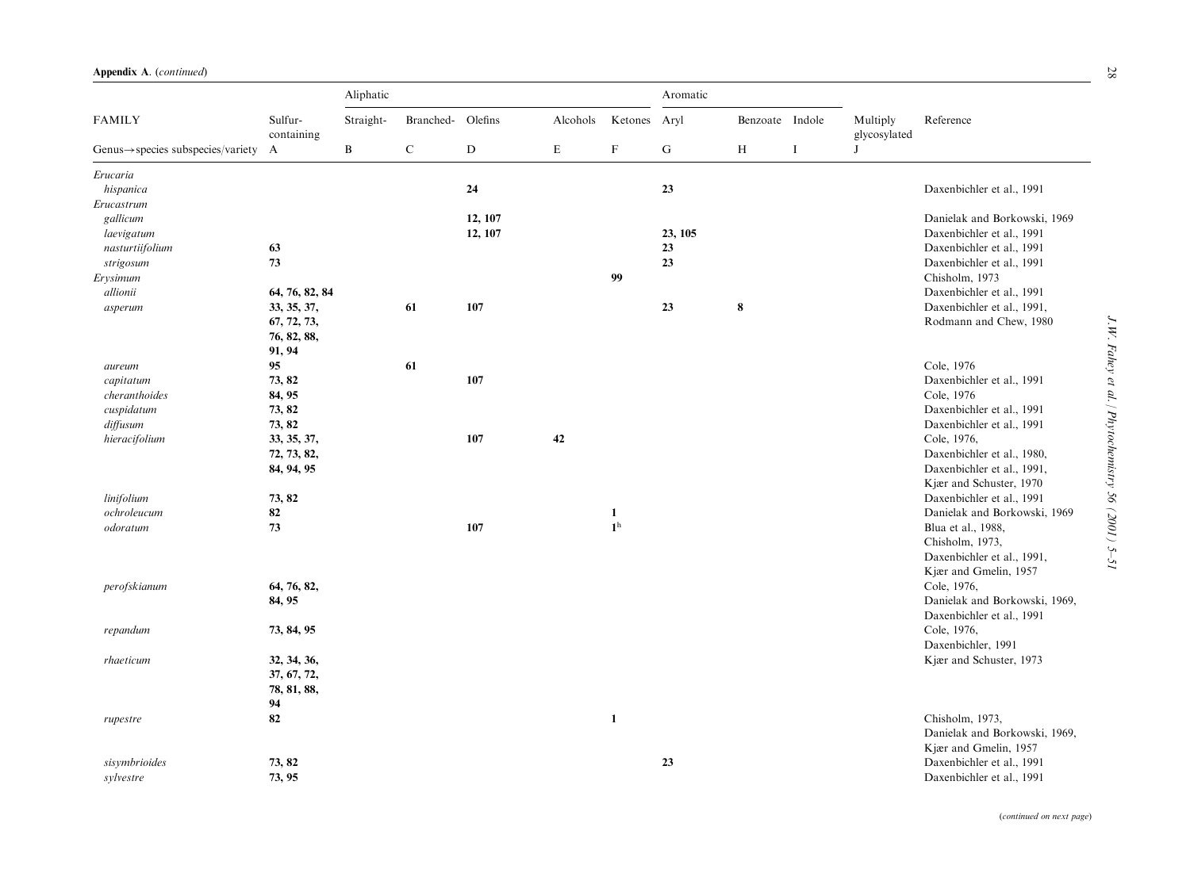**Appendix A.** (*continued*)

| FAMILY | Sulfur-containing | Aliphatic Straight- | Branched- | Olefins | Alcohols | Ketones | Aromatic Aryl | Benzoate | Indole | Multiply glycosylated | Reference |
|---|---|---|---|---|---|---|---|---|---|---|---|
| Genus→species subspecies/variety | A | B | C | D | E | F | G | H | I | J | |
| *Erucaria* | | | | | | | | | | | |
| *hispanica* | | | | **24** | | | **23** | | | | Daxenbichler et al., 1991 |
| *Erucastrum* | | | | | | | | | | | |
| *gallicum* | | | | **12, 107** | | | | | | | Danielak and Borkowski, 1969 |
| *laevigatum* | | | | **12, 107** | | | **23, 105** | | | | Daxenbichler et al., 1991 |
| *nasturtiifolium* | **63** | | | | | | **23** | | | | Daxenbichler et al., 1991 |
| *strigosum* | **73** | | | | | | **23** | | | | Daxenbichler et al., 1991 |
| *Erysimum* | | | | | | **99** | | | | | Chisholm, 1973 |
| *allionii* | **64, 76, 82, 84** | | | | | | | | | | Daxenbichler et al., 1991 |
| *asperum* | **33, 35, 37, 67, 72, 73, 76, 82, 88, 91, 94** | | **61** | **107** | | | **23** | **8** | | | Daxenbichler et al., 1991, Rodmann and Chew, 1980 |
| *aureum* | **95** | | **61** | | | | | | | | Cole, 1976 |
| *capitatum* | **73, 82** | | | **107** | | | | | | | Daxenbichler et al., 1991 |
| *cheranthoides* | **84, 95** | | | | | | | | | | Cole, 1976 |
| *cuspidatum* | **73, 82** | | | | | | | | | | Daxenbichler et al., 1991 |
| *diffusum* | **73, 82** | | | | | | | | | | Daxenbichler et al., 1991 |
| *hieracifolium* | **33, 35, 37, 72, 73, 82, 84, 94, 95** | | | **107** | **42** | | | | | | Cole, 1976, Daxenbichler et al., 1980, Daxenbichler et al., 1991, Kjær and Schuster, 1970 |
| *linifolium* | **73, 82** | | | | | | | | | | Daxenbichler et al., 1991 |
| *ochroleucum* | **82** | | | | | **1** | | | | | Danielak and Borkowski, 1969 |
| *odoratum* | **73** | | | **107** | | **1**[h] | | | | | Blua et al., 1988, Chisholm, 1973, Daxenbichler et al., 1991, Kjær and Gmelin, 1957 |
| *perofskianum* | **64, 76, 82, 84, 95** | | | | | | | | | | Cole, 1976, Danielak and Borkowski, 1969, Daxenbichler et al., 1991 |
| *repandum* | **73, 84, 95** | | | | | | | | | | Cole, 1976, Daxenbichler, 1991 |
| *rhaeticum* | **32, 34, 36, 37, 67, 72, 78, 81, 88, 94** | | | | | | | | | | Kjær and Schuster, 1973 |
| *rupestre* | **82** | | | | | **1** | | | | | Chisholm, 1973, Danielak and Borkowski, 1969, Kjær and Gmelin, 1957 |
| *sisymbrioides* | **73, 82** | | | | | | **23** | | | | Daxenbichler et al., 1991 |
| *sylvestre* | **73, 95** | | | | | | | | | | Daxenbichler et al., 1991 |

(*continued on next page*)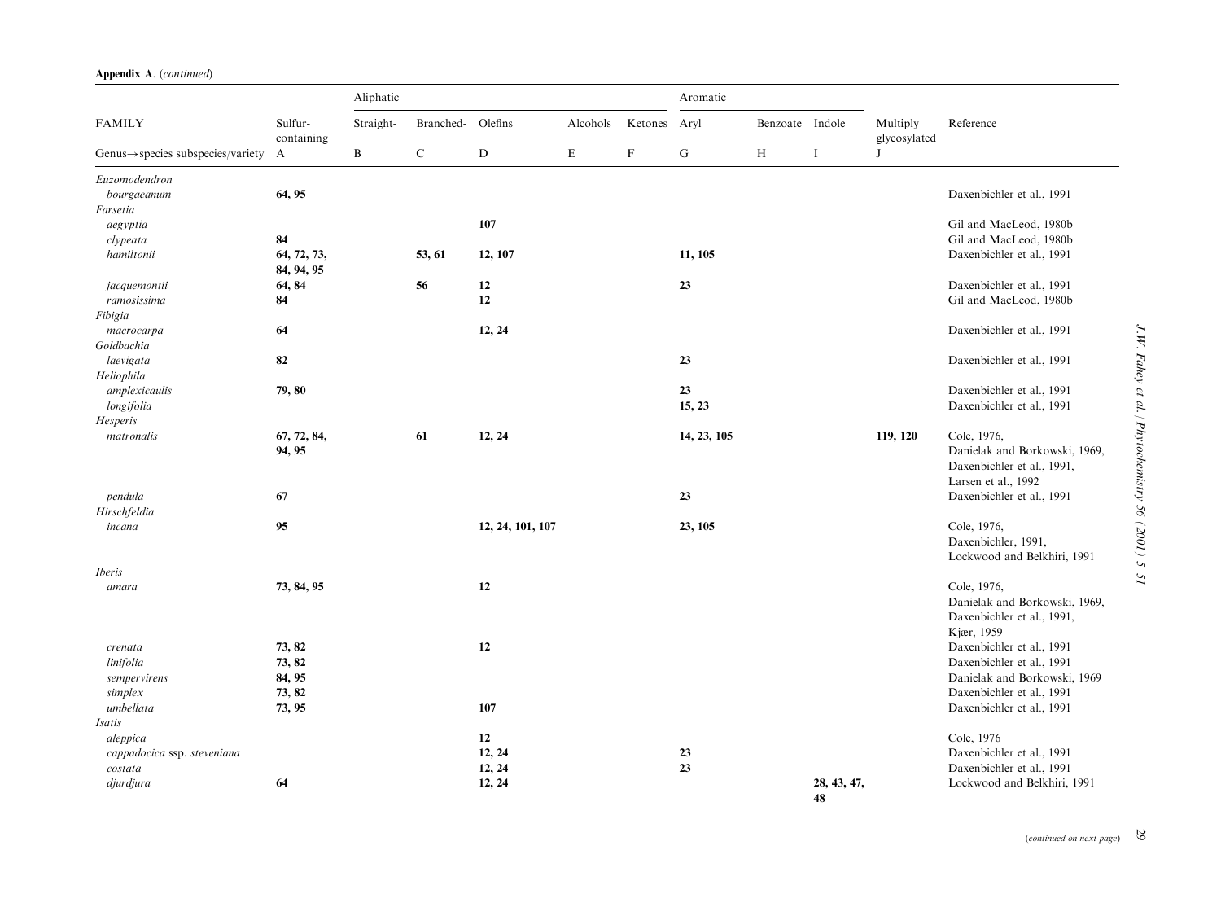**Appendix A.** (*continued*)

| FAMILY | Sulfur-containing | Aliphatic Straight- | Branched- | Olefins | Alcohols | Ketones | Aromatic Aryl | Benzoate | Indole | Multiply glycosylated | Reference |
|---|---|---|---|---|---|---|---|---|---|---|---|
| Genus→species subspecies/variety | A | B | C | D | E | F | G | H | I | J | |
| *Euzomodendron* | | | | | | | | | | | |
| *bourgaeanum* | **64, 95** | | | | | | | | | | Daxenbichler et al., 1991 |
| *Farsetia* | | | | | | | | | | | |
| *aegyptia* | | | | **107** | | | | | | | Gil and MacLeod, 1980b |
| *clypeata* | **84** | | | | | | | | | | Gil and MacLeod, 1980b |
| *hamiltonii* | **64, 72, 73, 84, 94, 95** | | **53, 61** | **12, 107** | | | **11, 105** | | | | Daxenbichler et al., 1991 |
| *jacquemontii* | **64, 84** | | **56** | **12** | | | **23** | | | | Daxenbichler et al., 1991 |
| *ramosissima* | **84** | | | **12** | | | | | | | Gil and MacLeod, 1980b |
| *Fibigia* | | | | | | | | | | | |
| *macrocarpa* | **64** | | | **12, 24** | | | | | | | Daxenbichler et al., 1991 |
| *Goldbachia* | | | | | | | | | | | |
| *laevigata* | **82** | | | | | | **23** | | | | Daxenbichler et al., 1991 |
| *Heliophila* | | | | | | | | | | | |
| *amplexicaulis* | **79, 80** | | | | | | **23** | | | | Daxenbichler et al., 1991 |
| *longifolia* | | | | | | | **15, 23** | | | | Daxenbichler et al., 1991 |
| *Hesperis* | | | | | | | | | | | |
| *matronalis* | **67, 72, 84, 94, 95** | | **61** | **12, 24** | | | **14, 23, 105** | | | **119, 120** | Cole, 1976, Danielak and Borkowski, 1969, Daxenbichler et al., 1991, Larsen et al., 1992 |
| *pendula* | **67** | | | | | | **23** | | | | Daxenbichler et al., 1991 |
| *Hirschfeldia* | | | | | | | | | | | |
| *incana* | **95** | | | **12, 24, 101, 107** | | | **23, 105** | | | | Cole, 1976, Daxenbichler, 1991, Lockwood and Belkhiri, 1991 |
| *Iberis* | | | | | | | | | | | |
| *amara* | **73, 84, 95** | | | **12** | | | | | | | Cole, 1976, Danielak and Borkowski, 1969, Daxenbichler et al., 1991, Kjær, 1959 |
| *crenata* | **73, 82** | | | **12** | | | | | | | Daxenbichler et al., 1991 |
| *linifolia* | **73, 82** | | | | | | | | | | Daxenbichler et al., 1991 |
| *sempervirens* | **84, 95** | | | | | | | | | | Danielak and Borkowski, 1969 |
| *simplex* | **73, 82** | | | | | | | | | | Daxenbichler et al., 1991 |
| *umbellata* | **73, 95** | | | **107** | | | | | | | Daxenbichler et al., 1991 |
| *Isatis* | | | | | | | | | | | |
| *aleppica* | | | | **12** | | | | | | | Cole, 1976 |
| *cappadocica* ssp. *steveniana* | | | | **12, 24** | | | **23** | | | | Daxenbichler et al., 1991 |
| *costata* | | | | **12, 24** | | | **23** | | | | Daxenbichler et al., 1991 |
| *djurdjura* | **64** | | | **12, 24** | | | | | **28, 43, 47, 48** | | Lockwood and Belkhiri, 1991 |

(*continued on next page*)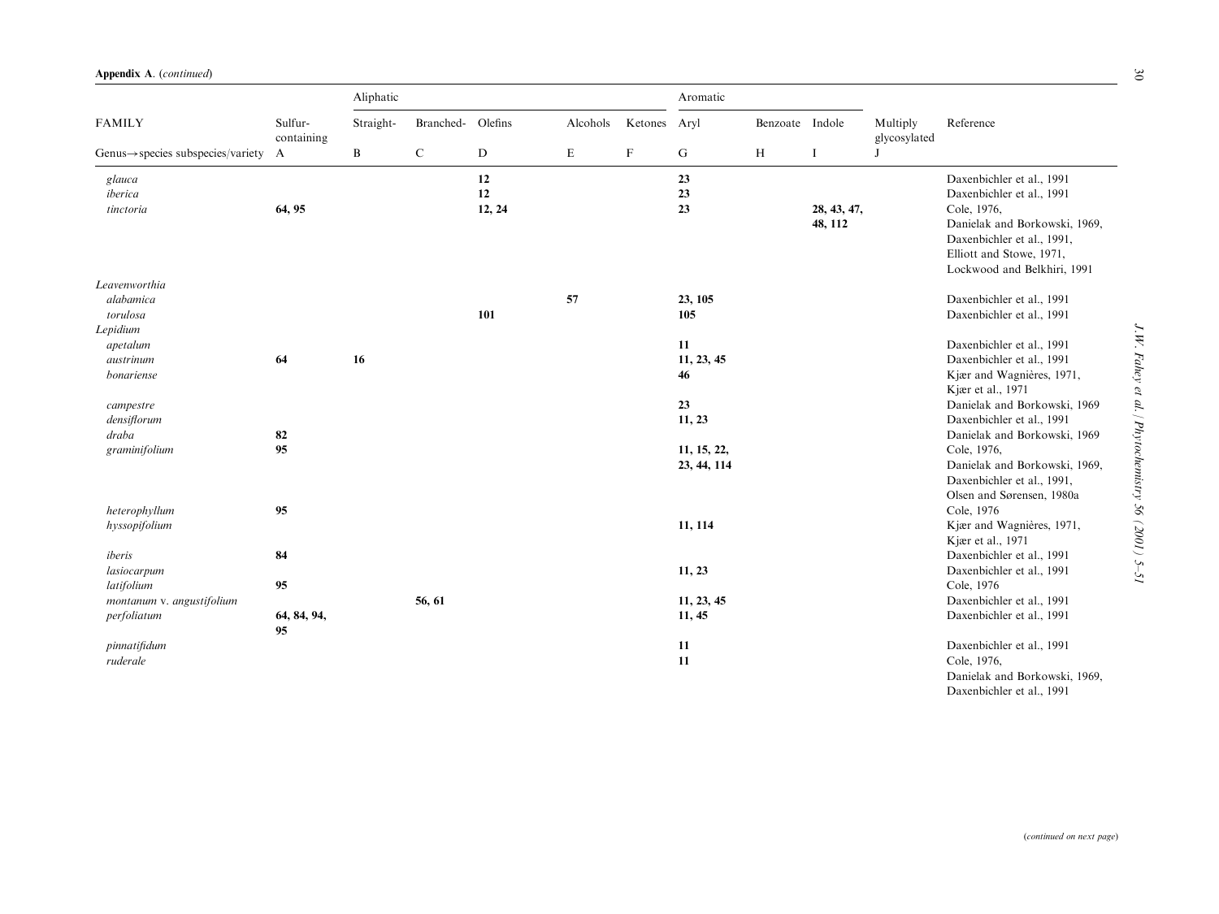**Appendix A.** (*continued*)

| FAMILY | | Aliphatic | | | | | Aromatic | | | | |
|---|---|---|---|---|---|---|---|---|---|---|---|
| | Sulfur-containing | Straight- | Branched- | Olefins | Alcohols | Ketones | Aryl | Benzoate | Indole | Multiply glycosylated | Reference |
| Genus→species subspecies/variety | A | B | C | D | E | F | G | H | I | J | |
| *glauca* | | | | **12** | | | **23** | | | | Daxenbichler et al., 1991 |
| *iberica* | | | | **12** | | | **23** | | | | Daxenbichler et al., 1991 |
| *tinctoria* | **64, 95** | | | **12, 24** | | | **23** | | **28, 43, 47, 48, 112** | | Cole, 1976, Danielak and Borkowski, 1969, Daxenbichler et al., 1991, Elliott and Stowe, 1971, Lockwood and Belkhiri, 1991 |
| *Leavenworthia* | | | | | | | | | | | |
| *alabamica* | | | | | **57** | | **23, 105** | | | | Daxenbichler et al., 1991 |
| *torulosa* | | | | **101** | | | **105** | | | | Daxenbichler et al., 1991 |
| *Lepidium* | | | | | | | | | | | |
| *apetalum* | | | | | | | **11** | | | | Daxenbichler et al., 1991 |
| *austrinum* | **64** | **16** | | | | | **11, 23, 45** | | | | Daxenbichler et al., 1991 |
| *bonariense* | | | | | | | **46** | | | | Kjær and Wagnières, 1971, Kjær et al., 1971 |
| *campestre* | | | | | | | **23** | | | | Danielak and Borkowski, 1969 |
| *densiflorum* | | | | | | | **11, 23** | | | | Daxenbichler et al., 1991 |
| *draba* | **82** | | | | | | | | | | Danielak and Borkowski, 1969 |
| *graminifolium* | **95** | | | | | | **11, 15, 22, 23, 44, 114** | | | | Cole, 1976, Danielak and Borkowski, 1969, Daxenbichler et al., 1991, Olsen and Sørensen, 1980a |
| *heterophyllum* | **95** | | | | | | | | | | Cole, 1976 |
| *hyssopifolium* | | | | | | | **11, 114** | | | | Kjær and Wagnières, 1971, Kjær et al., 1971 |
| *iberis* | **84** | | | | | | | | | | Daxenbichler et al., 1991 |
| *lasiocarpum* | | | | | | | **11, 23** | | | | Daxenbichler et al., 1991 |
| *latifolium* | **95** | | | | | | | | | | Cole, 1976 |
| *montanum* v. *angustifolium* | | | **56, 61** | | | | **11, 23, 45** | | | | Daxenbichler et al., 1991 |
| *perfoliatum* | **64, 84, 94, 95** | | | | | | **11, 45** | | | | Daxenbichler et al., 1991 |
| *pinnatifidum* | | | | | | | **11** | | | | Daxenbichler et al., 1991 |
| *ruderale* | | | | | | | **11** | | | | Cole, 1976, Danielak and Borkowski, 1969, Daxenbichler et al., 1991 |

(*continued on next page*)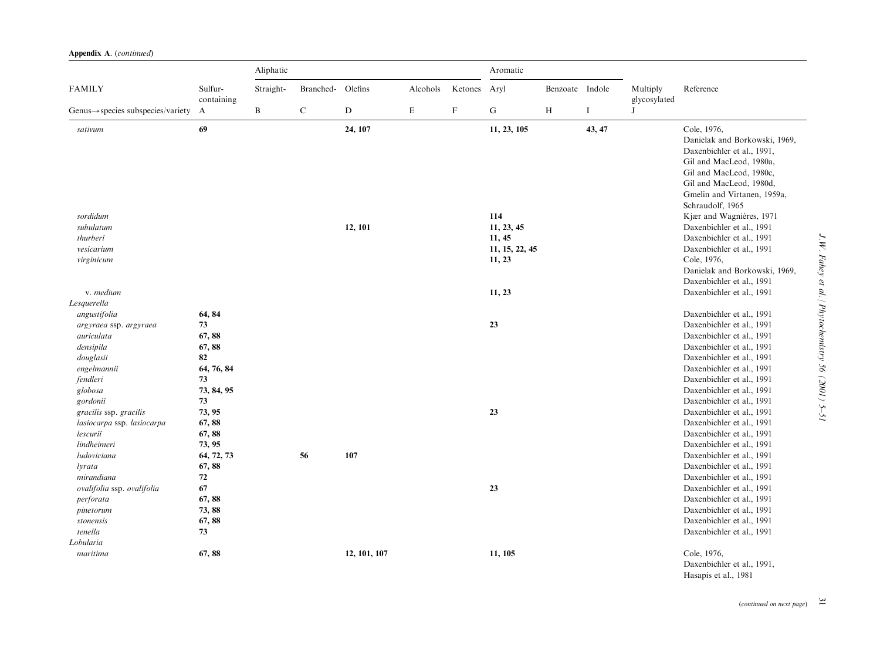**Appendix A**. (*continued*)

| FAMILY | Sulfur-containing | Aliphatic Straight- | Branched- | Olefins | Alcohols | Ketones | Aromatic Aryl | Benzoate | Indole | Multiply glycosylated | Reference |
|---|---|---|---|---|---|---|---|---|---|---|---|
| Genus→species subspecies/variety | A | B | C | D | E | F | G | H | I | J | |
| *sativum* | **69** | | | **24, 107** | | | **11, 23, 105** | | **43, 47** | | Cole, 1976, Danielak and Borkowski, 1969, Daxenbichler et al., 1991, Gil and MacLeod, 1980a, Gil and MacLeod, 1980c, Gil and MacLeod, 1980d, Gmelin and Virtanen, 1959a, Schraudolf, 1965 |
| *sordidum* | | | | | | | **114** | | | | Kjær and Wagnières, 1971 |
| *subulatum* | | | | **12, 101** | | | **11, 23, 45** | | | | Daxenbichler et al., 1991 |
| *thurberi* | | | | | | | **11, 45** | | | | Daxenbichler et al., 1991 |
| *vesicarium* | | | | | | | **11, 15, 22, 45** | | | | Daxenbichler et al., 1991 |
| *virginicum* | | | | | | | **11, 23** | | | | Cole, 1976, Danielak and Borkowski, 1969, Daxenbichler et al., 1991 |
| v. *medium* | | | | | | | **11, 23** | | | | Daxenbichler et al., 1991 |
| *Lesquerella* | | | | | | | | | | | |
| *angustifolia* | **64, 84** | | | | | | | | | | Daxenbichler et al., 1991 |
| *argyraea* ssp. *argyraea* | **73** | | | | | | **23** | | | | Daxenbichler et al., 1991 |
| *auriculata* | **67, 88** | | | | | | | | | | Daxenbichler et al., 1991 |
| *densipila* | **67, 88** | | | | | | | | | | Daxenbichler et al., 1991 |
| *douglasii* | **82** | | | | | | | | | | Daxenbichler et al., 1991 |
| *engelmannii* | **64, 76, 84** | | | | | | | | | | Daxenbichler et al., 1991 |
| *fendleri* | **73** | | | | | | | | | | Daxenbichler et al., 1991 |
| *globosa* | **73, 84, 95** | | | | | | | | | | Daxenbichler et al., 1991 |
| *gordonii* | **73** | | | | | | | | | | Daxenbichler et al., 1991 |
| *gracilis* ssp. *gracilis* | **73, 95** | | | | | | **23** | | | | Daxenbichler et al., 1991 |
| *lasiocarpa* ssp. *lasiocarpa* | **67, 88** | | | | | | | | | | Daxenbichler et al., 1991 |
| *lescurii* | **67, 88** | | | | | | | | | | Daxenbichler et al., 1991 |
| *lindheimeri* | **73, 95** | | | | | | | | | | Daxenbichler et al., 1991 |
| *ludoviciana* | **64, 72, 73** | | **56** | **107** | | | | | | | Daxenbichler et al., 1991 |
| *lyrata* | **67, 88** | | | | | | | | | | Daxenbichler et al., 1991 |
| *mirandiana* | **72** | | | | | | | | | | Daxenbichler et al., 1991 |
| *ovalifolia* ssp. *ovalifolia* | **67** | | | | | | **23** | | | | Daxenbichler et al., 1991 |
| *perforata* | **67, 88** | | | | | | | | | | Daxenbichler et al., 1991 |
| *pinetorum* | **73, 88** | | | | | | | | | | Daxenbichler et al., 1991 |
| *stonensis* | **67, 88** | | | | | | | | | | Daxenbichler et al., 1991 |
| *tenella* | **73** | | | | | | | | | | Daxenbichler et al., 1991 |
| *Lobularia* | | | | | | | | | | | |
| *maritima* | **67, 88** | | | **12, 101, 107** | | | **11, 105** | | | | Cole, 1976, Daxenbichler et al., 1991, Hasapis et al., 1981 |

(*continued on next page*)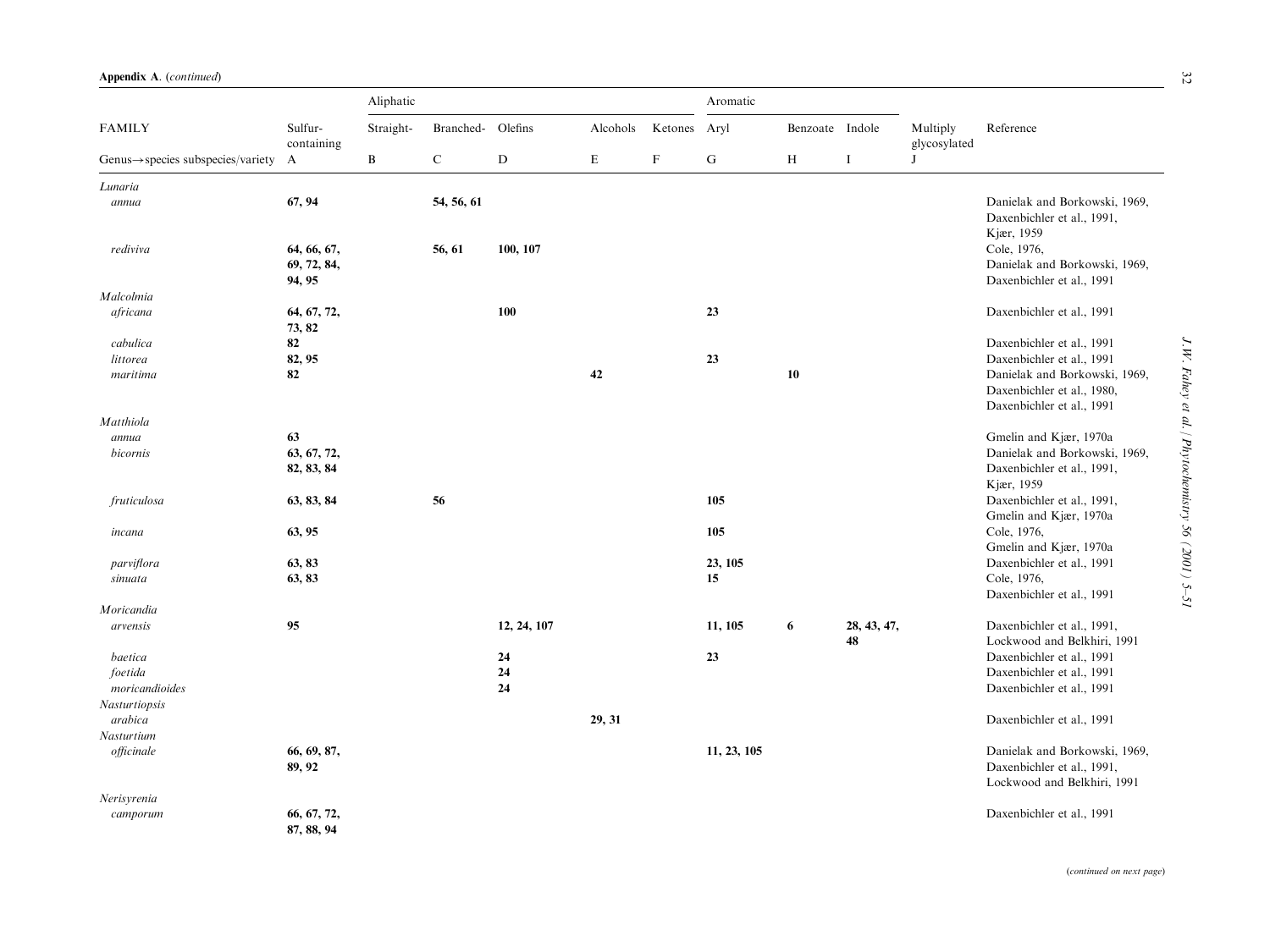**Appendix A.** (*continued*)

| FAMILY | Sulfur-containing | Aliphatic Straight- | Branched- | Olefins | Alcohols | Ketones | Aromatic Aryl | Benzoate | Indole | Multiply glycosylated | Reference |
|---|---|---|---|---|---|---|---|---|---|---|---|
| Genus→species subspecies/variety | A | B | C | D | E | F | G | H | I | J | |
| *Lunaria* | | | | | | | | | | | |
| *annua* | **67, 94** | | **54, 56, 61** | | | | | | | | Danielak and Borkowski, 1969, Daxenbichler et al., 1991, Kjær, 1959 |
| *rediviva* | **64, 66, 67, 69, 72, 84, 94, 95** | | **56, 61** | **100, 107** | | | | | | | Cole, 1976, Danielak and Borkowski, 1969, Daxenbichler et al., 1991 |
| *Malcolmia* | | | | | | | | | | | |
| *africana* | **64, 67, 72, 73, 82** | | | **100** | | | **23** | | | | Daxenbichler et al., 1991 |
| *cabulica* | **82** | | | | | | | | | | Daxenbichler et al., 1991 |
| *littorea* | **82, 95** | | | | | | **23** | | | | Daxenbichler et al., 1991 |
| *maritima* | **82** | | | | **42** | | | **10** | | | Danielak and Borkowski, 1969, Daxenbichler et al., 1980, Daxenbichler et al., 1991 |
| *Matthiola* | | | | | | | | | | | |
| *annua* | **63** | | | | | | | | | | Gmelin and Kjær, 1970a |
| *bicornis* | **63, 67, 72, 82, 83, 84** | | | | | | | | | | Danielak and Borkowski, 1969, Daxenbichler et al., 1991, Kjær, 1959 |
| *fruticulosa* | **63, 83, 84** | | **56** | | | | **105** | | | | Daxenbichler et al., 1991, Gmelin and Kjær, 1970a |
| *incana* | **63, 95** | | | | | | **105** | | | | Cole, 1976, Gmelin and Kjær, 1970a |
| *parviflora* | **63, 83** | | | | | | **23, 105** | | | | Daxenbichler et al., 1991 |
| *sinuata* | **63, 83** | | | | | | **15** | | | | Cole, 1976, Daxenbichler et al., 1991 |
| *Moricandia* | | | | | | | | | | | |
| *arvensis* | **95** | | | **12, 24, 107** | | | **11, 105** | **6** | **28, 43, 47, 48** | | Daxenbichler et al., 1991, Lockwood and Belkhiri, 1991 |
| *baetica* | | | | **24** | | | **23** | | | | Daxenbichler et al., 1991 |
| *foetida* | | | | **24** | | | | | | | Daxenbichler et al., 1991 |
| *moricandioides* | | | | **24** | | | | | | | Daxenbichler et al., 1991 |
| *Nasturtiopsis* | | | | | | | | | | | |
| *arabica* | | | | | **29, 31** | | | | | | Daxenbichler et al., 1991 |
| *Nasturtium* | | | | | | | | | | | |
| *officinale* | **66, 69, 87, 89, 92** | | | | | | **11, 23, 105** | | | | Danielak and Borkowski, 1969, Daxenbichler et al., 1991, Lockwood and Belkhiri, 1991 |
| *Nerisyrenia* | | | | | | | | | | | |
| *camporum* | **66, 67, 72, 87, 88, 94** | | | | | | | | | | Daxenbichler et al., 1991 |

(*continued on next page*)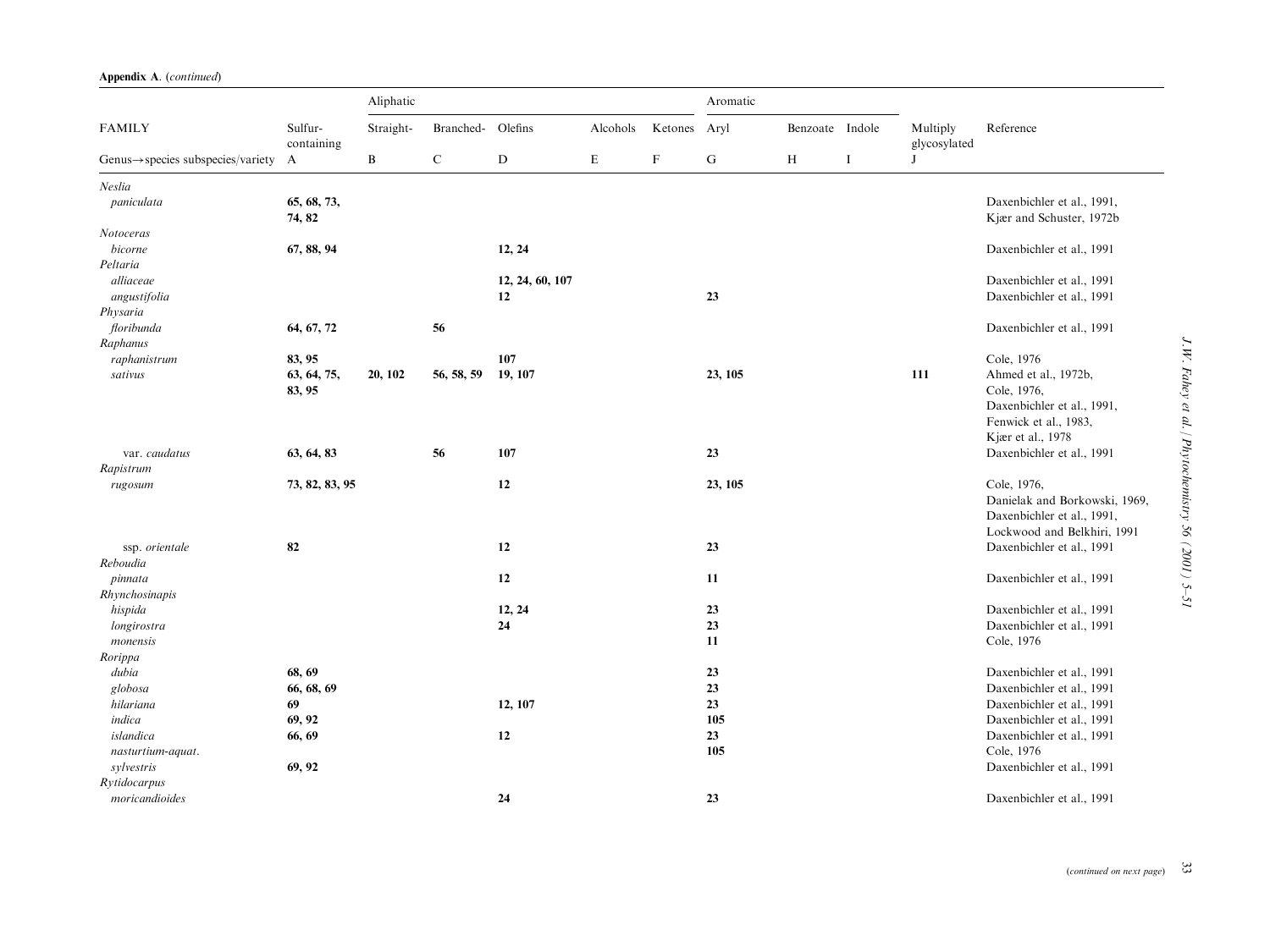**Appendix A**. (*continued*)

| FAMILY | Sulfur-containing | Aliphatic Straight- | Branched- | Olefins | Alcohols | Ketones | Aromatic Aryl | Benzoate | Indole | Multiply glycosylated | Reference |
|---|---|---|---|---|---|---|---|---|---|---|---|
| Genus→species subspecies/variety | A | B | C | D | E | F | G | H | I | J | |
| *Neslia* | | | | | | | | | | | |
| *paniculata* | **65, 68, 73, 74, 82** | | | | | | | | | | Daxenbichler et al., 1991, Kjær and Schuster, 1972b |
| *Notoceras* | | | | | | | | | | | |
| *bicorne* | **67, 88, 94** | | | **12, 24** | | | | | | | Daxenbichler et al., 1991 |
| *Peltaria* | | | | | | | | | | | |
| *alliaceae* | | | | **12, 24, 60, 107** | | | | | | | Daxenbichler et al., 1991 |
| *angustifolia* | | | | **12** | | | **23** | | | | Daxenbichler et al., 1991 |
| *Physaria* | | | | | | | | | | | |
| *floribunda* | **64, 67, 72** | | **56** | | | | | | | | Daxenbichler et al., 1991 |
| *Raphanus* | | | | | | | | | | | |
| *raphanistrum* | **83, 95** | | | **107** | | | | | | | Cole, 1976 |
| *sativus* | **63, 64, 75, 83, 95** | **20, 102** | **56, 58, 59** | **19, 107** | | | **23, 105** | | | **111** | Ahmed et al., 1972b, Cole, 1976, Daxenbichler et al., 1991, Fenwick et al., 1983, Kjær et al., 1978 |
| var. *caudatus* | **63, 64, 83** | | **56** | **107** | | | **23** | | | | Daxenbichler et al., 1991 |
| *Rapistrum* | | | | | | | | | | | |
| *rugosum* | **73, 82, 83, 95** | | | **12** | | | **23, 105** | | | | Cole, 1976, Danielak and Borkowski, 1969, Daxenbichler et al., 1991, Lockwood and Belkhiri, 1991 |
| ssp. *orientale* | **82** | | | **12** | | | **23** | | | | Daxenbichler et al., 1991 |
| *Reboudia* | | | | | | | | | | | |
| *pinnata* | | | | **12** | | | **11** | | | | Daxenbichler et al., 1991 |
| *Rhynchosinapis* | | | | | | | | | | | |
| *hispida* | | | | **12, 24** | | | **23** | | | | Daxenbichler et al., 1991 |
| *longirostra* | | | | **24** | | | **23** | | | | Daxenbichler et al., 1991 |
| *monensis* | | | | | | | **11** | | | | Cole, 1976 |
| *Rorippa* | | | | | | | | | | | |
| *dubia* | **68, 69** | | | | | | **23** | | | | Daxenbichler et al., 1991 |
| *globosa* | **66, 68, 69** | | | | | | **23** | | | | Daxenbichler et al., 1991 |
| *hilariana* | **69** | | | **12, 107** | | | **23** | | | | Daxenbichler et al., 1991 |
| *indica* | **69, 92** | | | | | | **105** | | | | Daxenbichler et al., 1991 |
| *islandica* | **66, 69** | | | **12** | | | **23** | | | | Daxenbichler et al., 1991 |
| *nasturtium-aquat.* | | | | | | | **105** | | | | Cole, 1976 |
| *sylvestris* | **69, 92** | | | | | | | | | | Daxenbichler et al., 1991 |
| *Rytidocarpus* | | | | | | | | | | | |
| *moricandioides* | | | | **24** | | | **23** | | | | Daxenbichler et al., 1991 |

(*continued on next page*)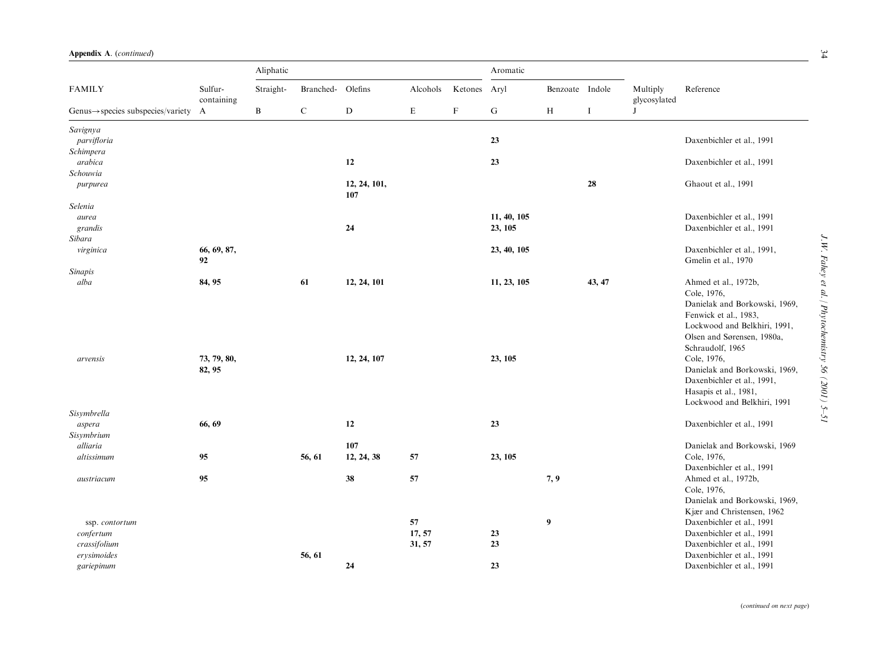**Appendix A.** (*continued*)

| FAMILY | Sulfur-containing | Aliphatic Straight- | Branched- | Olefins | Alcohols | Ketones | Aromatic Aryl | Benzoate | Indole | Multiply glycosylated | Reference |
|---|---|---|---|---|---|---|---|---|---|---|---|
| Genus→species subspecies/variety | A | B | C | D | E | F | G | H | I | J | |
| *Savignya* | | | | | | | | | | | |
| *parvifloria* | | | | | | | **23** | | | | Daxenbichler et al., 1991 |
| *Schimpera* | | | | | | | | | | | |
| *arabica* | | | | **12** | | | **23** | | | | Daxenbichler et al., 1991 |
| *Schouwia* | | | | | | | | | | | |
| *purpurea* | | | | **12, 24, 101, 107** | | | | | **28** | | Ghaout et al., 1991 |
| *Selenia* | | | | | | | | | | | |
| *aurea* | | | | | | | **11, 40, 105** | | | | Daxenbichler et al., 1991 |
| *grandis* | | | | **24** | | | **23, 105** | | | | Daxenbichler et al., 1991 |
| *Sibara* | | | | | | | | | | | |
| *virginica* | **66, 69, 87, 92** | | | | | | **23, 40, 105** | | | | Daxenbichler et al., 1991, Gmelin et al., 1970 |
| *Sinapis* | | | | | | | | | | | |
| *alba* | **84, 95** | | **61** | **12, 24, 101** | | | **11, 23, 105** | | **43, 47** | | Ahmed et al., 1972b, Cole, 1976, Danielak and Borkowski, 1969, Fenwick et al., 1983, Lockwood and Belkhiri, 1991, Olsen and Sørensen, 1980a, Schraudolf, 1965 |
| *arvensis* | **73, 79, 80, 82, 95** | | | **12, 24, 107** | | | **23, 105** | | | | Cole, 1976, Danielak and Borkowski, 1969, Daxenbichler et al., 1991, Hasapis et al., 1981, Lockwood and Belkhiri, 1991 |
| *Sisymbrella* | | | | | | | | | | | |
| *aspera* | **66, 69** | | | **12** | | | **23** | | | | Daxenbichler et al., 1991 |
| *Sisymbrium* | | | | | | | | | | | |
| *alliaria* | | | | **107** | | | | | | | Danielak and Borkowski, 1969 |
| *altissimum* | **95** | | **56, 61** | **12, 24, 38** | **57** | | **23, 105** | | | | Cole, 1976, Daxenbichler et al., 1991 |
| *austriacum* | **95** | | | **38** | **57** | | | **7, 9** | | | Ahmed et al., 1972b, Cole, 1976, Danielak and Borkowski, 1969, Kjær and Christensen, 1962 |
| ssp. *contortum* | | | | | **57** | | | **9** | | | Daxenbichler et al., 1991 |
| *confertum* | | | | | **17, 57** | | **23** | | | | Daxenbichler et al., 1991 |
| *crassifolium* | | | | | **31, 57** | | **23** | | | | Daxenbichler et al., 1991 |
| *erysimoides* | | | **56, 61** | | | | | | | | Daxenbichler et al., 1991 |
| *gariepinum* | | | | **24** | | | **23** | | | | Daxenbichler et al., 1991 |

(*continued on next page*)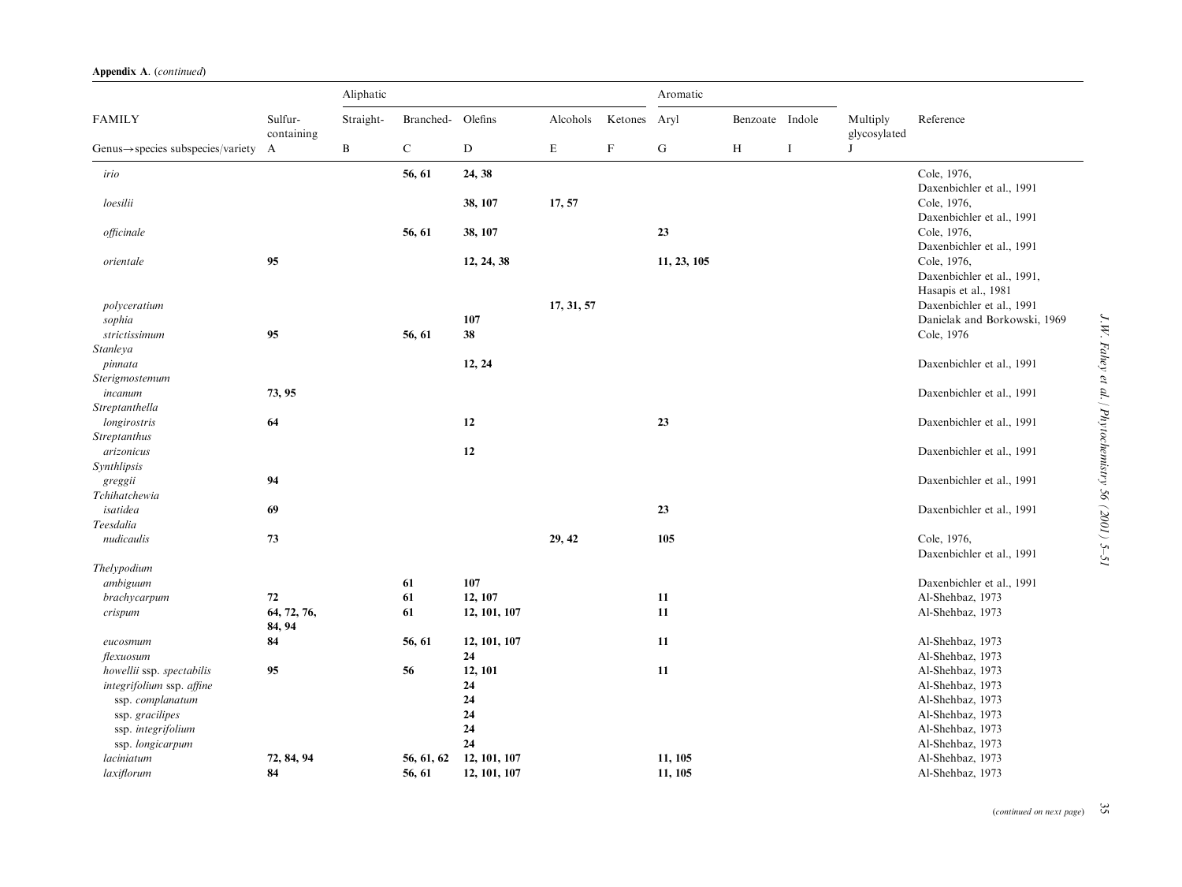**Appendix A.** (*continued*)

| FAMILY | | Aliphatic | | | | | Aromatic | | | | |
|---|---|---|---|---|---|---|---|---|---|---|---|
| | Sulfur-containing | Straight- | Branched- | Olefins | Alcohols | Ketones | Aryl | Benzoate | Indole | Multiply glycosylated | Reference |
| Genus→species subspecies/variety | A | B | C | D | E | F | G | H | I | J | |
| *irio* | | | **56, 61** | **24, 38** | | | | | | | Cole, 1976, Daxenbichler et al., 1991 |
| *loesilii* | | | | **38, 107** | **17, 57** | | | | | | Cole, 1976, Daxenbichler et al., 1991 |
| *officinale* | | | **56, 61** | **38, 107** | | | **23** | | | | Cole, 1976, Daxenbichler et al., 1991 |
| *orientale* | **95** | | | **12, 24, 38** | | | **11, 23, 105** | | | | Cole, 1976, Daxenbichler et al., 1991, Hasapis et al., 1981 |
| *polyceratium* | | | | | **17, 31, 57** | | | | | | Daxenbichler et al., 1991 |
| *sophia* | | | | **107** | | | | | | | Danielak and Borkowski, 1969 |
| *strictissimum* | **95** | | **56, 61** | **38** | | | | | | | Cole, 1976 |
| *Stanleya* | | | | | | | | | | | |
| *pinnata* | | | | **12, 24** | | | | | | | Daxenbichler et al., 1991 |
| *Sterigmostemum* | | | | | | | | | | | |
| *incanum* | **73, 95** | | | | | | | | | | Daxenbichler et al., 1991 |
| *Streptanthella* | | | | | | | | | | | |
| *longirostris* | **64** | | | **12** | | | **23** | | | | Daxenbichler et al., 1991 |
| *Streptanthus* | | | | | | | | | | | |
| *arizonicus* | | | | **12** | | | | | | | Daxenbichler et al., 1991 |
| *Synthlipsis* | | | | | | | | | | | |
| *greggii* | **94** | | | | | | | | | | Daxenbichler et al., 1991 |
| *Tchihatchewia* | | | | | | | | | | | |
| *isatidea* | **69** | | | | | | **23** | | | | Daxenbichler et al., 1991 |
| *Teesdalia* | | | | | | | | | | | |
| *nudicaulis* | **73** | | | | **29, 42** | | **105** | | | | Cole, 1976, Daxenbichler et al., 1991 |
| *Thelypodium* | | | | | | | | | | | |
| *ambiguum* | | | **61** | **107** | | | | | | | Daxenbichler et al., 1991 |
| *brachycarpum* | **72** | | **61** | **12, 107** | | | **11** | | | | Al-Shehbaz, 1973 |
| *crispum* | **64, 72, 76, 84, 94** | | **61** | **12, 101, 107** | | | **11** | | | | Al-Shehbaz, 1973 |
| *eucosmum* | **84** | | **56, 61** | **12, 101, 107** | | | **11** | | | | Al-Shehbaz, 1973 |
| *flexuosum* | | | | **24** | | | | | | | Al-Shehbaz, 1973 |
| *howellii* ssp. *spectabilis* | **95** | | **56** | **12, 101** | | | **11** | | | | Al-Shehbaz, 1973 |
| *integrifolium* ssp. *affine* | | | | **24** | | | | | | | Al-Shehbaz, 1973 |
| ssp. *complanatum* | | | | **24** | | | | | | | Al-Shehbaz, 1973 |
| ssp. *gracilipes* | | | | **24** | | | | | | | Al-Shehbaz, 1973 |
| ssp. *integrifolium* | | | | **24** | | | | | | | Al-Shehbaz, 1973 |
| ssp. *longicarpum* | | | | **24** | | | | | | | Al-Shehbaz, 1973 |
| *laciniatum* | **72, 84, 94** | | **56, 61, 62** | **12, 101, 107** | | | **11, 105** | | | | Al-Shehbaz, 1973 |
| *laxiflorum* | **84** | | **56, 61** | **12, 101, 107** | | | **11, 105** | | | | Al-Shehbaz, 1973 |

(*continued on next page*)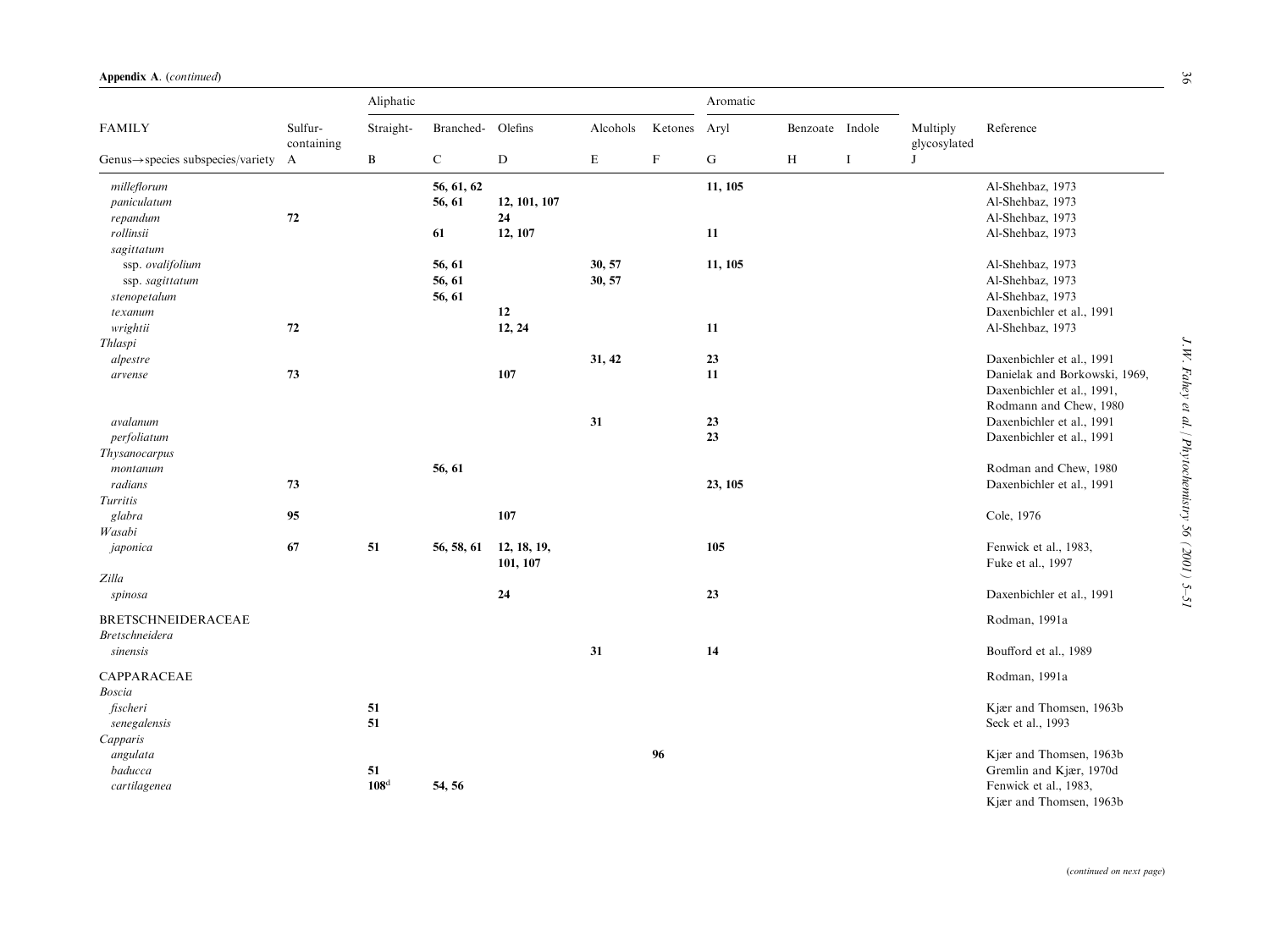**Appendix A.** (*continued*)

| FAMILY | Sulfur-containing | Aliphatic Straight- | Branched- | Olefins | Alcohols | Ketones | Aromatic Aryl | Benzoate | Indole | Multiply glycosylated | Reference |
|---|---|---|---|---|---|---|---|---|---|---|---|
| Genus→species subspecies/variety | A | B | C | D | E | F | G | H | I | J | |
| *milleflorum* | | | **56, 61, 62** | | | | **11, 105** | | | | Al-Shehbaz, 1973 |
| *paniculatum* | | | **56, 61** | **12, 101, 107** | | | | | | | Al-Shehbaz, 1973 |
| *repandum* | **72** | | | **24** | | | | | | | Al-Shehbaz, 1973 |
| *rollinsii* | | | **61** | **12, 107** | | | **11** | | | | Al-Shehbaz, 1973 |
| *sagittatum* | | | | | | | | | | | |
| ssp. *ovalifolium* | | | **56, 61** | | **30, 57** | | **11, 105** | | | | Al-Shehbaz, 1973 |
| ssp. *sagittatum* | | | **56, 61** | | **30, 57** | | | | | | Al-Shehbaz, 1973 |
| *stenopetalum* | | | **56, 61** | | | | | | | | Al-Shehbaz, 1973 |
| *texanum* | | | | **12** | | | | | | | Daxenbichler et al., 1991 |
| *wrightii* | **72** | | | **12, 24** | | | **11** | | | | Al-Shehbaz, 1973 |
| *Thlaspi* | | | | | | | | | | | |
| *alpestre* | | | | | **31, 42** | | **23** | | | | Daxenbichler et al., 1991 |
| *arvense* | **73** | | | **107** | | | **11** | | | | Danielak and Borkowski, 1969, Daxenbichler et al., 1991, Rodmann and Chew, 1980 |
| *avalanum* | | | | | **31** | | **23** | | | | Daxenbichler et al., 1991 |
| *perfoliatum* | | | | | | | **23** | | | | Daxenbichler et al., 1991 |
| *Thysanocarpus* | | | | | | | | | | | |
| *montanum* | | | **56, 61** | | | | | | | | Rodman and Chew, 1980 |
| *radians* | **73** | | | | | | **23, 105** | | | | Daxenbichler et al., 1991 |
| *Turritis* | | | | | | | | | | | |
| *glabra* | **95** | | | **107** | | | | | | | Cole, 1976 |
| *Wasabi* | | | | | | | | | | | |
| *japonica* | **67** | **51** | **56, 58, 61** | **12, 18, 19, 101, 107** | | | **105** | | | | Fenwick et al., 1983, Fuke et al., 1997 |
| *Zilla* | | | | | | | | | | | |
| *spinosa* | | | | **24** | | | **23** | | | | Daxenbichler et al., 1991 |
| BRETSCHNEIDERACEAE | | | | | | | | | | | Rodman, 1991a |
| *Bretschneidera* | | | | | | | | | | | |
| *sinensis* | | | | | **31** | | **14** | | | | Boufford et al., 1989 |
| CAPPARACEAE | | | | | | | | | | | Rodman, 1991a |
| *Boscia* | | | | | | | | | | | |
| *fischeri* | | **51** | | | | | | | | | Kjær and Thomsen, 1963b |
| *senegalensis* | | **51** | | | | | | | | | Seck et al., 1993 |
| *Capparis* | | | | | | | | | | | |
| *angulata* | | | | | | **96** | | | | | Kjær and Thomsen, 1963b |
| *baducca* | | **51** | | | | | | | | | Gremlin and Kjær, 1970d |
| *cartilagenea* | | **108**[d] | **54, 56** | | | | | | | | Fenwick et al., 1983, Kjær and Thomsen, 1963b |

(*continued on next page*)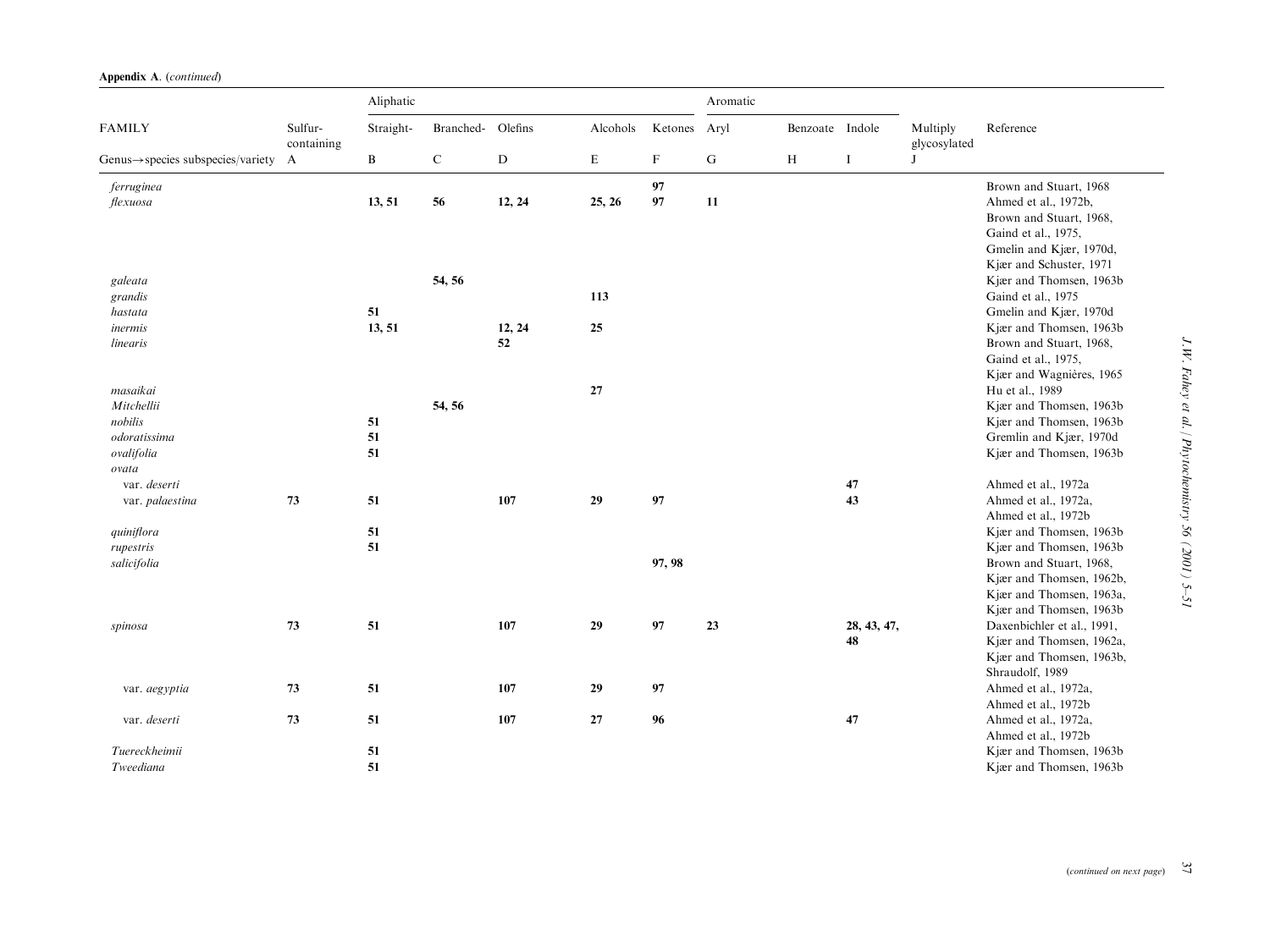**Appendix A.** (*continued*)

| FAMILY | Sulfur-containing | Aliphatic Straight- | Branched- | Olefins | Alcohols | Ketones | Aromatic Aryl | Benzoate | Indole | Multiply glycosylated | Reference |
|---|---|---|---|---|---|---|---|---|---|---|---|
| Genus→species subspecies/variety | A | B | C | D | E | F | G | H | I | J | |
| *ferruginea* | | | | | | **97** | | | | | Brown and Stuart, 1968 |
| *flexuosa* | | **13, 51** | **56** | **12, 24** | **25, 26** | **97** | **11** | | | | Ahmed et al., 1972b, Brown and Stuart, 1968, Gaind et al., 1975, Gmelin and Kjær, 1970d, Kjær and Schuster, 1971 |
| *galeata* | | | **54, 56** | | | | | | | | Kjær and Thomsen, 1963b |
| *grandis* | | | | | **113** | | | | | | Gaind et al., 1975 |
| *hastata* | | **51** | | | | | | | | | Gmelin and Kjær, 1970d |
| *inermis* | | **13, 51** | | **12, 24** | **25** | | | | | | Kjær and Thomsen, 1963b |
| *linearis* | | | | **52** | | | | | | | Brown and Stuart, 1968, Gaind et al., 1975, Kjær and Wagnières, 1965 |
| *masaikai* | | | | | **27** | | | | | | Hu et al., 1989 |
| *Mitchellii* | | | **54, 56** | | | | | | | | Kjær and Thomsen, 1963b |
| *nobilis* | | **51** | | | | | | | | | Kjær and Thomsen, 1963b |
| *odoratissima* | | **51** | | | | | | | | | Gremlin and Kjær, 1970d |
| *ovalifolia* | | **51** | | | | | | | | | Kjær and Thomsen, 1963b |
| *ovata* | | | | | | | | | | | |
| var. *deserti* | | | | | | | | | **47** | | Ahmed et al., 1972a |
| var. *palaestina* | **73** | **51** | | **107** | **29** | **97** | | | **43** | | Ahmed et al., 1972a, Ahmed et al., 1972b |
| *quiniflora* | | **51** | | | | | | | | | Kjær and Thomsen, 1963b |
| *rupestris* | | **51** | | | | | | | | | Kjær and Thomsen, 1963b |
| *salicifolia* | | | | | | **97, 98** | | | | | Brown and Stuart, 1968, Kjær and Thomsen, 1962b, Kjær and Thomsen, 1963a, Kjær and Thomsen, 1963b |
| *spinosa* | **73** | **51** | | **107** | **29** | **97** | **23** | | **28, 43, 47, 48** | | Daxenbichler et al., 1991, Kjær and Thomsen, 1962a, Kjær and Thomsen, 1963b, Shraudolf, 1989 |
| var. *aegyptia* | **73** | **51** | | **107** | **29** | **97** | | | | | Ahmed et al., 1972a, Ahmed et al., 1972b |
| var. *deserti* | **73** | **51** | | **107** | **27** | **96** | | | **47** | | Ahmed et al., 1972a, Ahmed et al., 1972b |
| *Tuereckheimii* | | **51** | | | | | | | | | Kjær and Thomsen, 1963b |
| *Tweediana* | | **51** | | | | | | | | | Kjær and Thomsen, 1963b |

(*continued on next page*)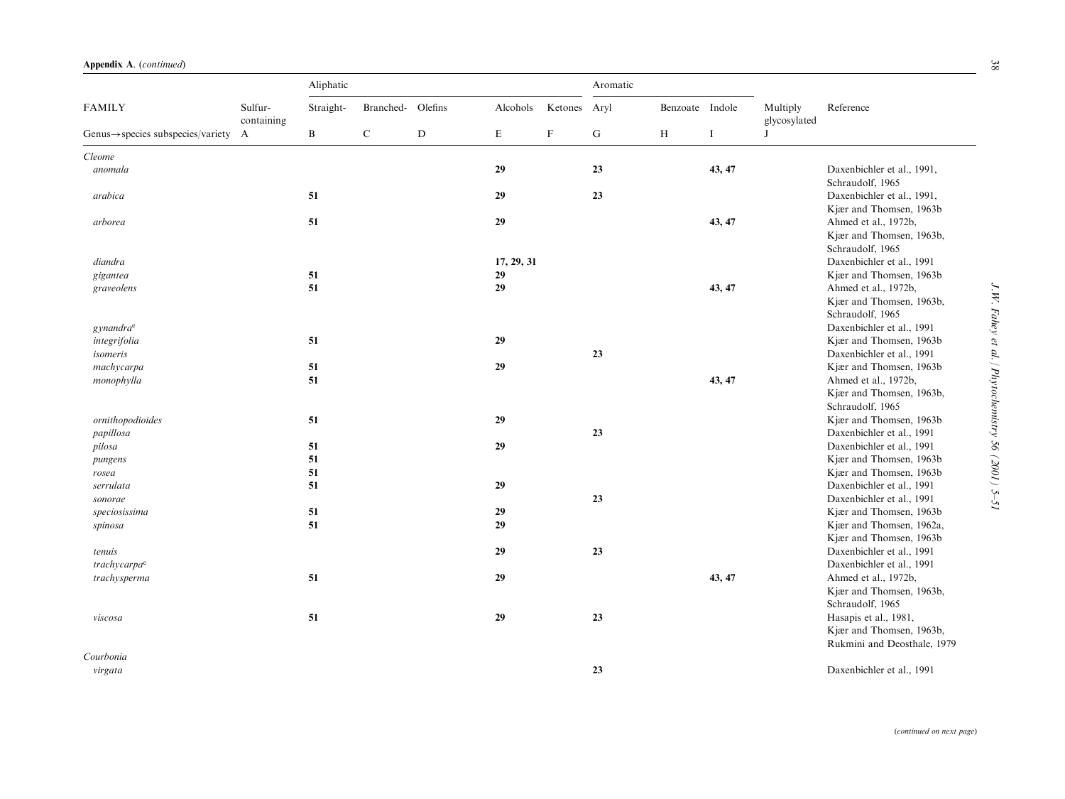**Appendix A.** (*continued*)

| FAMILY | Sulfur-containing | Aliphatic Straight- | Branched- | Olefins | Alcohols | Ketones | Aromatic Aryl | Benzoate | Indole | Multiply glycosylated | Reference |
|---|---|---|---|---|---|---|---|---|---|---|---|
| Genus→species subspecies/variety | A | B | C | D | E | F | G | H | I | J | |
| *Cleome* | | | | | | | | | | | |
| *anomala* | | | | | **29** | | **23** | | **43, 47** | | Daxenbichler et al., 1991, Schraudolf, 1965 |
| *arabica* | | **51** | | | **29** | | **23** | | | | Daxenbichler et al., 1991, Kjær and Thomsen, 1963b |
| *arborea* | | **51** | | | **29** | | | | **43, 47** | | Ahmed et al., 1972b, Kjær and Thomsen, 1963b, Schraudolf, 1965 |
| *diandra* | | | | | **17, 29, 31** | | | | | | Daxenbichler et al., 1991 |
| *gigantea* | | **51** | | | **29** | | | | | | Kjær and Thomsen, 1963b |
| *graveolens* | | **51** | | | **29** | | | | **43, 47** | | Ahmed et al., 1972b, Kjær and Thomsen, 1963b, Schraudolf, 1965 |
| *gynandra*[e] | | | | | | | | | | | Daxenbichler et al., 1991 |
| *integrifolia* | | **51** | | | **29** | | | | | | Kjær and Thomsen, 1963b |
| *isomeris* | | | | | | | **23** | | | | Daxenbichler et al., 1991 |
| *machycarpa* | | **51** | | | **29** | | | | | | Kjær and Thomsen, 1963b |
| *monophylla* | | **51** | | | | | | | **43, 47** | | Ahmed et al., 1972b, Kjær and Thomsen, 1963b, Schraudolf, 1965 |
| *ornithopodioides* | | **51** | | | **29** | | | | | | Kjær and Thomsen, 1963b |
| *papillosa* | | | | | | | **23** | | | | Daxenbichler et al., 1991 |
| *pilosa* | | **51** | | | **29** | | | | | | Daxenbichler et al., 1991 |
| *pungens* | | **51** | | | | | | | | | Kjær and Thomsen, 1963b |
| *rosea* | | **51** | | | | | | | | | Kjær and Thomsen, 1963b |
| *serrulata* | | **51** | | | **29** | | | | | | Daxenbichler et al., 1991 |
| *sonorae* | | | | | | | **23** | | | | Daxenbichler et al., 1991 |
| *speciosissima* | | **51** | | | **29** | | | | | | Kjær and Thomsen, 1963b |
| *spinosa* | | **51** | | | **29** | | | | | | Kjær and Thomsen, 1962a, Kjær and Thomsen, 1963b |
| *tenuis* | | | | | **29** | | **23** | | | | Daxenbichler et al., 1991 |
| *trachycarpa*[e] | | | | | | | | | | | Daxenbichler et al., 1991 |
| *trachysperma* | | **51** | | | **29** | | | | **43, 47** | | Ahmed et al., 1972b, Kjær and Thomsen, 1963b, Schraudolf, 1965 |
| *viscosa* | | **51** | | | **29** | | **23** | | | | Hasapis et al., 1981, Kjær and Thomsen, 1963b, Rukmini and Deosthale, 1979 |
| *Courbonia* | | | | | | | | | | | |
| *virgata* | | | | | | | **23** | | | | Daxenbichler et al., 1991 |

(*continued on next page*)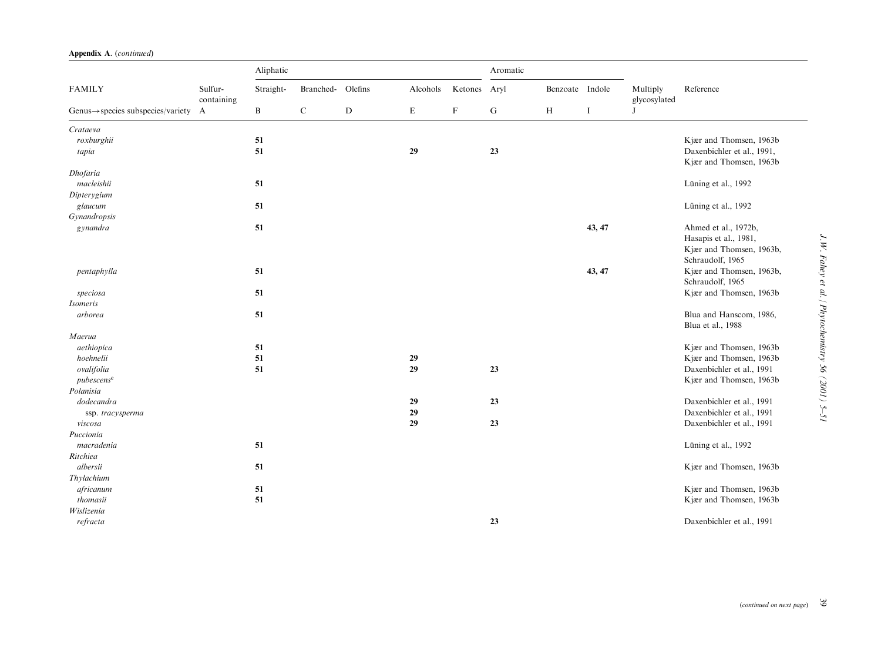**Appendix A.** (*continued*)

| FAMILY | Sulfur-containing | Aliphatic | | | | | Aromatic | | | Multiply glycosylated | Reference |
|---|---|---|---|---|---|---|---|---|---|---|---|
| | | Straight- | Branched- | Olefins | Alcohols | Ketones | Aryl | Benzoate | Indole | | |
| Genus→species subspecies/variety | A | B | C | D | E | F | G | H | I | J | |
| *Crataeva* | | | | | | | | | | | |
| *roxburghii* | | **51** | | | | | | | | | Kjær and Thomsen, 1963b |
| *tapia* | | **51** | | | **29** | | **23** | | | | Daxenbichler et al., 1991, Kjær and Thomsen, 1963b |
| *Dhofaria* | | | | | | | | | | | |
| *macleishii* | | **51** | | | | | | | | | Lüning et al., 1992 |
| *Dipterygium* | | | | | | | | | | | |
| *glaucum* | | **51** | | | | | | | | | Lüning et al., 1992 |
| *Gynandropsis* | | | | | | | | | | | |
| *gynandra* | | **51** | | | | | | | **43, 47** | | Ahmed et al., 1972b, Hasapis et al., 1981, Kjær and Thomsen, 1963b, Schraudolf, 1965 |
| *pentaphylla* | | **51** | | | | | | | **43, 47** | | Kjær and Thomsen, 1963b, Schraudolf, 1965 |
| *speciosa* | | **51** | | | | | | | | | Kjær and Thomsen, 1963b |
| *Isomeris* | | | | | | | | | | | |
| *arborea* | | **51** | | | | | | | | | Blua and Hanscom, 1986, Blua et al., 1988 |
| *Maerua* | | | | | | | | | | | |
| *aethiopica* | | **51** | | | | | | | | | Kjær and Thomsen, 1963b |
| *hoehnelii* | | **51** | | | **29** | | | | | | Kjær and Thomsen, 1963b |
| *ovalifolia* | | **51** | | | **29** | | **23** | | | | Daxenbichler et al., 1991 |
| *pubescens*[e] | | | | | | | | | | | Kjær and Thomsen, 1963b |
| *Polanisia* | | | | | | | | | | | |
| *dodecandra* | | | | | **29** | | **23** | | | | Daxenbichler et al., 1991 |
| ssp. *tracysperma* | | | | | **29** | | | | | | Daxenbichler et al., 1991 |
| *viscosa* | | | | | **29** | | **23** | | | | Daxenbichler et al., 1991 |
| *Puccionia* | | | | | | | | | | | |
| *macradenia* | | **51** | | | | | | | | | Lüning et al., 1992 |
| *Ritchiea* | | | | | | | | | | | |
| *albersii* | | **51** | | | | | | | | | Kjær and Thomsen, 1963b |
| *Thylachium* | | | | | | | | | | | |
| *africanum* | | **51** | | | | | | | | | Kjær and Thomsen, 1963b |
| *thomasii* | | **51** | | | | | | | | | Kjær and Thomsen, 1963b |
| *Wislizenia* | | | | | | | | | | | |
| *refracta* | | | | | | | **23** | | | | Daxenbichler et al., 1991 |

(*continued on next page*)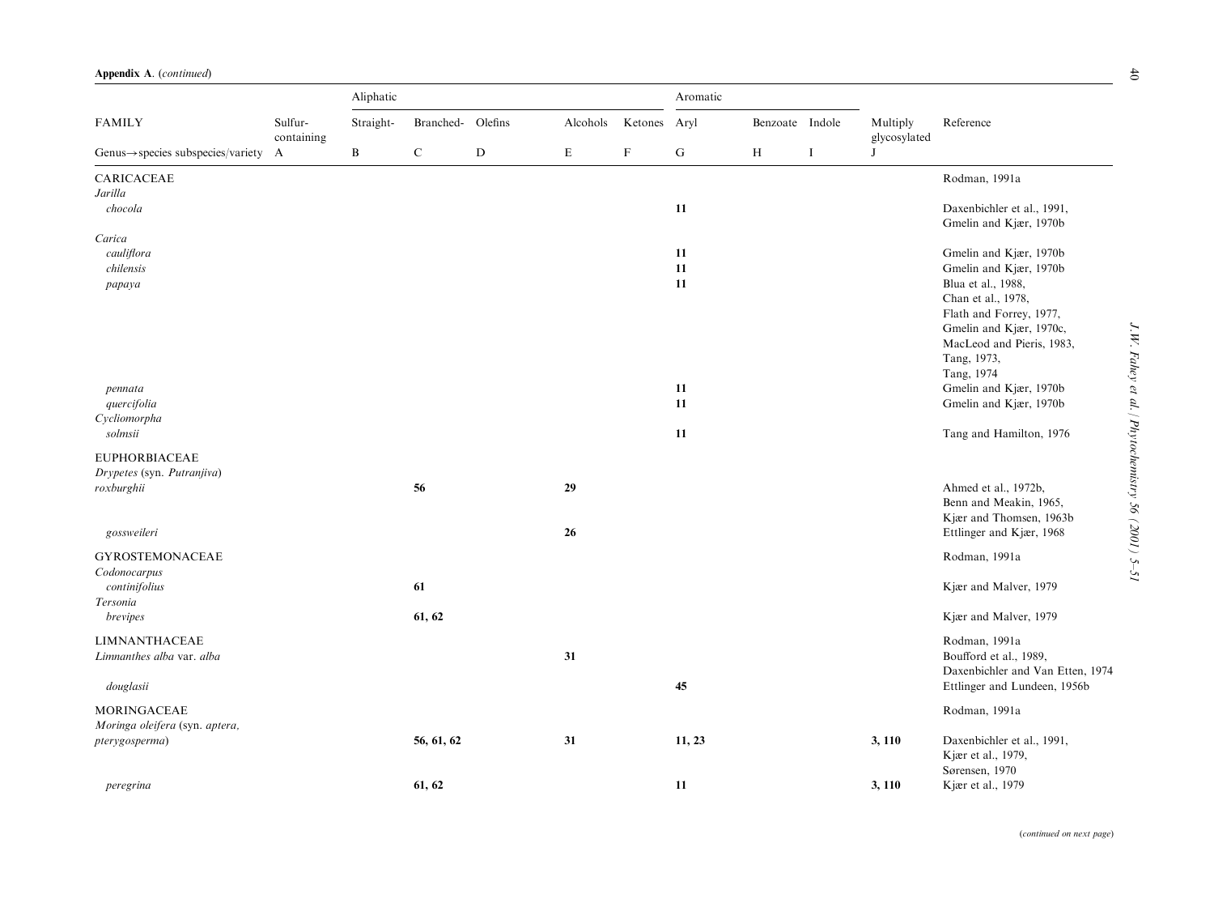**Appendix A.** (*continued*)

| FAMILY | Sulfur-containing | Aliphatic Straight- | Branched- | Olefins | Alcohols | Ketones | Aromatic Aryl | Benzoate | Indole | Multiply glycosylated | Reference |
|---|---|---|---|---|---|---|---|---|---|---|---|
| Genus→species subspecies/variety | A | B | C | D | E | F | G | H | I | J | |
| CARICACEAE | | | | | | | | | | | Rodman, 1991a |
| *Jarilla* | | | | | | | | | | | |
| *chocola* | | | | | | | **11** | | | | Daxenbichler et al., 1991, Gmelin and Kjær, 1970b |
| *Carica* | | | | | | | | | | | |
| *cauliflora* | | | | | | | **11** | | | | Gmelin and Kjær, 1970b |
| *chilensis* | | | | | | | **11** | | | | Gmelin and Kjær, 1970b |
| *papaya* | | | | | | | **11** | | | | Blua et al., 1988, Chan et al., 1978, Flath and Forrey, 1977, Gmelin and Kjær, 1970c, MacLeod and Pieris, 1983, Tang, 1973, Tang, 1974 |
| *pennata* | | | | | | | **11** | | | | Gmelin and Kjær, 1970b |
| *quercifolia* | | | | | | | **11** | | | | Gmelin and Kjær, 1970b |
| *Cycliomorpha* | | | | | | | | | | | |
| *solmsii* | | | | | | | **11** | | | | Tang and Hamilton, 1976 |
| EUPHORBIACEAE | | | | | | | | | | | |
| *Drypetes* (syn. *Putranjiva*) | | | | | | | | | | | |
| *roxburghii* | | | **56** | | **29** | | | | | | Ahmed et al., 1972b, Benn and Meakin, 1965, Kjær and Thomsen, 1963b |
| *gossweileri* | | | | | **26** | | | | | | Ettlinger and Kjær, 1968 |
| GYROSTEMONACEAE | | | | | | | | | | | Rodman, 1991a |
| *Codonocarpus* | | | | | | | | | | | |
| *continifolius* | | | **61** | | | | | | | | Kjær and Malver, 1979 |
| *Tersonia* | | | | | | | | | | | |
| *brevipes* | | | **61, 62** | | | | | | | | Kjær and Malver, 1979 |
| LIMNANTHACEAE | | | | | | | | | | | Rodman, 1991a |
| *Limnanthes alba* var. *alba* | | | | | **31** | | | | | | Boufford et al., 1989, Daxenbichler and Van Etten, 1974 |
| *douglasii* | | | | | | | **45** | | | | Ettlinger and Lundeen, 1956b |
| MORINGACEAE | | | | | | | | | | | Rodman, 1991a |
| *Moringa oleifera* (syn. *aptera*, *pterygosperma*) | | | **56, 61, 62** | | **31** | | **11, 23** | | | **3, 110** | Daxenbichler et al., 1991, Kjær et al., 1979, Sørensen, 1970 |
| *peregrina* | | | **61, 62** | | | | **11** | | | **3, 110** | Kjær et al., 1979 |

(*continued on next page*)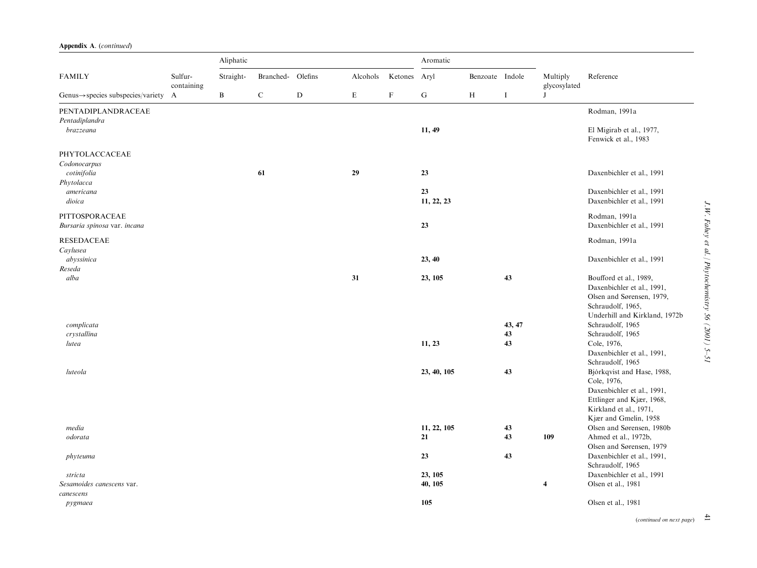**Appendix A.** (*continued*)

| FAMILY | Sulfur-containing | Aliphatic Straight- | Branched- | Olefins | Alcohols | Ketones | Aromatic Aryl | Benzoate | Indole | Multiply glycosylated | Reference |
|---|---|---|---|---|---|---|---|---|---|---|---|
| Genus→species subspecies/variety | A | B | C | D | E | F | G | H | I | J | |
| PENTADIPLANDRACEAE | | | | | | | | | | | Rodman, 1991a |
| *Pentadiplandra* | | | | | | | | | | | |
| *brazzeana* | | | | | | | **11, 49** | | | | El Migirab et al., 1977, Fenwick et al., 1983 |
| PHYTOLACCACEAE | | | | | | | | | | | |
| *Codonocarpus* | | | | | | | | | | | |
| *cotinifolia* | | | **61** | | **29** | | **23** | | | | Daxenbichler et al., 1991 |
| *Phytolacca* | | | | | | | | | | | |
| *americana* | | | | | | | **23** | | | | Daxenbichler et al., 1991 |
| *dioica* | | | | | | | **11, 22, 23** | | | | Daxenbichler et al., 1991 |
| PITTOSPORACEAE | | | | | | | | | | | Rodman, 1991a |
| *Bursaria spinosa* var. *incana* | | | | | | | **23** | | | | Daxenbichler et al., 1991 |
| RESEDACEAE | | | | | | | | | | | Rodman, 1991a |
| *Caylusea* | | | | | | | | | | | |
| *abyssinica* | | | | | | | **23, 40** | | | | Daxenbichler et al., 1991 |
| *Reseda* | | | | | | | | | | | |
| *alba* | | | | | **31** | | **23, 105** | | **43** | | Boufford et al., 1989, Daxenbichler et al., 1991, Olsen and Sørensen, 1979, Schraudolf, 1965, Underhill and Kirkland, 1972b |
| *complicata* | | | | | | | | | **43, 47** | | Schraudolf, 1965 |
| *crystallina* | | | | | | | | | **43** | | Schraudolf, 1965 |
| *lutea* | | | | | | | **11, 23** | | **43** | | Cole, 1976, Daxenbichler et al., 1991, Schraudolf, 1965 |
| *luteola* | | | | | | | **23, 40, 105** | | **43** | | Björkqvist and Hase, 1988, Cole, 1976, Daxenbichler et al., 1991, Ettlinger and Kjær, 1968, Kirkland et al., 1971, Kjær and Gmelin, 1958 |
| *media* | | | | | | | **11, 22, 105** | | **43** | | Olsen and Sørensen, 1980b |
| *odorata* | | | | | | | **21** | | **43** | **109** | Ahmed et al., 1972b, Olsen and Sørensen, 1979 |
| *phyteuma* | | | | | | | **23** | | **43** | | Daxenbichler et al., 1991, Schraudolf, 1965 |
| *stricta* | | | | | | | **23, 105** | | | | Daxenbichler et al., 1991 |
| *Sesamoides canescens* var. *canescens* | | | | | | | **40, 105** | | | **4** | Olsen et al., 1981 |
| *pygmaea* | | | | | | | **105** | | | | Olsen et al., 1981 |

(*continued on next page*)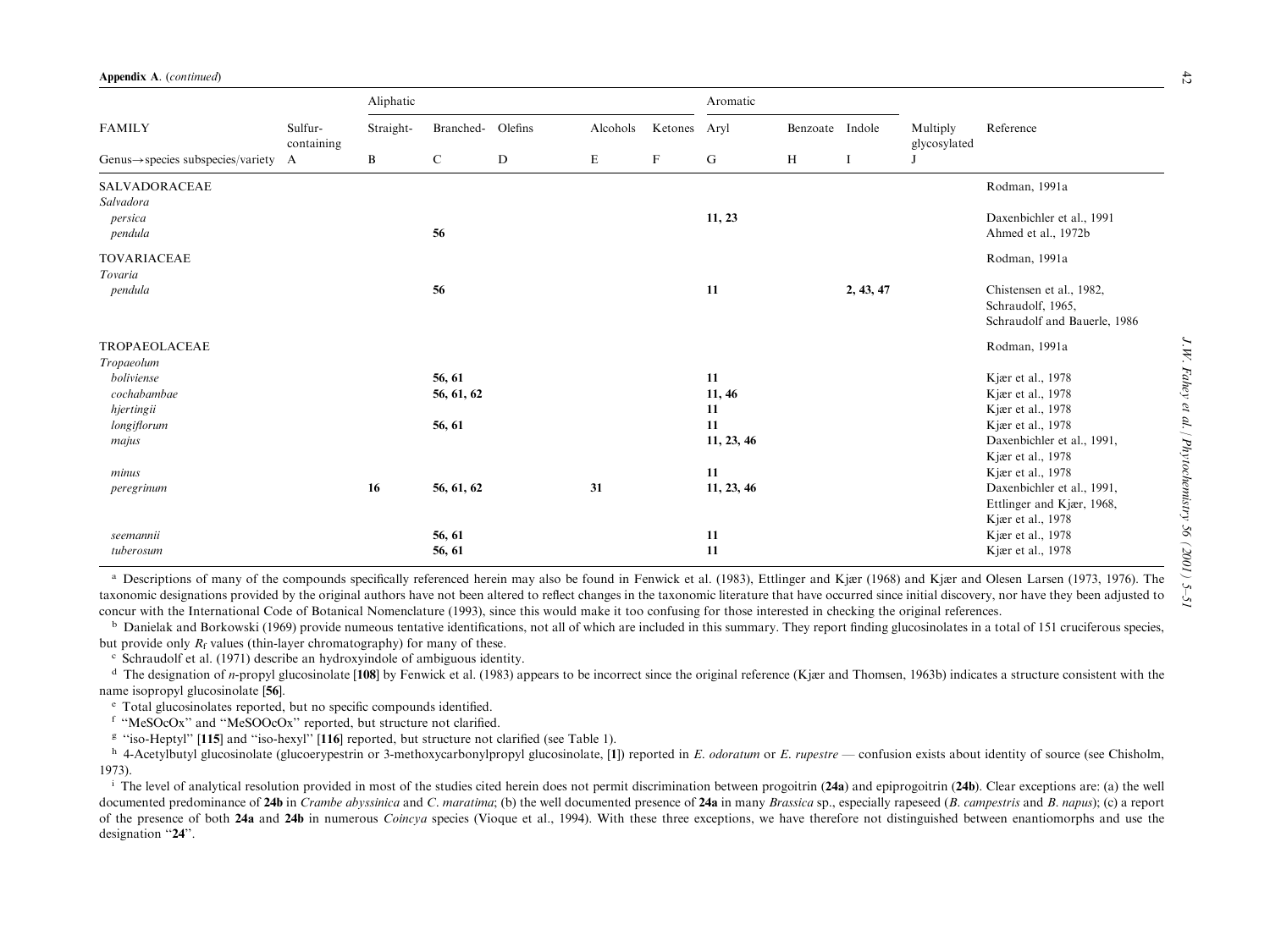**Appendix A.** (*continued*)

| FAMILY | Sulfur-containing | Aliphatic | | | | | Aromatic | | | Multiply glycosylated | Reference |
|---|---|---|---|---|---|---|---|---|---|---|---|
| | | Straight- | Branched- | Olefins | Alcohols | Ketones | Aryl | Benzoate | Indole | | |
| Genus→species subspecies/variety | A | B | C | D | E | F | G | H | I | J | |
| SALVADORACEAE | | | | | | | | | | | Rodman, 1991a |
| *Salvadora* | | | | | | | | | | | |
| *persica* | | | | | | | **11, 23** | | | | Daxenbichler et al., 1991 |
| *pendula* | | | **56** | | | | | | | | Ahmed et al., 1972b |
| TOVARIACEAE | | | | | | | | | | | Rodman, 1991a |
| *Tovaria* | | | | | | | | | | | |
| *pendula* | | | **56** | | | | **11** | | **2, 43, 47** | | Chistensen et al., 1982, Schraudolf, 1965, Schraudolf and Bauerle, 1986 |
| TROPAEOLACEAE | | | | | | | | | | | Rodman, 1991a |
| *Tropaeolum* | | | | | | | | | | | |
| *boliviense* | | | **56, 61** | | | | **11** | | | | Kjær et al., 1978 |
| *cochabambae* | | | **56, 61, 62** | | | | **11, 46** | | | | Kjær et al., 1978 |
| *hjertingii* | | | | | | | **11** | | | | Kjær et al., 1978 |
| *longiflorum* | | | **56, 61** | | | | **11** | | | | Kjær et al., 1978 |
| *majus* | | | | | | | **11, 23, 46** | | | | Daxenbichler et al., 1991, Kjær et al., 1978 |
| *minus* | | | | | | | **11** | | | | Kjær et al., 1978 |
| *peregrinum* | | **16** | **56, 61, 62** | | **31** | | **11, 23, 46** | | | | Daxenbichler et al., 1991, Ettlinger and Kjær, 1968, Kjær et al., 1978 |
| *seemannii* | | | **56, 61** | | | | **11** | | | | Kjær et al., 1978 |
| *tuberosum* | | | **56, 61** | | | | **11** | | | | Kjær et al., 1978 |

[a] Descriptions of many of the compounds specifically referenced herein may also be found in Fenwick et al. (1983), Ettlinger and Kjær (1968) and Kjær and Olesen Larsen (1973, 1976). The taxonomic designations provided by the original authors have not been altered to reflect changes in the taxonomic literature that have occurred since initial discovery, nor have they been adjusted to concur with the International Code of Botanical Nomenclature (1993), since this would make it too confusing for those interested in checking the original references.

[b] Danielak and Borkowski (1969) provide numeous tentative identifications, not all of which are included in this summary. They report finding glucosinolates in a total of 151 cruciferous species, but provide only $R_f$ values (thin-layer chromatography) for many of these.

[c] Schraudolf et al. (1971) describe an hydroxyindole of ambiguous identity.

[d] The designation of *n*-propyl glucosinolate [**108**] by Fenwick et al. (1983) appears to be incorrect since the original reference (Kjær and Thomsen, 1963b) indicates a structure consistent with the name isopropyl glucosinolate [**56**].

[e] Total glucosinolates reported, but no specific compounds identified.

[f] "MeSOcOx" and "MeSOOcOx" reported, but structure not clarified.

[g] "iso-Heptyl" [**115**] and "iso-hexyl" [**116**] reported, but structure not clarified (see Table 1).

[h] 4-Acetylbutyl glucosinolate (glucoerypestrin or 3-methoxycarbonylpropyl glucosinolate, [**1**]) reported in *E. odoratum* or *E. rupestre* — confusion exists about identity of source (see Chisholm, 1973).

[i] The level of analytical resolution provided in most of the studies cited herein does not permit discrimination between progoitrin (**24a**) and epiprogoitrin (**24b**). Clear exceptions are: (a) the well documented predominance of **24b** in *Crambe abyssinica* and *C. maratima*; (b) the well documented presence of **24a** in many *Brassica* sp., especially rapeseed (*B. campestris* and *B. napus*); (c) a report of the presence of both **24a** and **24b** in numerous *Coincya* species (Vioque et al., 1994). With these three exceptions, we have therefore not distinguished between enantiomorphs and use the designation "**24**".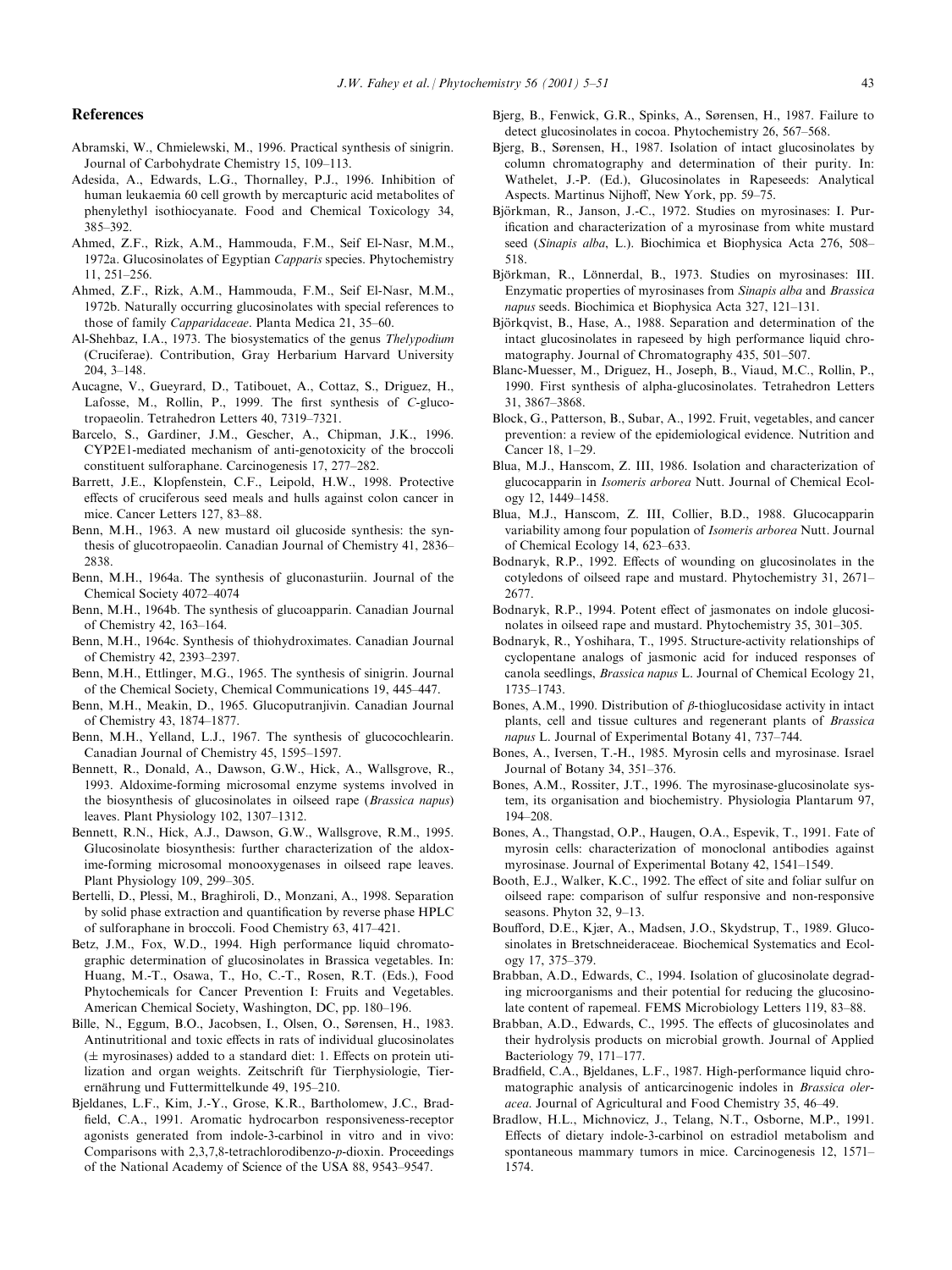## References

Abramski, W., Chmielewski, M., 1996. Practical synthesis of sinigrin. Journal of Carbohydrate Chemistry 15, 109–113.

Adesida, A., Edwards, L.G., Thornalley, P.J., 1996. Inhibition of human leukaemia 60 cell growth by mercapturic acid metabolites of phenylethyl isothiocyanate. Food and Chemical Toxicology 34, 385–392.

Ahmed, Z.F., Rizk, A.M., Hammouda, F.M., Seif El-Nasr, M.M., 1972a. Glucosinolates of Egyptian *Capparis* species. Phytochemistry 11, 251–256.

Ahmed, Z.F., Rizk, A.M., Hammouda, F.M., Seif El-Nasr, M.M., 1972b. Naturally occurring glucosinolates with special references to those of family *Capparidaceae*. Planta Medica 21, 35–60.

Al-Shehbaz, I.A., 1973. The biosystematics of the genus *Thelypodium* (Cruciferae). Contribution, Gray Herbarium Harvard University 204, 3–148.

Aucagne, V., Gueyrard, D., Tatibouet, A., Cottaz, S., Driguez, H., Lafosse, M., Rollin, P., 1999. The first synthesis of *C*-glucotropaeolin. Tetrahedron Letters 40, 7319–7321.

Barcelo, S., Gardiner, J.M., Gescher, A., Chipman, J.K., 1996. CYP2E1-mediated mechanism of anti-genotoxicity of the broccoli constituent sulforaphane. Carcinogenesis 17, 277–282.

Barrett, J.E., Klopfenstein, C.F., Leipold, H.W., 1998. Protective effects of cruciferous seed meals and hulls against colon cancer in mice. Cancer Letters 127, 83–88.

Benn, M.H., 1963. A new mustard oil glucoside synthesis: the synthesis of glucotropaeolin. Canadian Journal of Chemistry 41, 2836–2838.

Benn, M.H., 1964a. The synthesis of gluconasturiin. Journal of the Chemical Society 4072–4074

Benn, M.H., 1964b. The synthesis of glucoapparin. Canadian Journal of Chemistry 42, 163–164.

Benn, M.H., 1964c. Synthesis of thiohydroximates. Canadian Journal of Chemistry 42, 2393–2397.

Benn, M.H., Ettlinger, M.G., 1965. The synthesis of sinigrin. Journal of the Chemical Society, Chemical Communications 19, 445–447.

Benn, M.H., Meakin, D., 1965. Glucoputranjivin. Canadian Journal of Chemistry 43, 1874–1877.

Benn, M.H., Yelland, L.J., 1967. The synthesis of glucocochlearin. Canadian Journal of Chemistry 45, 1595–1597.

Bennett, R., Donald, A., Dawson, G.W., Hick, A., Wallsgrove, R., 1993. Aldoxime-forming microsomal enzyme systems involved in the biosynthesis of glucosinolates in oilseed rape (*Brassica napus*) leaves. Plant Physiology 102, 1307–1312.

Bennett, R.N., Hick, A.J., Dawson, G.W., Wallsgrove, R.M., 1995. Glucosinolate biosynthesis: further characterization of the aldoxime-forming microsomal monooxygenases in oilseed rape leaves. Plant Physiology 109, 299–305.

Bertelli, D., Plessi, M., Braghiroli, D., Monzani, A., 1998. Separation by solid phase extraction and quantification by reverse phase HPLC of sulforaphane in broccoli. Food Chemistry 63, 417–421.

Betz, J.M., Fox, W.D., 1994. High performance liquid chromatographic determination of glucosinolates in Brassica vegetables. In: Huang, M.-T., Osawa, T., Ho, C.-T., Rosen, R.T. (Eds.), Food Phytochemicals for Cancer Prevention I: Fruits and Vegetables. American Chemical Society, Washington, DC, pp. 180–196.

Bille, N., Eggum, B.O., Jacobsen, I., Olsen, O., Sørensen, H., 1983. Antinutritional and toxic effects in rats of individual glucosinolates (± myrosinases) added to a standard diet: 1. Effects on protein utilization and organ weights. Zeitschrift für Tierphysiologie, Tierernährung und Futtermittelkunde 49, 195–210.

Bjeldanes, L.F., Kim, J.-Y., Grose, K.R., Bartholomew, J.C., Bradfield, C.A., 1991. Aromatic hydrocarbon responsiveness-receptor agonists generated from indole-3-carbinol in vitro and in vivo: Comparisons with 2,3,7,8-tetrachlorodibenzo-*p*-dioxin. Proceedings of the National Academy of Science of the USA 88, 9543–9547.

Bjerg, B., Fenwick, G.R., Spinks, A., Sørensen, H., 1987. Failure to detect glucosinolates in cocoa. Phytochemistry 26, 567–568.

Bjerg, B., Sørensen, H., 1987. Isolation of intact glucosinolates by column chromatography and determination of their purity. In: Wathelet, J.-P. (Ed.), Glucosinolates in Rapeseeds: Analytical Aspects. Martinus Nijhoff, New York, pp. 59–75.

Björkman, R., Janson, J.-C., 1972. Studies on myrosinases: I. Purification and characterization of a myrosinase from white mustard seed (*Sinapis alba*, L.). Biochimica et Biophysica Acta 276, 508–518.

Björkman, R., Lönnerdal, B., 1973. Studies on myrosinases: III. Enzymatic properties of myrosinases from *Sinapis alba* and *Brassica napus* seeds. Biochimica et Biophysica Acta 327, 121–131.

Björkqvist, B., Hase, A., 1988. Separation and determination of the intact glucosinolates in rapeseed by high performance liquid chromatography. Journal of Chromatography 435, 501–507.

Blanc-Muesser, M., Driguez, H., Joseph, B., Viaud, M.C., Rollin, P., 1990. First synthesis of alpha-glucosinolates. Tetrahedron Letters 31, 3867–3868.

Block, G., Patterson, B., Subar, A., 1992. Fruit, vegetables, and cancer prevention: a review of the epidemiological evidence. Nutrition and Cancer 18, 1–29.

Blua, M.J., Hanscom, Z. III, 1986. Isolation and characterization of glucocapparin in *Isomeris arborea* Nutt. Journal of Chemical Ecology 12, 1449–1458.

Blua, M.J., Hanscom, Z. III, Collier, B.D., 1988. Glucocapparin variability among four population of *Isomeris arborea* Nutt. Journal of Chemical Ecology 14, 623–633.

Bodnaryk, R.P., 1992. Effects of wounding on glucosinolates in the cotyledons of oilseed rape and mustard. Phytochemistry 31, 2671–2677.

Bodnaryk, R.P., 1994. Potent effect of jasmonates on indole glucosinolates in oilseed rape and mustard. Phytochemistry 35, 301–305.

Bodnaryk, R., Yoshihara, T., 1995. Structure-activity relationships of cyclopentane analogs of jasmonic acid for induced responses of canola seedlings, *Brassica napus* L. Journal of Chemical Ecology 21, 1735–1743.

Bones, A.M., 1990. Distribution of $\beta$-thioglucosidase activity in intact plants, cell and tissue cultures and regenerant plants of *Brassica napus* L. Journal of Experimental Botany 41, 737–744.

Bones, A., Iversen, T.-H., 1985. Myrosin cells and myrosinase. Israel Journal of Botany 34, 351–376.

Bones, A.M., Rossiter, J.T., 1996. The myrosinase-glucosinolate system, its organisation and biochemistry. Physiologia Plantarum 97, 194–208.

Bones, A., Thangstad, O.P., Haugen, O.A., Espevik, T., 1991. Fate of myrosin cells: characterization of monoclonal antibodies against myrosinase. Journal of Experimental Botany 42, 1541–1549.

Booth, E.J., Walker, K.C., 1992. The effect of site and foliar sulfur on oilseed rape: comparison of sulfur responsive and non-responsive seasons. Phyton 32, 9–13.

Boufford, D.E., Kjær, A., Madsen, J.O., Skydstrup, T., 1989. Glucosinolates in Bretschneideraceae. Biochemical Systematics and Ecology 17, 375–379.

Brabban, A.D., Edwards, C., 1994. Isolation of glucosinolate degrading microorganisms and their potential for reducing the glucosinolate content of rapemeal. FEMS Microbiology Letters 119, 83–88.

Brabban, A.D., Edwards, C., 1995. The effects of glucosinolates and their hydrolysis products on microbial growth. Journal of Applied Bacteriology 79, 171–177.

Bradfield, C.A., Bjeldanes, L.F., 1987. High-performance liquid chromatographic analysis of anticarcinogenic indoles in *Brassica oleracea*. Journal of Agricultural and Food Chemistry 35, 46–49.

Bradlow, H.L., Michnovicz, J., Telang, N.T., Osborne, M.P., 1991. Effects of dietary indole-3-carbinol on estradiol metabolism and spontaneous mammary tumors in mice. Carcinogenesis 12, 1571–1574.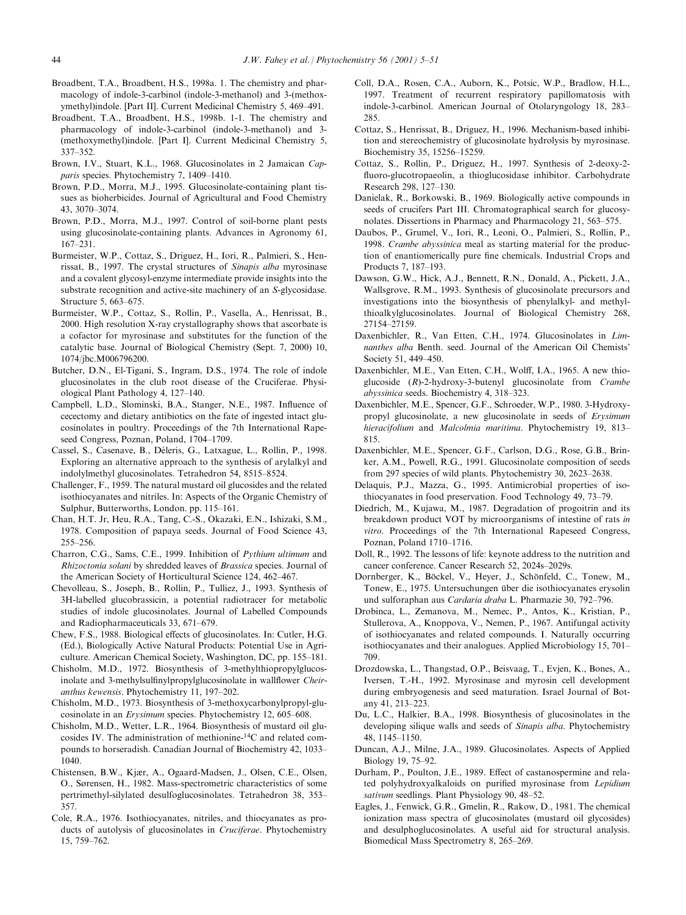Broadbent, T.A., Broadbent, H.S., 1998a. 1. The chemistry and pharmacology of indole-3-carbinol (indole-3-methanol) and 3-(methoxymethyl)indole. [Part II]. Current Medicinal Chemistry 5, 469–491.

Broadbent, T.A., Broadbent, H.S., 1998b. 1-1. The chemistry and pharmacology of indole-3-carbinol (indole-3-methanol) and 3-(methoxymethyl)indole. [Part I]. Current Medicinal Chemistry 5, 337–352.

Brown, I.V., Stuart, K.L., 1968. Glucosinolates in 2 Jamaican *Capparis* species. Phytochemistry 7, 1409–1410.

Brown, P.D., Morra, M.J., 1995. Glucosinolate-containing plant tissues as bioherbicides. Journal of Agricultural and Food Chemistry 43, 3070–3074.

Brown, P.D., Morra, M.J., 1997. Control of soil-borne plant pests using glucosinolate-containing plants. Advances in Agronomy 61, 167–231.

Burmeister, W.P., Cottaz, S., Driguez, H., Iori, R., Palmieri, S., Henrissat, B., 1997. The crystal structures of *Sinapis alba* myrosinase and a covalent glycosyl-enzyme intermediate provide insights into the substrate recognition and active-site machinery of an S-glycosidase. Structure 5, 663–675.

Burmeister, W.P., Cottaz, S., Rollin, P., Vasella, A., Henrissat, B., 2000. High resolution X-ray crystallography shows that ascorbate is a cofactor for myrosinase and substitutes for the function of the catalytic base. Journal of Biological Chemistry (Sept. 7, 2000) 10, 1074/jbc.M006796200.

Butcher, D.N., El-Tigani, S., Ingram, D.S., 1974. The role of indole glucosinolates in the club root disease of the Cruciferae. Physiological Plant Pathology 4, 127–140.

Campbell, L.D., Slominski, B.A., Stanger, N.E., 1987. Influence of cecectomy and dietary antibiotics on the fate of ingested intact glucosinolates in poultry. Proceedings of the 7th International Rapeseed Congress, Poznan, Poland, 1704–1709.

Cassel, S., Casenave, B., Déleris, G., Latxague, L., Rollin, P., 1998. Exploring an alternative approach to the synthesis of arylalkyl and indolylmethyl glucosinolates. Tetrahedron 54, 8515–8524.

Challenger, F., 1959. The natural mustard oil glucosides and the related isothiocyanates and nitriles. In: Aspects of the Organic Chemistry of Sulphur, Butterworths, London. pp. 115–161.

Chan, H.T. Jr, Heu, R.A., Tang, C.-S., Okazaki, E.N., Ishizaki, S.M., 1978. Composition of papaya seeds. Journal of Food Science 43, 255–256.

Charron, C.G., Sams, C.E., 1999. Inhibition of *Pythium ultimum* and *Rhizoctonia solani* by shredded leaves of *Brassica* species. Journal of the American Society of Horticultural Science 124, 462–467.

Chevolleau, S., Joseph, B., Rollin, P., Tulliez, J., 1993. Synthesis of 3H-labelled glucobrassicin, a potential radiotracer for metabolic studies of indole glucosinolates. Journal of Labelled Compounds and Radiopharmaceuticals 33, 671–679.

Chew, F.S., 1988. Biological effects of glucosinolates. In: Cutler, H.G. (Ed.), Biologically Active Natural Products: Potential Use in Agriculture. American Chemical Society, Washington, DC, pp. 155–181.

Chisholm, M.D., 1972. Biosynthesis of 3-methylthiopropylglucosinolate and 3-methylsulfinylpropylglucosinolate in wallflower *Cheiranthus kewensis*. Phytochemistry 11, 197–202.

Chisholm, M.D., 1973. Biosynthesis of 3-methoxycarbonylpropyl-glucosinolate in an *Erysimum* species. Phytochemistry 12, 605–608.

Chisholm, M.D., Wetter, L.R., 1964. Biosynthesis of mustard oil glucosides IV. The administration of methionine-$^{14}$C and related compounds to horseradish. Canadian Journal of Biochemistry 42, 1033–1040.

Chistensen, B.W., Kjær, A., Ogaard-Madsen, J., Olsen, C.E., Olsen, O., Sørensen, H., 1982. Mass-spectrometric characteristics of some pertrimethyl-silylated desulfoglucosinolates. Tetrahedron 38, 353–357.

Cole, R.A., 1976. Isothiocyanates, nitriles, and thiocyanates as products of autolysis of glucosinolates in *Cruciferae*. Phytochemistry 15, 759–762.

Coll, D.A., Rosen, C.A., Auborn, K., Potsic, W.P., Bradlow, H.L., 1997. Treatment of recurrent respiratory papillomatosis with indole-3-carbinol. American Journal of Otolaryngology 18, 283–285.

Cottaz, S., Henrissat, B., Driguez, H., 1996. Mechanism-based inhibition and stereochemistry of glucosinolate hydrolysis by myrosinase. Biochemistry 35, 15256–15259.

Cottaz, S., Rollin, P., Driguez, H., 1997. Synthesis of 2-deoxy-2-fluoro-glucotropaeolin, a thioglucosidase inhibitor. Carbohydrate Research 298, 127–130.

Danielak, R., Borkowski, B., 1969. Biologically active compounds in seeds of crucifers Part III. Chromatographical search for glucosynolates. Dissertions in Pharmacy and Pharmacology 21, 563–575.

Daubos, P., Grumel, V., Iori, R., Leoni, O., Palmieri, S., Rollin, P., 1998. *Crambe abyssinica* meal as starting material for the production of enantiomerically pure fine chemicals. Industrial Crops and Products 7, 187–193.

Dawson, G.W., Hick, A.J., Bennett, R.N., Donald, A., Pickett, J.A., Wallsgrove, R.M., 1993. Synthesis of glucosinolate precursors and investigations into the biosynthesis of phenylalkyl- and methylthioalkylglucosinolates. Journal of Biological Chemistry 268, 27154–27159.

Daxenbichler, R., Van Etten, C.H., 1974. Glucosinolates in *Limnanthes alba* Benth. seed. Journal of the American Oil Chemists' Society 51, 449–450.

Daxenbichler, M.E., Van Etten, C.H., Wolff, I.A., 1965. A new thioglucoside (*R*)-2-hydroxy-3-butenyl glucosinolate from *Crambe abyssinica* seeds. Biochemistry 4, 318–323.

Daxenbichler, M.E., Spencer, G.F., Schroeder, W.P., 1980. 3-Hydroxypropyl glucosinolate, a new glucosinolate in seeds of *Erysimum hieracifolium* and *Malcolmia maritima*. Phytochemistry 19, 813–815.

Daxenbichler, M.E., Spencer, G.F., Carlson, D.G., Rose, G.B., Brinker, A.M., Powell, R.G., 1991. Glucosinolate composition of seeds from 297 species of wild plants. Phytochemistry 30, 2623–2638.

Delaquis, P.J., Mazza, G., 1995. Antimicrobial properties of isothiocyanates in food preservation. Food Technology 49, 73–79.

Diedrich, M., Kujawa, M., 1987. Degradation of progoitrin and its breakdown product VOT by microorganisms of intestine of rats *in vitro*. Proceedings of the 7th International Rapeseed Congress, Poznan, Poland 1710–1716.

Doll, R., 1992. The lessons of life: keynote address to the nutrition and cancer conference. Cancer Research 52, 2024s–2029s.

Dornberger, K., Böckel, V., Heyer, J., Schönfeld, C., Tonew, M., Tonew, E., 1975. Untersuchungen über die isothiocyanates erysolin und sulforaphan aus *Cardaria draba* L. Pharmazie 30, 792–796.

Drobinca, L., Zemanova, M., Nemec, P., Antos, K., Kristian, P., Stullerova, A., Knoppova, V., Nemen, P., 1967. Antifungal activity of isothiocyanates and related compounds. I. Naturally occurring isothiocyanates and their analogues. Applied Microbiology 15, 701–709.

Drozdowska, L., Thangstad, O.P., Beisvaag, T., Evjen, K., Bones, A., Iversen, T.-H., 1992. Myrosinase and myrosin cell development during embryogenesis and seed maturation. Israel Journal of Botany 41, 213–223.

Du, L.C., Halkier, B.A., 1998. Biosynthesis of glucosinolates in the developing silique walls and seeds of *Sinapis alba*. Phytochemistry 48, 1145–1150.

Duncan, A.J., Milne, J.A., 1989. Glucosinolates. Aspects of Applied Biology 19, 75–92.

Durham, P., Poulton, J.E., 1989. Effect of castanospermine and related polyhydroxyalkaloids on purified myrosinase from *Lepidium sativum* seedlings. Plant Physiology 90, 48–52.

Eagles, J., Fenwick, G.R., Gmelin, R., Rakow, D., 1981. The chemical ionization mass spectra of glucosinolates (mustard oil glycosides) and desulphoglucosinolates. A useful aid for structural analysis. Biomedical Mass Spectrometry 8, 265–269.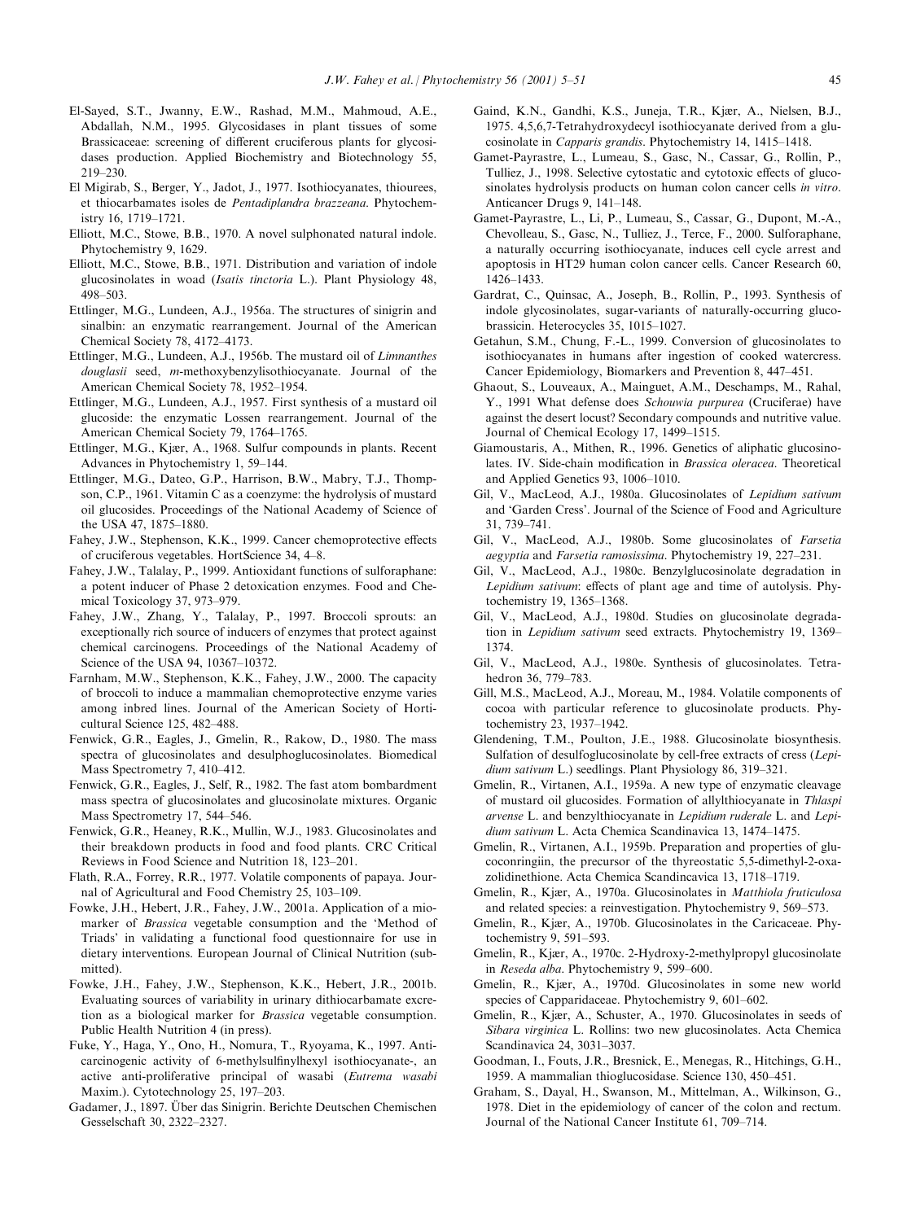El-Sayed, S.T., Jwanny, E.W., Rashad, M.M., Mahmoud, A.E., Abdallah, N.M., 1995. Glycosidases in plant tissues of some Brassicaceae: screening of different cruciferous plants for glycosidases production. Applied Biochemistry and Biotechnology 55, 219–230.

El Migirab, S., Berger, Y., Jadot, J., 1977. Isothiocyanates, thiourees, et thiocarbamates isoles de *Pentadiplandra brazzeana*. Phytochemistry 16, 1719–1721.

Elliott, M.C., Stowe, B.B., 1970. A novel sulphonated natural indole. Phytochemistry 9, 1629.

Elliott, M.C., Stowe, B.B., 1971. Distribution and variation of indole glucosinolates in woad (*Isatis tinctoria* L.). Plant Physiology 48, 498–503.

Ettlinger, M.G., Lundeen, A.J., 1956a. The structures of sinigrin and sinalbin: an enzymatic rearrangement. Journal of the American Chemical Society 78, 4172–4173.

Ettlinger, M.G., Lundeen, A.J., 1956b. The mustard oil of *Limnanthes douglasii* seed, *m*-methoxybenzylisothiocyanate. Journal of the American Chemical Society 78, 1952–1954.

Ettlinger, M.G., Lundeen, A.J., 1957. First synthesis of a mustard oil glucoside: the enzymatic Lossen rearrangement. Journal of the American Chemical Society 79, 1764–1765.

Ettlinger, M.G., Kjær, A., 1968. Sulfur compounds in plants. Recent Advances in Phytochemistry 1, 59–144.

Ettlinger, M.G., Dateo, G.P., Harrison, B.W., Mabry, T.J., Thompson, C.P., 1961. Vitamin C as a coenzyme: the hydrolysis of mustard oil glucosides. Proceedings of the National Academy of Science of the USA 47, 1875–1880.

Fahey, J.W., Stephenson, K.K., 1999. Cancer chemoprotective effects of cruciferous vegetables. HortScience 34, 4–8.

Fahey, J.W., Talalay, P., 1999. Antioxidant functions of sulforaphane: a potent inducer of Phase 2 detoxication enzymes. Food and Chemical Toxicology 37, 973–979.

Fahey, J.W., Zhang, Y., Talalay, P., 1997. Broccoli sprouts: an exceptionally rich source of inducers of enzymes that protect against chemical carcinogens. Proceedings of the National Academy of Science of the USA 94, 10367–10372.

Farnham, M.W., Stephenson, K.K., Fahey, J.W., 2000. The capacity of broccoli to induce a mammalian chemoprotective enzyme varies among inbred lines. Journal of the American Society of Horticultural Science 125, 482–488.

Fenwick, G.R., Eagles, J., Gmelin, R., Rakow, D., 1980. The mass spectra of glucosinolates and desulphoglucosinolates. Biomedical Mass Spectrometry 7, 410–412.

Fenwick, G.R., Eagles, J., Self, R., 1982. The fast atom bombardment mass spectra of glucosinolates and glucosinolate mixtures. Organic Mass Spectrometry 17, 544–546.

Fenwick, G.R., Heaney, R.K., Mullin, W.J., 1983. Glucosinolates and their breakdown products in food and food plants. CRC Critical Reviews in Food Science and Nutrition 18, 123–201.

Flath, R.A., Forrey, R.R., 1977. Volatile components of papaya. Journal of Agricultural and Food Chemistry 25, 103–109.

Fowke, J.H., Hebert, J.R., Fahey, J.W., 2001a. Application of a miomarker of *Brassica* vegetable consumption and the 'Method of Triads' in validating a functional food questionnaire for use in dietary interventions. European Journal of Clinical Nutrition (submitted).

Fowke, J.H., Fahey, J.W., Stephenson, K.K., Hebert, J.R., 2001b. Evaluating sources of variability in urinary dithiocarbamate excretion as a biological marker for *Brassica* vegetable consumption. Public Health Nutrition 4 (in press).

Fuke, Y., Haga, Y., Ono, H., Nomura, T., Ryoyama, K., 1997. Anticarcinogenic activity of 6-methylsulfinylhexyl isothiocyanate-, an active anti-proliferative principal of wasabi (*Eutrema wasabi* Maxim.). Cytotechnology 25, 197–203.

Gadamer, J., 1897. Über das Sinigrin. Berichte Deutschen Chemischen Gesselschaft 30, 2322–2327.

Gaind, K.N., Gandhi, K.S., Juneja, T.R., Kjær, A., Nielsen, B.J., 1975. 4,5,6,7-Tetrahydroxydecyl isothiocyanate derived from a glucosinolate in *Capparis grandis*. Phytochemistry 14, 1415–1418.

Gamet-Payrastre, L., Lumeau, S., Gasc, N., Cassar, G., Rollin, P., Tulliez, J., 1998. Selective cytostatic and cytotoxic effects of glucosinolates hydrolysis products on human colon cancer cells *in vitro*. Anticancer Drugs 9, 141–148.

Gamet-Payrastre, L., Li, P., Lumeau, S., Cassar, G., Dupont, M.-A., Chevolleau, S., Gasc, N., Tulliez, J., Terce, F., 2000. Sulforaphane, a naturally occurring isothiocyanate, induces cell cycle arrest and apoptosis in HT29 human colon cancer cells. Cancer Research 60, 1426–1433.

Gardrat, C., Quinsac, A., Joseph, B., Rollin, P., 1993. Synthesis of indole glycosinolates, sugar-variants of naturally-occurring glucobrassicin. Heterocycles 35, 1015–1027.

Getahun, S.M., Chung, F.-L., 1999. Conversion of glucosinolates to isothiocyanates in humans after ingestion of cooked watercress. Cancer Epidemiology, Biomarkers and Prevention 8, 447–451.

Ghaout, S., Louveaux, A., Mainguet, A.M., Deschamps, M., Rahal, Y., 1991 What defense does *Schouwia purpurea* (Cruciferae) have against the desert locust? Secondary compounds and nutritive value. Journal of Chemical Ecology 17, 1499–1515.

Giamoustaris, A., Mithen, R., 1996. Genetics of aliphatic glucosinolates. IV. Side-chain modification in *Brassica oleracea*. Theoretical and Applied Genetics 93, 1006–1010.

Gil, V., MacLeod, A.J., 1980a. Glucosinolates of *Lepidium sativum* and 'Garden Cress'. Journal of the Science of Food and Agriculture 31, 739–741.

Gil, V., MacLeod, A.J., 1980b. Some glucosinolates of *Farsetia aegyptia* and *Farsetia ramosissima*. Phytochemistry 19, 227–231.

Gil, V., MacLeod, A.J., 1980c. Benzylglucosinolate degradation in *Lepidium sativum*: effects of plant age and time of autolysis. Phytochemistry 19, 1365–1368.

Gil, V., MacLeod, A.J., 1980d. Studies on glucosinolate degradation in *Lepidium sativum* seed extracts. Phytochemistry 19, 1369–1374.

Gil, V., MacLeod, A.J., 1980e. Synthesis of glucosinolates. Tetrahedron 36, 779–783.

Gill, M.S., MacLeod, A.J., Moreau, M., 1984. Volatile components of cocoa with particular reference to glucosinolate products. Phytochemistry 23, 1937–1942.

Glendening, T.M., Poulton, J.E., 1988. Glucosinolate biosynthesis. Sulfation of desulfoglucosinolate by cell-free extracts of cress (*Lepidium sativum* L.) seedlings. Plant Physiology 86, 319–321.

Gmelin, R., Virtanen, A.I., 1959a. A new type of enzymatic cleavage of mustard oil glucosides. Formation of allylthiocyanate in *Thlaspi arvense* L. and benzylthiocyanate in *Lepidium ruderale* L. and *Lepidium sativum* L. Acta Chemica Scandinavica 13, 1474–1475.

Gmelin, R., Virtanen, A.I., 1959b. Preparation and properties of glucoconringiin, the precursor of the thyreostatic 5,5-dimethyl-2-oxazolidinethione. Acta Chemica Scandincavica 13, 1718–1719.

Gmelin, R., Kjær, A., 1970a. Glucosinolates in *Matthiola fruticulosa* and related species: a reinvestigation. Phytochemistry 9, 569–573.

Gmelin, R., Kjær, A., 1970b. Glucosinolates in the Caricaceae. Phytochemistry 9, 591–593.

Gmelin, R., Kjær, A., 1970c. 2-Hydroxy-2-methylpropyl glucosinolate in *Reseda alba*. Phytochemistry 9, 599–600.

Gmelin, R., Kjær, A., 1970d. Glucosinolates in some new world species of Capparidaceae. Phytochemistry 9, 601–602.

Gmelin, R., Kjær, A., Schuster, A., 1970. Glucosinolates in seeds of *Sibara virginica* L. Rollins: two new glucosinolates. Acta Chemica Scandinavica 24, 3031–3037.

Goodman, I., Fouts, J.R., Bresnick, E., Menegas, R., Hitchings, G.H., 1959. A mammalian thioglucosidase. Science 130, 450–451.

Graham, S., Dayal, H., Swanson, M., Mittelman, A., Wilkinson, G., 1978. Diet in the epidemiology of cancer of the colon and rectum. Journal of the National Cancer Institute 61, 709–714.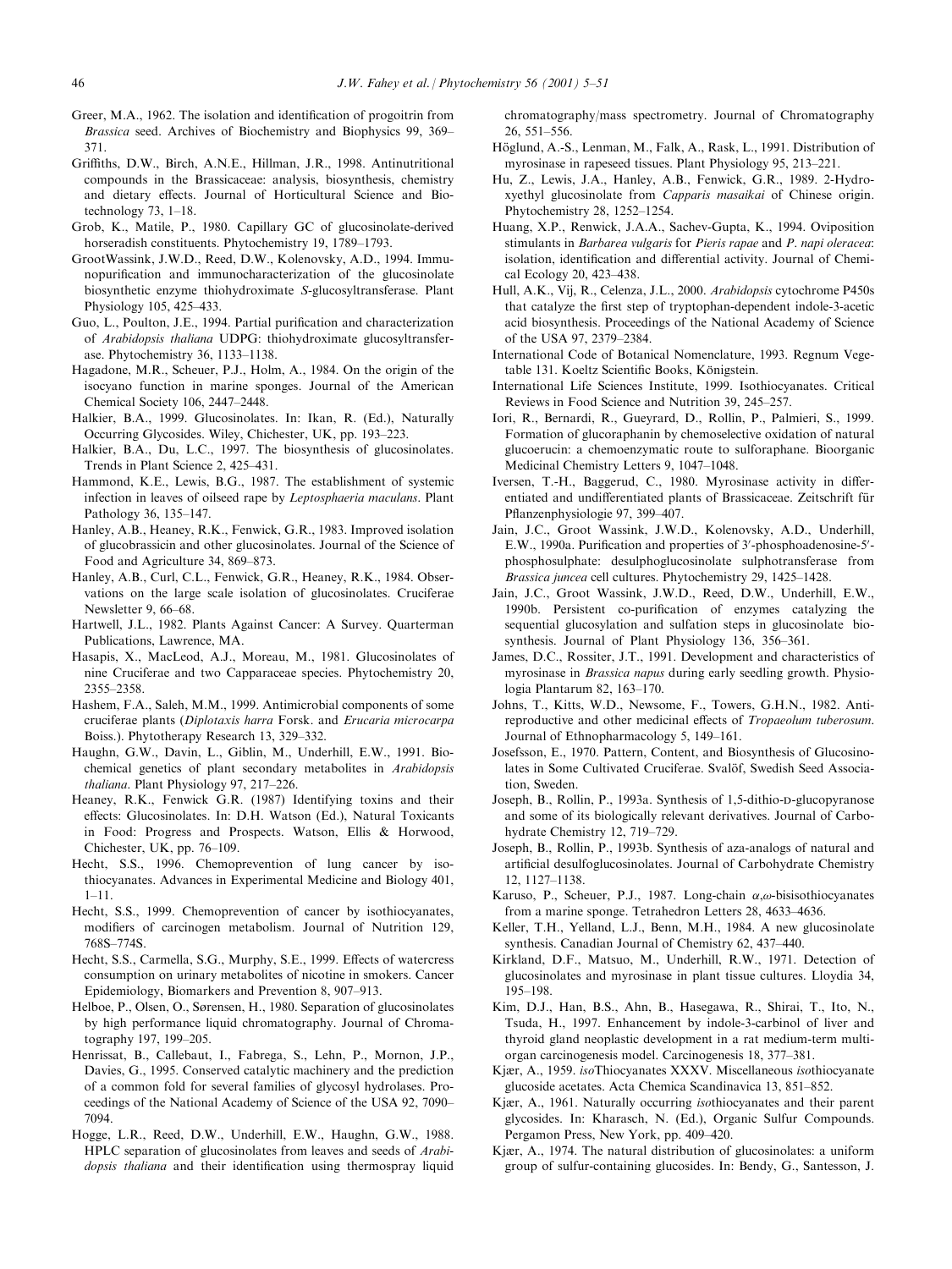Greer, M.A., 1962. The isolation and identification of progoitrin from *Brassica* seed. Archives of Biochemistry and Biophysics 99, 369–371.

Griffiths, D.W., Birch, A.N.E., Hillman, J.R., 1998. Antinutritional compounds in the Brassicaceae: analysis, biosynthesis, chemistry and dietary effects. Journal of Horticultural Science and Biotechnology 73, 1–18.

Grob, K., Matile, P., 1980. Capillary GC of glucosinolate-derived horseradish constituents. Phytochemistry 19, 1789–1793.

GrootWassink, J.W.D., Reed, D.W., Kolenovsky, A.D., 1994. Immunopurification and immunocharacterization of the glucosinolate biosynthetic enzyme thiohydroximate *S*-glucosyltransferase. Plant Physiology 105, 425–433.

Guo, L., Poulton, J.E., 1994. Partial purification and characterization of *Arabidopsis thaliana* UDPG: thiohydroximate glucosyltransferase. Phytochemistry 36, 1133–1138.

Hagadone, M.R., Scheuer, P.J., Holm, A., 1984. On the origin of the isocyano function in marine sponges. Journal of the American Chemical Society 106, 2447–2448.

Halkier, B.A., 1999. Glucosinolates. In: Ikan, R. (Ed.), Naturally Occurring Glycosides. Wiley, Chichester, UK, pp. 193–223.

Halkier, B.A., Du, L.C., 1997. The biosynthesis of glucosinolates. Trends in Plant Science 2, 425–431.

Hammond, K.E., Lewis, B.G., 1987. The establishment of systemic infection in leaves of oilseed rape by *Leptosphaeria maculans*. Plant Pathology 36, 135–147.

Hanley, A.B., Heaney, R.K., Fenwick, G.R., 1983. Improved isolation of glucobrassicin and other glucosinolates. Journal of the Science of Food and Agriculture 34, 869–873.

Hanley, A.B., Curl, C.L., Fenwick, G.R., Heaney, R.K., 1984. Observations on the large scale isolation of glucosinolates. Cruciferae Newsletter 9, 66–68.

Hartwell, J.L., 1982. Plants Against Cancer: A Survey. Quarterman Publications, Lawrence, MA.

Hasapis, X., MacLeod, A.J., Moreau, M., 1981. Glucosinolates of nine Cruciferae and two Capparaceae species. Phytochemistry 20, 2355–2358.

Hashem, F.A., Saleh, M.M., 1999. Antimicrobial components of some cruciferae plants (*Diplotaxis harra* Forsk. and *Erucaria microcarpa* Boiss.). Phytotherapy Research 13, 329–332.

Haughn, G.W., Davin, L., Giblin, M., Underhill, E.W., 1991. Biochemical genetics of plant secondary metabolites in *Arabidopsis thaliana*. Plant Physiology 97, 217–226.

Heaney, R.K., Fenwick G.R. (1987) Identifying toxins and their effects: Glucosinolates. In: D.H. Watson (Ed.), Natural Toxicants in Food: Progress and Prospects. Watson, Ellis & Horwood, Chichester, UK, pp. 76–109.

Hecht, S.S., 1996. Chemoprevention of lung cancer by isothiocyanates. Advances in Experimental Medicine and Biology 401, 1–11.

Hecht, S.S., 1999. Chemoprevention of cancer by isothiocyanates, modifiers of carcinogen metabolism. Journal of Nutrition 129, 768S–774S.

Hecht, S.S., Carmella, S.G., Murphy, S.E., 1999. Effects of watercress consumption on urinary metabolites of nicotine in smokers. Cancer Epidemiology, Biomarkers and Prevention 8, 907–913.

Helboe, P., Olsen, O., Sørensen, H., 1980. Separation of glucosinolates by high performance liquid chromatography. Journal of Chromatography 197, 199–205.

Henrissat, B., Callebaut, I., Fabrega, S., Lehn, P., Mornon, J.P., Davies, G., 1995. Conserved catalytic machinery and the prediction of a common fold for several families of glycosyl hydrolases. Proceedings of the National Academy of Science of the USA 92, 7090–7094.

Hogge, L.R., Reed, D.W., Underhill, E.W., Haughn, G.W., 1988. HPLC separation of glucosinolates from leaves and seeds of *Arabidopsis thaliana* and their identification using thermospray liquid chromatography/mass spectrometry. Journal of Chromatography 26, 551–556.

Höglund, A.-S., Lenman, M., Falk, A., Rask, L., 1991. Distribution of myrosinase in rapeseed tissues. Plant Physiology 95, 213–221.

Hu, Z., Lewis, J.A., Hanley, A.B., Fenwick, G.R., 1989. 2-Hydroxyethyl glucosinolate from *Capparis masaikai* of Chinese origin. Phytochemistry 28, 1252–1254.

Huang, X.P., Renwick, J.A.A., Sachev-Gupta, K., 1994. Oviposition stimulants in *Barbarea vulgaris* for *Pieris rapae* and *P. napi oleracea*: isolation, identification and differential activity. Journal of Chemical Ecology 20, 423–438.

Hull, A.K., Vij, R., Celenza, J.L., 2000. *Arabidopsis* cytochrome P450s that catalyze the first step of tryptophan-dependent indole-3-acetic acid biosynthesis. Proceedings of the National Academy of Science of the USA 97, 2379–2384.

International Code of Botanical Nomenclature, 1993. Regnum Vegetable 131. Koeltz Scientific Books, Königstein.

International Life Sciences Institute, 1999. Isothiocyanates. Critical Reviews in Food Science and Nutrition 39, 245–257.

Iori, R., Bernardi, R., Gueyrard, D., Rollin, P., Palmieri, S., 1999. Formation of glucoraphanin by chemoselective oxidation of natural glucoerucin: a chemoenzymatic route to sulforaphane. Bioorganic Medicinal Chemistry Letters 9, 1047–1048.

Iversen, T.-H., Baggerud, C., 1980. Myrosinase activity in differentiated and undifferentiated plants of Brassicaceae. Zeitschrift für Pflanzenphysiologie 97, 399–407.

Jain, J.C., Groot Wassink, J.W.D., Kolenovsky, A.D., Underhill, E.W., 1990a. Purification and properties of 3′-phosphoadenosine-5′-phosphosulphate: desulphoglucosinolate sulphotransferase from *Brassica juncea* cell cultures. Phytochemistry 29, 1425–1428.

Jain, J.C., Groot Wassink, J.W.D., Reed, D.W., Underhill, E.W., 1990b. Persistent co-purification of enzymes catalyzing the sequential glucosylation and sulfation steps in glucosinolate biosynthesis. Journal of Plant Physiology 136, 356–361.

James, D.C., Rossiter, J.T., 1991. Development and characteristics of myrosinase in *Brassica napus* during early seedling growth. Physiologia Plantarum 82, 163–170.

Johns, T., Kitts, W.D., Newsome, F., Towers, G.H.N., 1982. Antireproductive and other medicinal effects of *Tropaeolum tuberosum*. Journal of Ethnopharmacology 5, 149–161.

Josefsson, E., 1970. Pattern, Content, and Biosynthesis of Glucosinolates in Some Cultivated Cruciferae. Svalöf, Swedish Seed Association, Sweden.

Joseph, B., Rollin, P., 1993a. Synthesis of 1,5-dithio-D-glucopyranose and some of its biologically relevant derivatives. Journal of Carbohydrate Chemistry 12, 719–729.

Joseph, B., Rollin, P., 1993b. Synthesis of aza-analogs of natural and artificial desulfoglucosinolates. Journal of Carbohydrate Chemistry 12, 1127–1138.

Karuso, P., Scheuer, P.J., 1987. Long-chain $\alpha,\omega$-bisisothiocyanates from a marine sponge. Tetrahedron Letters 28, 4633–4636.

Keller, T.H., Yelland, L.J., Benn, M.H., 1984. A new glucosinolate synthesis. Canadian Journal of Chemistry 62, 437–440.

Kirkland, D.F., Matsuo, M., Underhill, R.W., 1971. Detection of glucosinolates and myrosinase in plant tissue cultures. Lloydia 34, 195–198.

Kim, D.J., Han, B.S., Ahn, B., Hasegawa, R., Shirai, T., Ito, N., Tsuda, H., 1997. Enhancement by indole-3-carbinol of liver and thyroid gland neoplastic development in a rat medium-term multiorgan carcinogenesis model. Carcinogenesis 18, 377–381.

Kjær, A., 1959. *iso*Thiocyanates XXXV. Miscellaneous *iso*thiocyanate glucoside acetates. Acta Chemica Scandinavica 13, 851–852.

Kjær, A., 1961. Naturally occurring *iso*thiocyanates and their parent glycosides. In: Kharasch, N. (Ed.), Organic Sulfur Compounds. Pergamon Press, New York, pp. 409–420.

Kjær, A., 1974. The natural distribution of glucosinolates: a uniform group of sulfur-containing glucosides. In: Bendy, G., Santesson, J.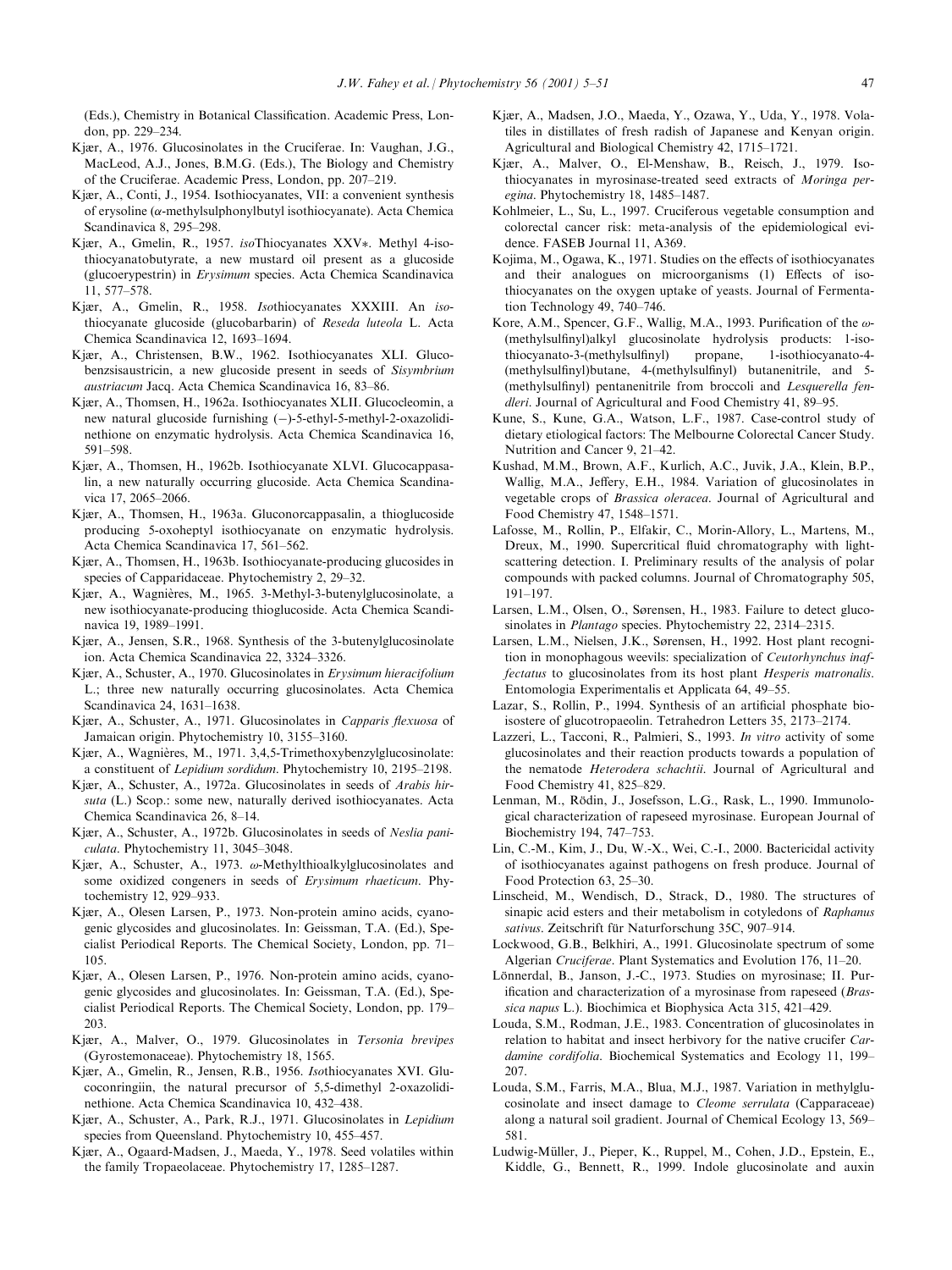(Eds.), Chemistry in Botanical Classification. Academic Press, London, pp. 229–234.

Kjær, A., 1976. Glucosinolates in the Cruciferae. In: Vaughan, J.G., MacLeod, A.J., Jones, B.M.G. (Eds.), The Biology and Chemistry of the Cruciferae. Academic Press, London, pp. 207–219.

Kjær, A., Conti, J., 1954. Isothiocyanates, VII: a convenient synthesis of erysoline (α-methylsulphonylbutyl isothiocyanate). Acta Chemica Scandinavica 8, 295–298.

Kjær, A., Gmelin, R., 1957. *iso*Thiocyanates XXV*. Methyl 4-isothiocyanatobutyrate, a new mustard oil present as a glucoside (glucoerypestrin) in *Erysimum* species. Acta Chemica Scandinavica 11, 577–578.

Kjær, A., Gmelin, R., 1958. *Iso*thiocyanates XXXIII. An *iso*thiocyanate glucoside (glucobarbarin) of *Reseda luteola* L. Acta Chemica Scandinavica 12, 1693–1694.

Kjær, A., Christensen, B.W., 1962. Isothiocyanates XLI. Glucobenzsisaustricin, a new glucoside present in seeds of *Sisymbrium austriacum* Jacq. Acta Chemica Scandinavica 16, 83–86.

Kjær, A., Thomsen, H., 1962a. Isothiocyanates XLII. Glucocleomin, a new natural glucoside furnishing (−)-5-ethyl-5-methyl-2-oxazolidinethione on enzymatic hydrolysis. Acta Chemica Scandinavica 16, 591–598.

Kjær, A., Thomsen, H., 1962b. Isothiocyanate XLVI. Glucocappasalin, a new naturally occurring glucoside. Acta Chemica Scandinavica 17, 2065–2066.

Kjær, A., Thomsen, H., 1963a. Gluconorcappasalin, a thioglucoside producing 5-oxoheptyl isothiocyanate on enzymatic hydrolysis. Acta Chemica Scandinavica 17, 561–562.

Kjær, A., Thomsen, H., 1963b. Isothiocyanate-producing glucosides in species of Capparidaceae. Phytochemistry 2, 29–32.

Kjær, A., Wagnières, M., 1965. 3-Methyl-3-butenylglucosinolate, a new isothiocyanate-producing thioglucoside. Acta Chemica Scandinavica 19, 1989–1991.

Kjær, A., Jensen, S.R., 1968. Synthesis of the 3-butenylglucosinolate ion. Acta Chemica Scandinavica 22, 3324–3326.

Kjær, A., Schuster, A., 1970. Glucosinolates in *Erysimum hieracifolium* L.; three new naturally occurring glucosinolates. Acta Chemica Scandinavica 24, 1631–1638.

Kjær, A., Schuster, A., 1971. Glucosinolates in *Capparis flexuosa* of Jamaican origin. Phytochemistry 10, 3155–3160.

Kjær, A., Wagnières, M., 1971. 3,4,5-Trimethoxybenzylglucosinolate: a constituent of *Lepidium sordidum*. Phytochemistry 10, 2195–2198.

Kjær, A., Schuster, A., 1972a. Glucosinolates in seeds of *Arabis hirsuta* (L.) Scop.: some new, naturally derived isothiocyanates. Acta Chemica Scandinavica 26, 8–14.

Kjær, A., Schuster, A., 1972b. Glucosinolates in seeds of *Neslia paniculata*. Phytochemistry 11, 3045–3048.

Kjær, A., Schuster, A., 1973. ω-Methylthioalkylglucosinolates and some oxidized congeners in seeds of *Erysimum rhaeticum*. Phytochemistry 12, 929–933.

Kjær, A., Olesen Larsen, P., 1973. Non-protein amino acids, cyanogenic glycosides and glucosinolates. In: Geissman, T.A. (Ed.), Specialist Periodical Reports. The Chemical Society, London, pp. 71–105.

Kjær, A., Olesen Larsen, P., 1976. Non-protein amino acids, cyanogenic glycosides and glucosinolates. In: Geissman, T.A. (Ed.), Specialist Periodical Reports. The Chemical Society, London, pp. 179–203.

Kjær, A., Malver, O., 1979. Glucosinolates in *Tersonia brevipes* (Gyrostemonaceae). Phytochemistry 18, 1565.

Kjær, A., Gmelin, R., Jensen, R.B., 1956. *Iso*thiocyanates XVI. Glucoconringiin, the natural precursor of 5,5-dimethyl 2-oxazolidinethione. Acta Chemica Scandinavica 10, 432–438.

Kjær, A., Schuster, A., Park, R.J., 1971. Glucosinolates in *Lepidium* species from Queensland. Phytochemistry 10, 455–457.

Kjær, A., Ogaard-Madsen, J., Maeda, Y., 1978. Seed volatiles within the family Tropaeolaceae. Phytochemistry 17, 1285–1287.

Kjær, A., Madsen, J.O., Maeda, Y., Ozawa, Y., Uda, Y., 1978. Volatiles in distillates of fresh radish of Japanese and Kenyan origin. Agricultural and Biological Chemistry 42, 1715–1721.

Kjær, A., Malver, O., El-Menshaw, B., Reisch, J., 1979. Isothiocyanates in myrosinase-treated seed extracts of *Moringa peregina*. Phytochemistry 18, 1485–1487.

Kohlmeier, L., Su, L., 1997. Cruciferous vegetable consumption and colorectal cancer risk: meta-analysis of the epidemiological evidence. FASEB Journal 11, A369.

Kojima, M., Ogawa, K., 1971. Studies on the effects of isothiocyanates and their analogues on microorganisms (1) Effects of isothiocyanates on the oxygen uptake of yeasts. Journal of Fermentation Technology 49, 740–746.

Kore, A.M., Spencer, G.F., Wallig, M.A., 1993. Purification of the ω-(methylsulfinyl)alkyl glucosinolate hydrolysis products: 1-isothiocyanato-3-(methylsulfinyl) propane, 1-isothiocyanato-4-(methylsulfinyl)butane, 4-(methylsulfinyl) butanenitrile, and 5-(methylsulfinyl) pentanenitrile from broccoli and *Lesquerella fendleri*. Journal of Agricultural and Food Chemistry 41, 89–95.

Kune, S., Kune, G.A., Watson, L.F., 1987. Case-control study of dietary etiological factors: The Melbourne Colorectal Cancer Study. Nutrition and Cancer 9, 21–42.

Kushad, M.M., Brown, A.F., Kurlich, A.C., Juvik, J.A., Klein, B.P., Wallig, M.A., Jeffery, E.H., 1984. Variation of glucosinolates in vegetable crops of *Brassica oleracea*. Journal of Agricultural and Food Chemistry 47, 1548–1571.

Lafosse, M., Rollin, P., Elfakir, C., Morin-Allory, L., Martens, M., Dreux, M., 1990. Supercritical fluid chromatography with light-scattering detection. I. Preliminary results of the analysis of polar compounds with packed columns. Journal of Chromatography 505, 191–197.

Larsen, L.M., Olsen, O., Sørensen, H., 1983. Failure to detect glucosinolates in *Plantago* species. Phytochemistry 22, 2314–2315.

Larsen, L.M., Nielsen, J.K., Sørensen, H., 1992. Host plant recognition in monophagous weevils: specialization of *Ceutorhynchus inaffectatus* to glucosinolates from its host plant *Hesperis matronalis*. Entomologia Experimentalis et Applicata 64, 49–55.

Lazar, S., Rollin, P., 1994. Synthesis of an artificial phosphate bioisostere of glucotropaeolin. Tetrahedron Letters 35, 2173–2174.

Lazzeri, L., Tacconi, R., Palmieri, S., 1993. *In vitro* activity of some glucosinolates and their reaction products towards a population of the nematode *Heterodera schachtii*. Journal of Agricultural and Food Chemistry 41, 825–829.

Lenman, M., Rödin, J., Josefsson, L.G., Rask, L., 1990. Immunological characterization of rapeseed myrosinase. European Journal of Biochemistry 194, 747–753.

Lin, C.-M., Kim, J., Du, W.-X., Wei, C.-I., 2000. Bactericidal activity of isothiocyanates against pathogens on fresh produce. Journal of Food Protection 63, 25–30.

Linscheid, M., Wendisch, D., Strack, D., 1980. The structures of sinapic acid esters and their metabolism in cotyledons of *Raphanus sativus*. Zeitschrift für Naturforschung 35C, 907–914.

Lockwood, G.B., Belkhiri, A., 1991. Glucosinolate spectrum of some Algerian *Cruciferae*. Plant Systematics and Evolution 176, 11–20.

Lönnerdal, B., Janson, J.-C., 1973. Studies on myrosinase; II. Purification and characterization of a myrosinase from rapeseed (*Brassica napus* L.). Biochimica et Biophysica Acta 315, 421–429.

Louda, S.M., Rodman, J.E., 1983. Concentration of glucosinolates in relation to habitat and insect herbivory for the native crucifer *Cardamine cordifolia*. Biochemical Systematics and Ecology 11, 199–207.

Louda, S.M., Farris, M.A., Blua, M.J., 1987. Variation in methylglucosinolate and insect damage to *Cleome serrulata* (Capparaceae) along a natural soil gradient. Journal of Chemical Ecology 13, 569–581.

Ludwig-Müller, J., Pieper, K., Ruppel, M., Cohen, J.D., Epstein, E., Kiddle, G., Bennett, R., 1999. Indole glucosinolate and auxin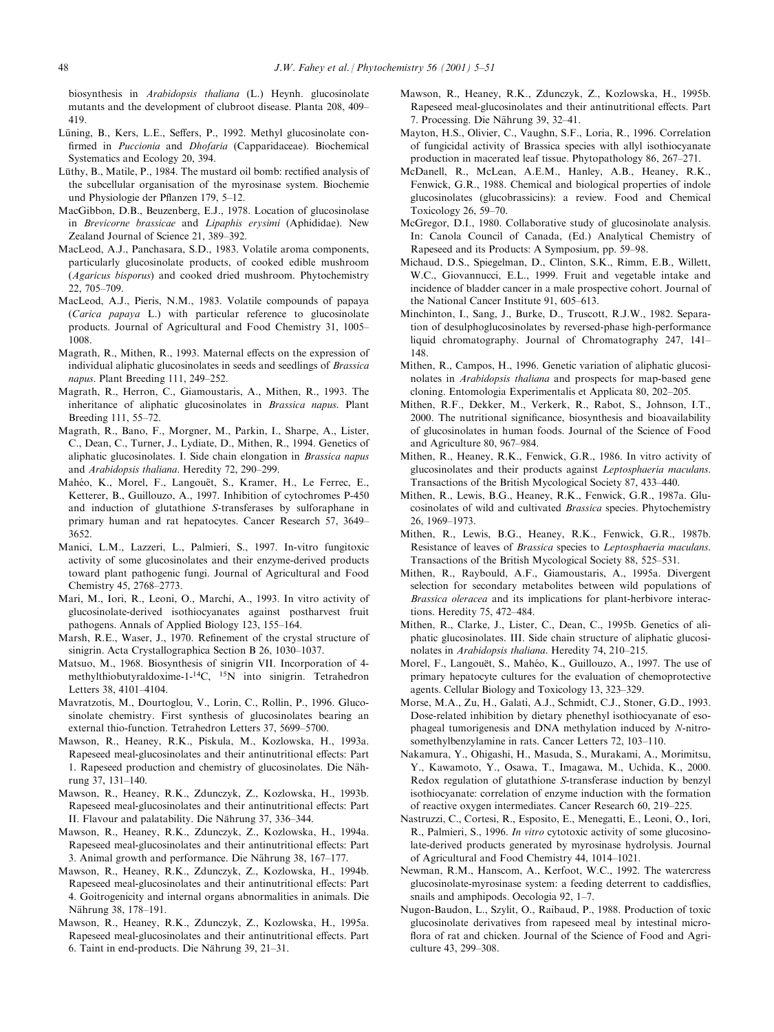biosynthesis in *Arabidopsis thaliana* (L.) Heynh. glucosinolate mutants and the development of clubroot disease. Planta 208, 409–419.

Lüning, B., Kers, L.E., Seffers, P., 1992. Methyl glucosinolate confirmed in *Puccionia* and *Dhofaria* (Capparidaceae). Biochemical Systematics and Ecology 20, 394.

Lüthy, B., Matile, P., 1984. The mustard oil bomb: rectified analysis of the subcellular organisation of the myrosinase system. Biochemie und Physiologie der Pflanzen 179, 5–12.

MacGibbon, D.B., Beuzenberg, E.J., 1978. Location of glucosinolase in *Brevicorne brassicae* and *Lipaphis erysimi* (Aphididae). New Zealand Journal of Science 21, 389–392.

MacLeod, A.J., Panchasara, S.D., 1983. Volatile aroma components, particularly glucosinolate products, of cooked edible mushroom (*Agaricus bisporus*) and cooked dried mushroom. Phytochemistry 22, 705–709.

MacLeod, A.J., Pieris, N.M., 1983. Volatile compounds of papaya (*Carica papaya* L.) with particular reference to glucosinolate products. Journal of Agricultural and Food Chemistry 31, 1005–1008.

Magrath, R., Mithen, R., 1993. Maternal effects on the expression of individual aliphatic glucosinolates in seeds and seedlings of *Brassica napus*. Plant Breeding 111, 249–252.

Magrath, R., Herron, C., Giamoustaris, A., Mithen, R., 1993. The inheritance of aliphatic glucosinolates in *Brassica napus*. Plant Breeding 111, 55–72.

Magrath, R., Bano, F., Morgner, M., Parkin, I., Sharpe, A., Lister, C., Dean, C., Turner, J., Lydiate, D., Mithen, R., 1994. Genetics of aliphatic glucosinolates. I. Side chain elongation in *Brassica napus* and *Arabidopsis thaliana*. Heredity 72, 290–299.

Mahéo, K., Morel, F., Langouët, S., Kramer, H., Le Ferrec, E., Ketterer, B., Guillouzo, A., 1997. Inhibition of cytochromes P-450 and induction of glutathione *S*-transferases by sulforaphane in primary human and rat hepatocytes. Cancer Research 57, 3649–3652.

Manici, L.M., Lazzeri, L., Palmieri, S., 1997. In-vitro fungitoxic activity of some glucosinolates and their enzyme-derived products toward plant pathogenic fungi. Journal of Agricultural and Food Chemistry 45, 2768–2773.

Mari, M., Iori, R., Leoni, O., Marchi, A., 1993. In vitro activity of glucosinolate-derived isothiocyanates against postharvest fruit pathogens. Annals of Applied Biology 123, 155–164.

Marsh, R.E., Waser, J., 1970. Refinement of the crystal structure of sinigrin. Acta Crystallographica Section B 26, 1030–1037.

Matsuo, M., 1968. Biosynthesis of sinigrin VII. Incorporation of 4-methylthiobutyraldoxime-1-$^{14}$C, $^{15}$N into sinigrin. Tetrahedron Letters 38, 4101–4104.

Mavratzotis, M., Dourtoglou, V., Lorin, C., Rollin, P., 1996. Glucosinolate chemistry. First synthesis of glucosinolates bearing an external thio-function. Tetrahedron Letters 37, 5699–5700.

Mawson, R., Heaney, R.K., Piskula, M., Kozlowska, H., 1993a. Rapeseed meal-glucosinolates and their antinutritional effects: Part 1. Rapeseed production and chemistry of glucosinolates. Die Nährung 37, 131–140.

Mawson, R., Heaney, R.K., Zdunczyk, Z., Kozlowska, H., 1993b. Rapeseed meal-glucosinolates and their antinutritional effects: Part II. Flavour and palatability. Die Nährung 37, 336–344.

Mawson, R., Heaney, R.K., Zdunczyk, Z., Kozlowska, H., 1994a. Rapeseed meal-glucosinolates and their antinutritional effects: Part 3. Animal growth and performance. Die Nährung 38, 167–177.

Mawson, R., Heaney, R.K., Zdunczyk, Z., Kozlowska, H., 1994b. Rapeseed meal-glucosinolates and their antinutritional effects: Part 4. Goitrogenicity and internal organs abnormalities in animals. Die Nährung 38, 178–191.

Mawson, R., Heaney, R.K., Zdunczyk, Z., Kozlowska, H., 1995a. Rapeseed meal-glucosinolates and their antinutritional effects. Part 6. Taint in end-products. Die Nährung 39, 21–31.

Mawson, R., Heaney, R.K., Zdunczyk, Z., Kozlowska, H., 1995b. Rapeseed meal-glucosinolates and their antinutritional effects. Part 7. Processing. Die Nährung 39, 32–41.

Mayton, H.S., Olivier, C., Vaughn, S.F., Loria, R., 1996. Correlation of fungicidal activity of Brassica species with allyl isothiocyanate production in macerated leaf tissue. Phytopathology 86, 267–271.

McDanell, R., McLean, A.E.M., Hanley, A.B., Heaney, R.K., Fenwick, G.R., 1988. Chemical and biological properties of indole glucosinolates (glucobrassicins): a review. Food and Chemical Toxicology 26, 59–70.

McGregor, D.I., 1980. Collaborative study of glucosinolate analysis. In: Canola Council of Canada, (Ed.) Analytical Chemistry of Rapeseed and its Products: A Symposium, pp. 59–98.

Michaud, D.S., Spiegelman, D., Clinton, S.K., Rimm, E.B., Willett, W.C., Giovannucci, E.L., 1999. Fruit and vegetable intake and incidence of bladder cancer in a male prospective cohort. Journal of the National Cancer Institute 91, 605–613.

Minchinton, I., Sang, J., Burke, D., Truscott, R.J.W., 1982. Separation of desulphoglucosinolates by reversed-phase high-performance liquid chromatography. Journal of Chromatography 247, 141–148.

Mithen, R., Campos, H., 1996. Genetic variation of aliphatic glucosinolates in *Arabidopsis thaliana* and prospects for map-based gene cloning. Entomologia Experimentalis et Applicata 80, 202–205.

Mithen, R.F., Dekker, M., Verkerk, R., Rabot, S., Johnson, I.T., 2000. The nutritional significance, biosynthesis and bioavailability of glucosinolates in human foods. Journal of the Science of Food and Agriculture 80, 967–984.

Mithen, R., Heaney, R.K., Fenwick, G.R., 1986. In vitro activity of glucosinolates and their products against *Leptosphaeria maculans*. Transactions of the British Mycological Society 87, 433–440.

Mithen, R., Lewis, B.G., Heaney, R.K., Fenwick, G.R., 1987a. Glucosinolates of wild and cultivated *Brassica* species. Phytochemistry 26, 1969–1973.

Mithen, R., Lewis, B.G., Heaney, R.K., Fenwick, G.R., 1987b. Resistance of leaves of *Brassica* species to *Leptosphaeria maculans*. Transactions of the British Mycological Society 88, 525–531.

Mithen, R., Raybould, A.F., Giamoustaris, A., 1995a. Divergent selection for secondary metabolites between wild populations of *Brassica oleracea* and its implications for plant-herbivore interactions. Heredity 75, 472–484.

Mithen, R., Clarke, J., Lister, C., Dean, C., 1995b. Genetics of aliphatic glucosinolates. III. Side chain structure of aliphatic glucosinolates in *Arabidopsis thaliana*. Heredity 74, 210–215.

Morel, F., Langouët, S., Mahéo, K., Guillouzo, A., 1997. The use of primary hepatocyte cultures for the evaluation of chemoprotective agents. Cellular Biology and Toxicology 13, 323–329.

Morse, M.A., Zu, H., Galati, A.J., Schmidt, C.J., Stoner, G.D., 1993. Dose-related inhibition by dietary phenethyl isothiocyanate of esophageal tumorigenesis and DNA methylation induced by *N*-nitrosomethylbenzylamine in rats. Cancer Letters 72, 103–110.

Nakamura, Y., Ohigashi, H., Masuda, S., Murakami, A., Morimitsu, Y., Kawamoto, Y., Osawa, T., Imagawa, M., Uchida, K., 2000. Redox regulation of glutathione *S*-transferase induction by benzyl isothiocyanate: correlation of enzyme induction with the formation of reactive oxygen intermediates. Cancer Research 60, 219–225.

Nastruzzi, C., Cortesi, R., Esposito, E., Menegatti, E., Leoni, O., Iori, R., Palmieri, S., 1996. *In vitro* cytotoxic activity of some glucosinolate-derived products generated by myrosinase hydrolysis. Journal of Agricultural and Food Chemistry 44, 1014–1021.

Newman, R.M., Hanscom, A., Kerfoot, W.C., 1992. The watercress glucosinolate-myrosinase system: a feeding deterrent to caddisflies, snails and amphipods. Oecologia 92, 1–7.

Nugon-Baudon, L., Szylit, O., Raibaud, P., 1988. Production of toxic glucosinolate derivatives from rapeseed meal by intestinal microflora of rat and chicken. Journal of the Science of Food and Agriculture 43, 299–308.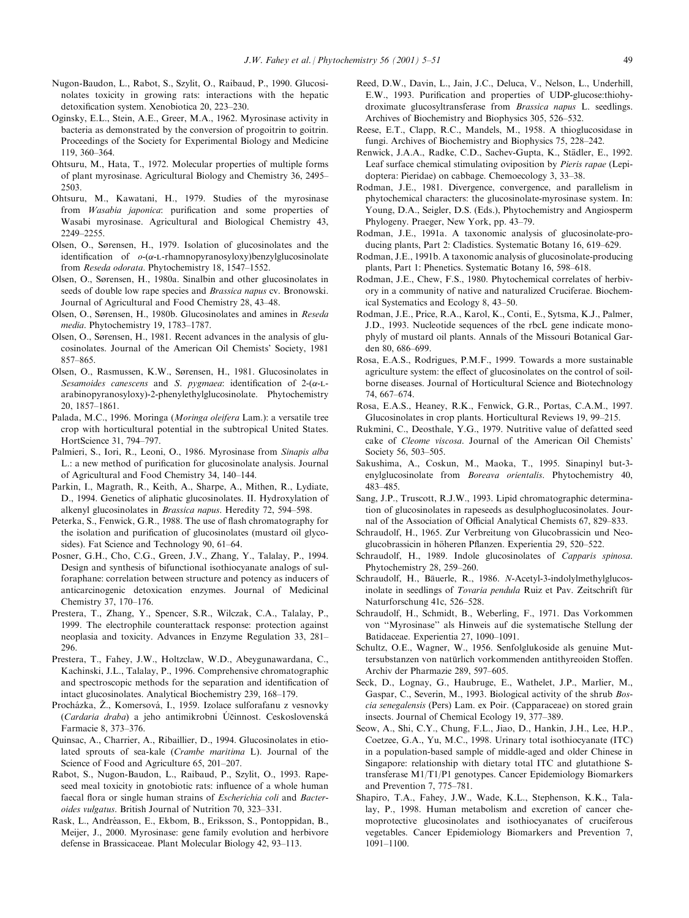Nugon-Baudon, L., Rabot, S., Szylit, O., Raibaud, P., 1990. Glucosinolates toxicity in growing rats: interactions with the hepatic detoxification system. Xenobiotica 20, 223–230.

Oginsky, E.L., Stein, A.E., Greer, M.A., 1962. Myrosinase activity in bacteria as demonstrated by the conversion of progoitrin to goitrin. Proceedings of the Society for Experimental Biology and Medicine 119, 360–364.

Ohtsuru, M., Hata, T., 1972. Molecular properties of multiple forms of plant myrosinase. Agricultural Biology and Chemistry 36, 2495–2503.

Ohtsuru, M., Kawatani, H., 1979. Studies of the myrosinase from *Wasabia japonica*: purification and some properties of Wasabi myrosinase. Agricultural and Biological Chemistry 43, 2249–2255.

Olsen, O., Sørensen, H., 1979. Isolation of glucosinolates and the identification of *o*-(α-L-rhamnopyranosyloxy)benzylglucosinolate from *Reseda odorata*. Phytochemistry 18, 1547–1552.

Olsen, O., Sørensen, H., 1980a. Sinalbin and other glucosinolates in seeds of double low rape species and *Brassica napus* cv. Bronowski. Journal of Agricultural and Food Chemistry 28, 43–48.

Olsen, O., Sørensen, H., 1980b. Glucosinolates and amines in *Reseda media*. Phytochemistry 19, 1783–1787.

Olsen, O., Sørensen, H., 1981. Recent advances in the analysis of glucosinolates. Journal of the American Oil Chemists' Society, 1981 857–865.

Olsen, O., Rasmussen, K.W., Sørensen, H., 1981. Glucosinolates in *Sesamoides canescens* and *S. pygmaea*: identification of 2-(α-L-arabinopyranosyloxy)-2-phenylethylglucosinolate. Phytochemistry 20, 1857–1861.

Palada, M.C., 1996. Moringa (*Moringa oleifera* Lam.): a versatile tree crop with horticultural potential in the subtropical United States. HortScience 31, 794–797.

Palmieri, S., Iori, R., Leoni, O., 1986. Myrosinase from *Sinapis alba* L.: a new method of purification for glucosinolate analysis. Journal of Agricultural and Food Chemistry 34, 140–144.

Parkin, I., Magrath, R., Keith, A., Sharpe, A., Mithen, R., Lydiate, D., 1994. Genetics of aliphatic glucosinolates. II. Hydroxylation of alkenyl glucosinolates in *Brassica napus*. Heredity 72, 594–598.

Peterka, S., Fenwick, G.R., 1988. The use of flash chromatography for the isolation and purification of glucosinolates (mustard oil glycosides). Fat Science and Technology 90, 61–64.

Posner, G.H., Cho, C.G., Green, J.V., Zhang, Y., Talalay, P., 1994. Design and synthesis of bifunctional isothiocyanate analogs of sulforaphane: correlation between structure and potency as inducers of anticarcinogenic detoxication enzymes. Journal of Medicinal Chemistry 37, 170–176.

Prestera, T., Zhang, Y., Spencer, S.R., Wilczak, C.A., Talalay, P., 1999. The electrophile counterattack response: protection against neoplasia and toxicity. Advances in Enzyme Regulation 33, 281–296.

Prestera, T., Fahey, J.W., Holtzclaw, W.D., Abeygunawardana, C., Kachinski, J.L., Talalay, P., 1996. Comprehensive chromatographic and spectroscopic methods for the separation and identification of intact glucosinolates. Analytical Biochemistry 239, 168–179.

Procházka, Ž., Komersová, I., 1959. Izolace sulforafanu z vesnovky (*Cardaria draba*) a jeho antimikrobni Účinnost. Ceskoslovenská Farmacie 8, 373–376.

Quinsac, A., Charrier, A., Ribaillier, D., 1994. Glucosinolates in etiolated sprouts of sea-kale (*Crambe maritima* L). Journal of the Science of Food and Agriculture 65, 201–207.

Rabot, S., Nugon-Baudon, L., Raibaud, P., Szylit, O., 1993. Rapeseed meal toxicity in gnotobiotic rats: influence of a whole human faecal flora or single human strains of *Escherichia coli* and *Bacteroides vulgatus*. British Journal of Nutrition 70, 323–331.

Rask, L., Andréasson, E., Ekbom, B., Eriksson, S., Pontoppidan, B., Meijer, J., 2000. Myrosinase: gene family evolution and herbivore defense in Brassicaceae. Plant Molecular Biology 42, 93–113.

Reed, D.W., Davin, L., Jain, J.C., Deluca, V., Nelson, L., Underhill, E.W., 1993. Purification and properties of UDP-glucose:thiohydroximate glucosyltransferase from *Brassica napus* L. seedlings. Archives of Biochemistry and Biophysics 305, 526–532.

Reese, E.T., Clapp, R.C., Mandels, M., 1958. A thioglucosidase in fungi. Archives of Biochemistry and Biophysics 75, 228–242.

Renwick, J.A.A., Radke, C.D., Sachev-Gupta, K., Städler, E., 1992. Leaf surface chemical stimulating oviposition by *Pieris rapae* (Lepidoptera: Pieridae) on cabbage. Chemoecology 3, 33–38.

Rodman, J.E., 1981. Divergence, convergence, and parallelism in phytochemical characters: the glucosinolate-myrosinase system. In: Young, D.A., Seigler, D.S. (Eds.), Phytochemistry and Angiosperm Phylogeny. Praeger, New York, pp. 43–79.

Rodman, J.E., 1991a. A taxonomic analysis of glucosinolate-producing plants, Part 2: Cladistics. Systematic Botany 16, 619–629.

Rodman, J.E., 1991b. A taxonomic analysis of glucosinolate-producing plants, Part 1: Phenetics. Systematic Botany 16, 598–618.

Rodman, J.E., Chew, F.S., 1980. Phytochemical correlates of herbivory in a community of native and naturalized Cruciferae. Biochemical Systematics and Ecology 8, 43–50.

Rodman, J.E., Price, R.A., Karol, K., Conti, E., Sytsma, K.J., Palmer, J.D., 1993. Nucleotide sequences of the rbcL gene indicate monophyly of mustard oil plants. Annals of the Missouri Botanical Garden 80, 686–699.

Rosa, E.A.S., Rodrigues, P.M.F., 1999. Towards a more sustainable agriculture system: the effect of glucosinolates on the control of soil-borne diseases. Journal of Horticultural Science and Biotechnology 74, 667–674.

Rosa, E.A.S., Heaney, R.K., Fenwick, G.R., Portas, C.A.M., 1997. Glucosinolates in crop plants. Horticultural Reviews 19, 99–215.

Rukmini, C., Deosthale, Y.G., 1979. Nutritive value of defatted seed cake of *Cleome viscosa*. Journal of the American Oil Chemists' Society 56, 503–505.

Sakushima, A., Coskun, M., Maoka, T., 1995. Sinapinyl but-3-enylglucosinolate from *Boreava orientalis*. Phytochemistry 40, 483–485.

Sang, J.P., Truscott, R.J.W., 1993. Lipid chromatographic determination of glucosinolates in rapeseeds as desulphoglucosinolates. Journal of the Association of Official Analytical Chemists 67, 829–833.

Schraudolf, H., 1965. Zur Verbreitung von Glucobrassicin und Neoglucobrassicin in höheren Pflanzen. Experientia 29, 520–522.

Schraudolf, H., 1989. Indole glucosinolates of *Capparis spinosa*. Phytochemistry 28, 259–260.

Schraudolf, H., Bäuerle, R., 1986. *N*-Acetyl-3-indolylmethylglucosinolate in seedlings of *Tovaria pendula* Ruiz et Pav. Zeitschrift für Naturforschung 41c, 526–528.

Schraudolf, H., Schmidt, B., Weberling, F., 1971. Das Vorkommen von "Myrosinase" als Hinweis auf die systematische Stellung der Batidaceae. Experientia 27, 1090–1091.

Schultz, O.E., Wagner, W., 1956. Senfolglukoside als genuine Muttersubstanzen von natürlich vorkommenden antithyreoiden Stoffen. Archiv der Pharmazie 289, 597–605.

Seck, D., Lognay, G., Haubruge, E., Wathelet, J.P., Marlier, M., Gaspar, C., Severin, M., 1993. Biological activity of the shrub *Boscia senegalensis* (Pers) Lam. ex Poir. (Capparaceae) on stored grain insects. Journal of Chemical Ecology 19, 377–389.

Seow, A., Shi, C.Y., Chung, F.L., Jiao, D., Hankin, J.H., Lee, H.P., Coetzee, G.A., Yu, M.C., 1998. Urinary total isothiocyanate (ITC) in a population-based sample of middle-aged and older Chinese in Singapore: relationship with dietary total ITC and glutathione S-transferase M1/T1/P1 genotypes. Cancer Epidemiology Biomarkers and Prevention 7, 775–781.

Shapiro, T.A., Fahey, J.W., Wade, K.L., Stephenson, K.K., Talalay, P., 1998. Human metabolism and excretion of cancer chemoprotective glucosinolates and isothiocyanates of cruciferous vegetables. Cancer Epidemiology Biomarkers and Prevention 7, 1091–1100.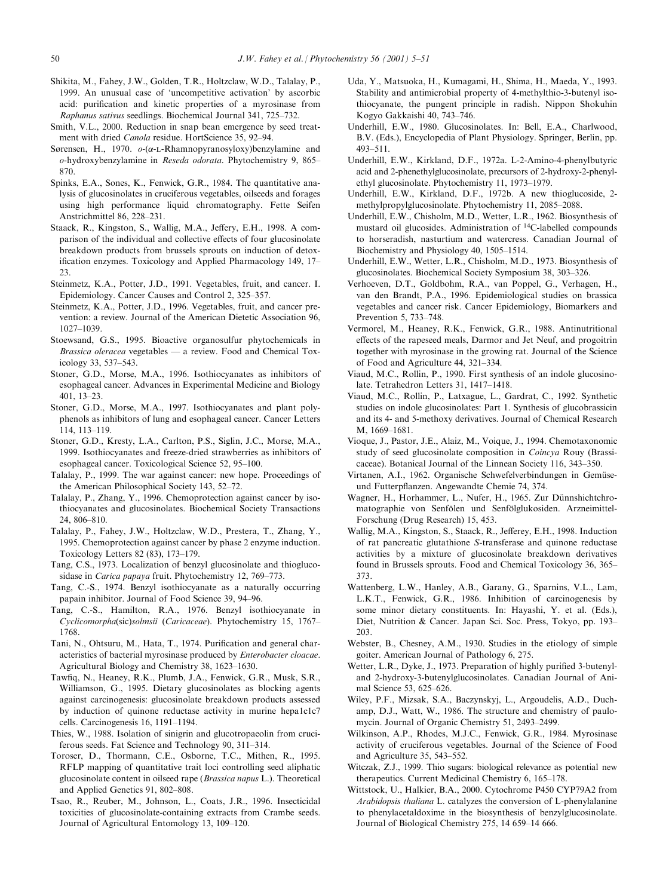Shikita, M., Fahey, J.W., Golden, T.R., Holtzclaw, W.D., Talalay, P., 1999. An unusual case of 'uncompetitive activation' by ascorbic acid: purification and kinetic properties of a myrosinase from *Raphanus sativus* seedlings. Biochemical Journal 341, 725–732.

Smith, V.L., 2000. Reduction in snap bean emergence by seed treatment with dried *Canola* residue. HortScience 35, 92–94.

Sørensen, H., 1970. *o*-(α-L-Rhamnopyranosyloxy)benzylamine and *o*-hydroxybenzylamine in *Reseda odorata*. Phytochemistry 9, 865–870.

Spinks, E.A., Sones, K., Fenwick, G.R., 1984. The quantitative analysis of glucosinolates in cruciferous vegetables, oilseeds and forages using high performance liquid chromatography. Fette Seifen Anstrichmittel 86, 228–231.

Staack, R., Kingston, S., Wallig, M.A., Jeffery, E.H., 1998. A comparison of the individual and collective effects of four glucosinolate breakdown products from brussels sprouts on induction of detoxification enzymes. Toxicology and Applied Pharmacology 149, 17–23.

Steinmetz, K.A., Potter, J.D., 1991. Vegetables, fruit, and cancer. I. Epidemiology. Cancer Causes and Control 2, 325–357.

Steinmetz, K.A., Potter, J.D., 1996. Vegetables, fruit, and cancer prevention: a review. Journal of the American Dietetic Association 96, 1027–1039.

Stoewsand, G.S., 1995. Bioactive organosulfur phytochemicals in *Brassica oleracea* vegetables — a review. Food and Chemical Toxicology 33, 537–543.

Stoner, G.D., Morse, M.A., 1996. Isothiocyanates as inhibitors of esophageal cancer. Advances in Experimental Medicine and Biology 401, 13–23.

Stoner, G.D., Morse, M.A., 1997. Isothiocyanates and plant polyphenols as inhibitors of lung and esophageal cancer. Cancer Letters 114, 113–119.

Stoner, G.D., Kresty, L.A., Carlton, P.S., Siglin, J.C., Morse, M.A., 1999. Isothiocyanates and freeze-dried strawberries as inhibitors of esophageal cancer. Toxicological Science 52, 95–100.

Talalay, P., 1999. The war against cancer: new hope. Proceedings of the American Philosophical Society 143, 52–72.

Talalay, P., Zhang, Y., 1996. Chemoprotection against cancer by isothiocyanates and glucosinolates. Biochemical Society Transactions 24, 806–810.

Talalay, P., Fahey, J.W., Holtzclaw, W.D., Prestera, T., Zhang, Y., 1995. Chemoprotection against cancer by phase 2 enzyme induction. Toxicology Letters 82 (83), 173–179.

Tang, C.S., 1973. Localization of benzyl glucosinolate and thioglucosidase in *Carica papaya* fruit. Phytochemistry 12, 769–773.

Tang, C.-S., 1974. Benzyl isothiocyanate as a naturally occurring papain inhibitor. Journal of Food Science 39, 94–96.

Tang, C.-S., Hamilton, R.A., 1976. Benzyl isothiocyanate in *Cyclicomorpha*(sic)*solmsii* (*Caricaceae*). Phytochemistry 15, 1767–1768.

Tani, N., Ohtsuru, M., Hata, T., 1974. Purification and general characteristics of bacterial myrosinase produced by *Enterobacter cloacae*. Agricultural Biology and Chemistry 38, 1623–1630.

Tawfiq, N., Heaney, R.K., Plumb, J.A., Fenwick, G.R., Musk, S.R., Williamson, G., 1995. Dietary glucosinolates as blocking agents against carcinogenesis: glucosinolate breakdown products assessed by induction of quinone reductase activity in murine hepa1c1c7 cells. Carcinogenesis 16, 1191–1194.

Thies, W., 1988. Isolation of sinigrin and glucotropaeolin from cruciferous seeds. Fat Science and Technology 90, 311–314.

Toroser, D., Thormann, C.E., Osborne, T.C., Mithen, R., 1995. RFLP mapping of quantitative trait loci controlling seed aliphatic glucosinolate content in oilseed rape (*Brassica napus* L.). Theoretical and Applied Genetics 91, 802–808.

Tsao, R., Reuber, M., Johnson, L., Coats, J.R., 1996. Insecticidal toxicities of glucosinolate-containing extracts from Crambe seeds. Journal of Agricultural Entomology 13, 109–120.

Uda, Y., Matsuoka, H., Kumagami, H., Shima, H., Maeda, Y., 1993. Stability and antimicrobial property of 4-methylthio-3-butenyl isothiocyanate, the pungent principle in radish. Nippon Shokuhin Kogyo Gakkaishi 40, 743–746.

Underhill, E.W., 1980. Glucosinolates. In: Bell, E.A., Charlwood, B.V. (Eds.), Encyclopedia of Plant Physiology. Springer, Berlin, pp. 493–511.

Underhill, E.W., Kirkland, D.F., 1972a. L-2-Amino-4-phenylbutyric acid and 2-phenethylglucosinolate, precursors of 2-hydroxy-2-phenylethyl glucosinolate. Phytochemistry 11, 1973–1979.

Underhill, E.W., Kirkland, D.F., 1972b. A new thioglucoside, 2-methylpropylglucosinolate. Phytochemistry 11, 2085–2088.

Underhill, E.W., Chisholm, M.D., Wetter, L.R., 1962. Biosynthesis of mustard oil glucosides. Administration of $^{14}C$-labelled compounds to horseradish, nasturtium and watercress. Canadian Journal of Biochemistry and Physiology 40, 1505–1514.

Underhill, E.W., Wetter, L.R., Chisholm, M.D., 1973. Biosynthesis of glucosinolates. Biochemical Society Symposium 38, 303–326.

Verhoeven, D.T., Goldbohm, R.A., van Poppel, G., Verhagen, H., van den Brandt, P.A., 1996. Epidemiological studies on brassica vegetables and cancer risk. Cancer Epidemiology, Biomarkers and Prevention 5, 733–748.

Vermorel, M., Heaney, R.K., Fenwick, G.R., 1988. Antinutritional effects of the rapeseed meals, Darmor and Jet Neuf, and progoitrin together with myrosinase in the growing rat. Journal of the Science of Food and Agriculture 44, 321–334.

Viaud, M.C., Rollin, P., 1990. First synthesis of an indole glucosinolate. Tetrahedron Letters 31, 1417–1418.

Viaud, M.C., Rollin, P., Latxague, L., Gardrat, C., 1992. Synthetic studies on indole glucosinolates: Part 1. Synthesis of glucobrassicin and its 4- and 5-methoxy derivatives. Journal of Chemical Research M, 1669–1681.

Vioque, J., Pastor, J.E., Alaiz, M., Voique, J., 1994. Chemotaxonomic study of seed glucosinolate composition in *Coincya* Rouy (Brassicaceae). Botanical Journal of the Linnean Society 116, 343–350.

Virtanen, A.I., 1962. Organische Schwefelverbindungen in Gemüse- und Futterpflanzen. Angewandte Chemie 74, 374.

Wagner, H., Horhammer, L., Nufer, H., 1965. Zur Dünnshichtchromatographie von Senfölen und Senfölglukosiden. Arzneimittel-Forschung (Drug Research) 15, 453.

Wallig, M.A., Kingston, S., Staack, R., Jefferey, E.H., 1998. Induction of rat pancreatic glutathione *S*-transferase and quinone reductase activities by a mixture of glucosinolate breakdown derivatives found in Brussels sprouts. Food and Chemical Toxicology 36, 365–373.

Wattenberg, L.W., Hanley, A.B., Garany, G., Sparnins, V.L., Lam, L.K.T., Fenwick, G.R., 1986. Inhibition of carcinogenesis by some minor dietary constituents. In: Hayashi, Y. et al. (Eds.), Diet, Nutrition & Cancer. Japan Sci. Soc. Press, Tokyo, pp. 193–203.

Webster, B., Chesney, A.M., 1930. Studies in the etiology of simple goiter. American Journal of Pathology 6, 275.

Wetter, L.R., Dyke, J., 1973. Preparation of highly purified 3-butenyl- and 2-hydroxy-3-butenylglucosinolates. Canadian Journal of Animal Science 53, 625–626.

Wiley, P.F., Mizsak, S.A., Baczynskyj, L., Argoudelis, A.D., Duchamp, D.J., Watt, W., 1986. The structure and chemistry of paulomycin. Journal of Organic Chemistry 51, 2493–2499.

Wilkinson, A.P., Rhodes, M.J.C., Fenwick, G.R., 1984. Myrosinase activity of cruciferous vegetables. Journal of the Science of Food and Agriculture 35, 543–552.

Witczak, Z.J., 1999. Thio sugars: biological relevance as potential new therapeutics. Current Medicinal Chemistry 6, 165–178.

Wittstock, U., Halkier, B.A., 2000. Cytochrome P450 CYP79A2 from *Arabidopsis thaliana* L. catalyzes the conversion of L-phenylalanine to phenylacetaldoxime in the biosynthesis of benzylglucosinolate. Journal of Biological Chemistry 275, 14 659–14 666.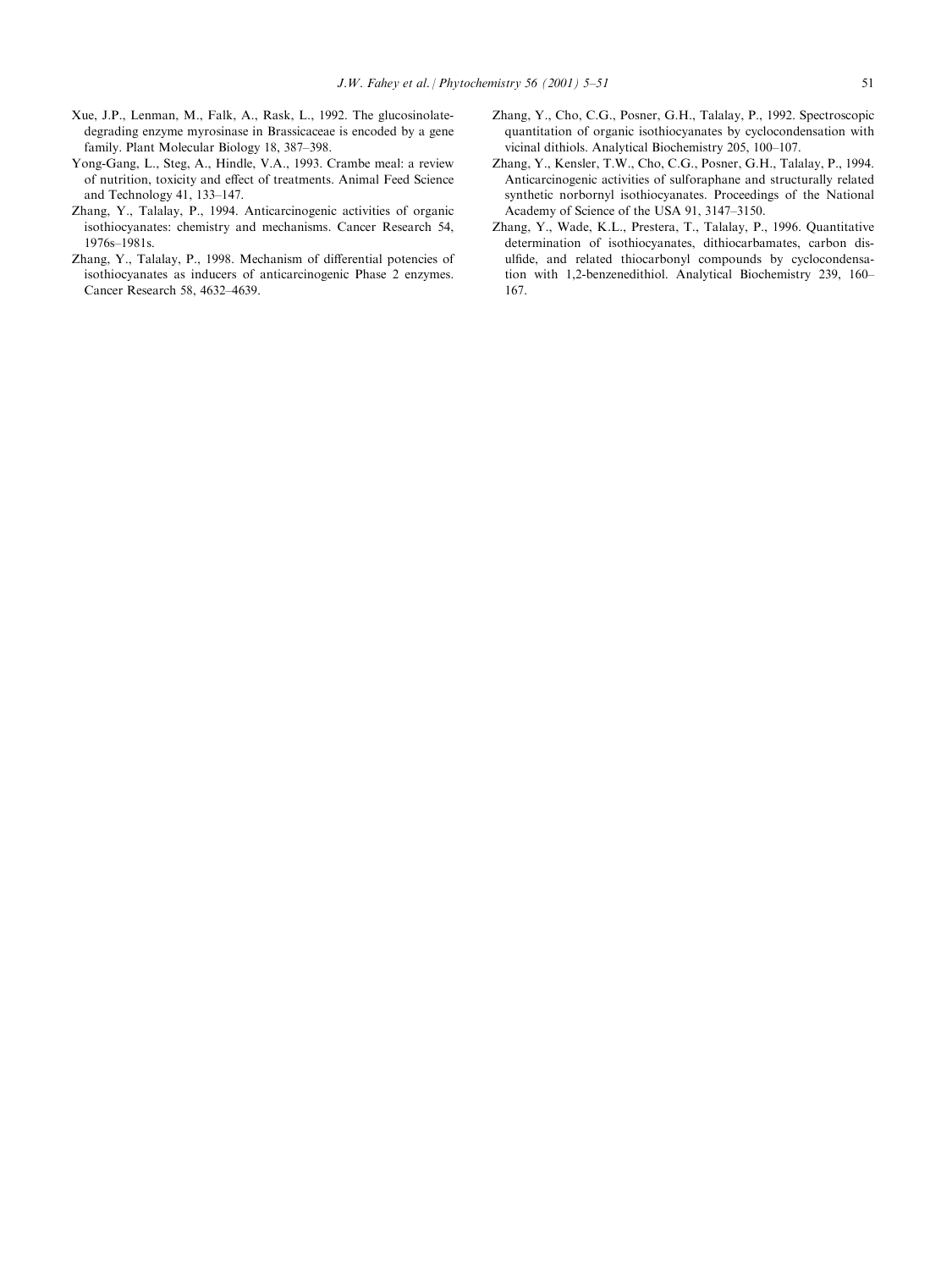Xue, J.P., Lenman, M., Falk, A., Rask, L., 1992. The glucosinolate-degrading enzyme myrosinase in Brassicaceae is encoded by a gene family. Plant Molecular Biology 18, 387–398.

Yong-Gang, L., Steg, A., Hindle, V.A., 1993. Crambe meal: a review of nutrition, toxicity and effect of treatments. Animal Feed Science and Technology 41, 133–147.

Zhang, Y., Talalay, P., 1994. Anticarcinogenic activities of organic isothiocyanates: chemistry and mechanisms. Cancer Research 54, 1976s–1981s.

Zhang, Y., Talalay, P., 1998. Mechanism of differential potencies of isothiocyanates as inducers of anticarcinogenic Phase 2 enzymes. Cancer Research 58, 4632–4639.

Zhang, Y., Cho, C.G., Posner, G.H., Talalay, P., 1992. Spectroscopic quantitation of organic isothiocyanates by cyclocondensation with vicinal dithiols. Analytical Biochemistry 205, 100–107.

Zhang, Y., Kensler, T.W., Cho, C.G., Posner, G.H., Talalay, P., 1994. Anticarcinogenic activities of sulforaphane and structurally related synthetic norbornyl isothiocyanates. Proceedings of the National Academy of Science of the USA 91, 3147–3150.

Zhang, Y., Wade, K.L., Prestera, T., Talalay, P., 1996. Quantitative determination of isothiocyanates, dithiocarbamates, carbon disulfide, and related thiocarbonyl compounds by cyclocondensation with 1,2-benzenedithiol. Analytical Biochemistry 239, 160–167.